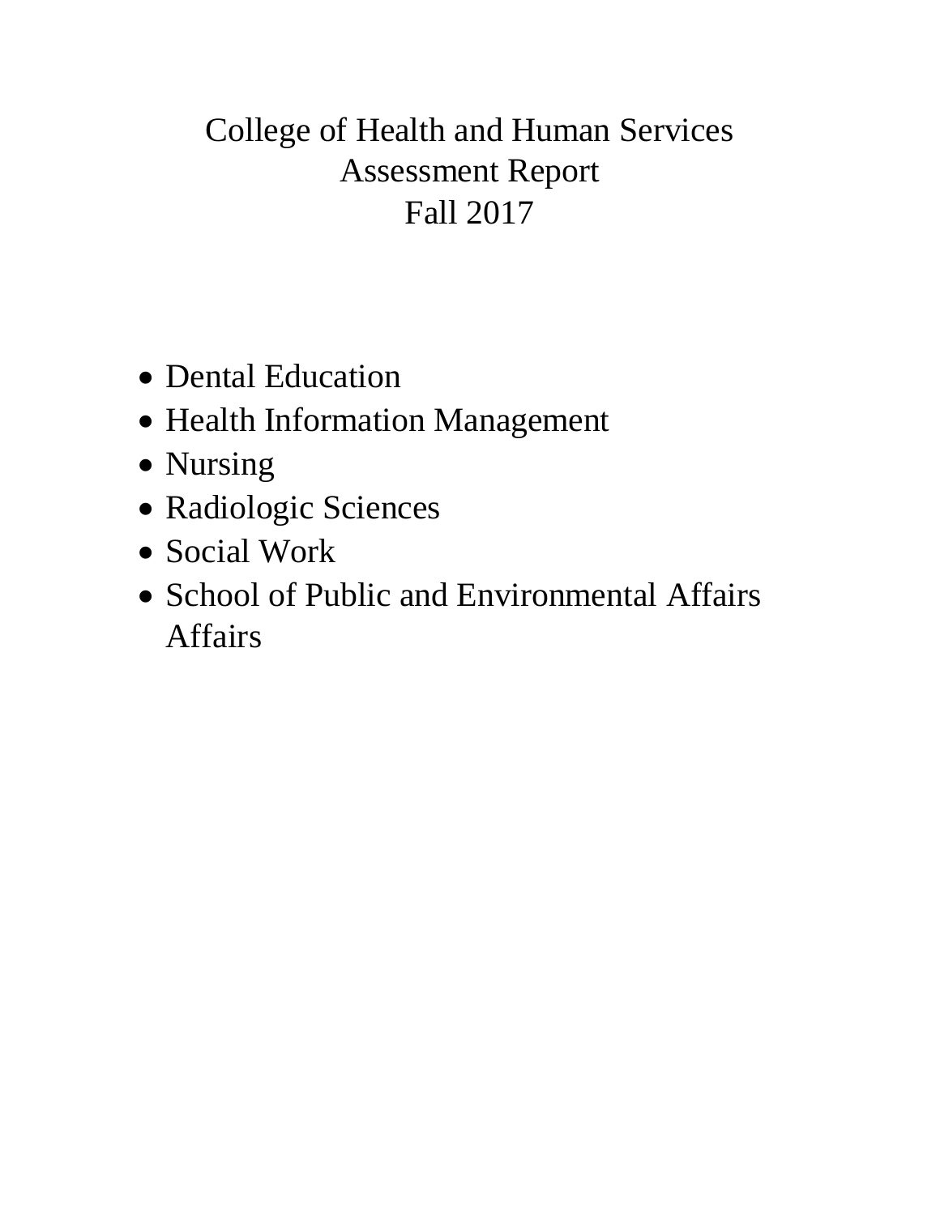# College of Health and Human Services
# Assessment Report
# Fall 2017

- Dental Education
- Health Information Management
- Nursing
- Radiologic Sciences
- Social Work
- School of Public and Environmental Affairs Affairs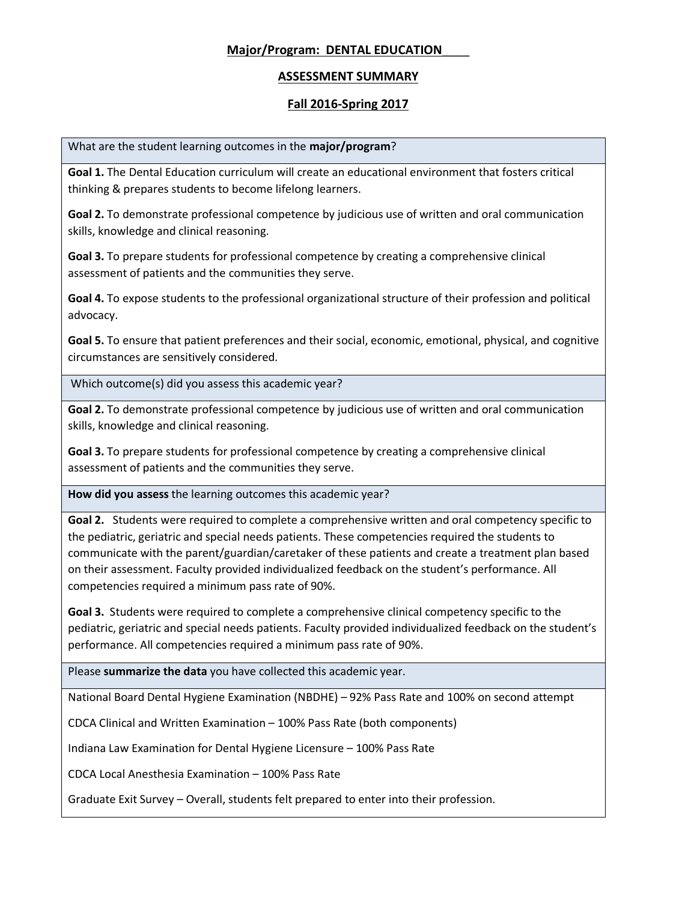**Major/Program: DENTAL EDUCATION**

**ASSESSMENT SUMMARY**

**Fall 2016-Spring 2017**

| What are the student learning outcomes in the **major/program**? |
|---|
| **Goal 1.** The Dental Education curriculum will create an educational environment that fosters critical thinking & prepares students to become lifelong learners.<br><br>**Goal 2.** To demonstrate professional competence by judicious use of written and oral communication skills, knowledge and clinical reasoning.<br><br>**Goal 3.** To prepare students for professional competence by creating a comprehensive clinical assessment of patients and the communities they serve.<br><br>**Goal 4.** To expose students to the professional organizational structure of their profession and political advocacy.<br><br>**Goal 5.** To ensure that patient preferences and their social, economic, emotional, physical, and cognitive circumstances are sensitively considered. |
| Which outcome(s) did you assess this academic year? |
| **Goal 2.** To demonstrate professional competence by judicious use of written and oral communication skills, knowledge and clinical reasoning.<br><br>**Goal 3.** To prepare students for professional competence by creating a comprehensive clinical assessment of patients and the communities they serve. |
| **How did you assess** the learning outcomes this academic year? |
| **Goal 2.** Students were required to complete a comprehensive written and oral competency specific to the pediatric, geriatric and special needs patients. These competencies required the students to communicate with the parent/guardian/caretaker of these patients and create a treatment plan based on their assessment. Faculty provided individualized feedback on the student's performance. All competencies required a minimum pass rate of 90%.<br><br>**Goal 3.** Students were required to complete a comprehensive clinical competency specific to the pediatric, geriatric and special needs patients. Faculty provided individualized feedback on the student's performance. All competencies required a minimum pass rate of 90%. |
| Please **summarize the data** you have collected this academic year. |
| National Board Dental Hygiene Examination (NBDHE) – 92% Pass Rate and 100% on second attempt<br><br>CDCA Clinical and Written Examination – 100% Pass Rate (both components)<br><br>Indiana Law Examination for Dental Hygiene Licensure – 100% Pass Rate<br><br>CDCA Local Anesthesia Examination – 100% Pass Rate<br><br>Graduate Exit Survey – Overall, students felt prepared to enter into their profession. |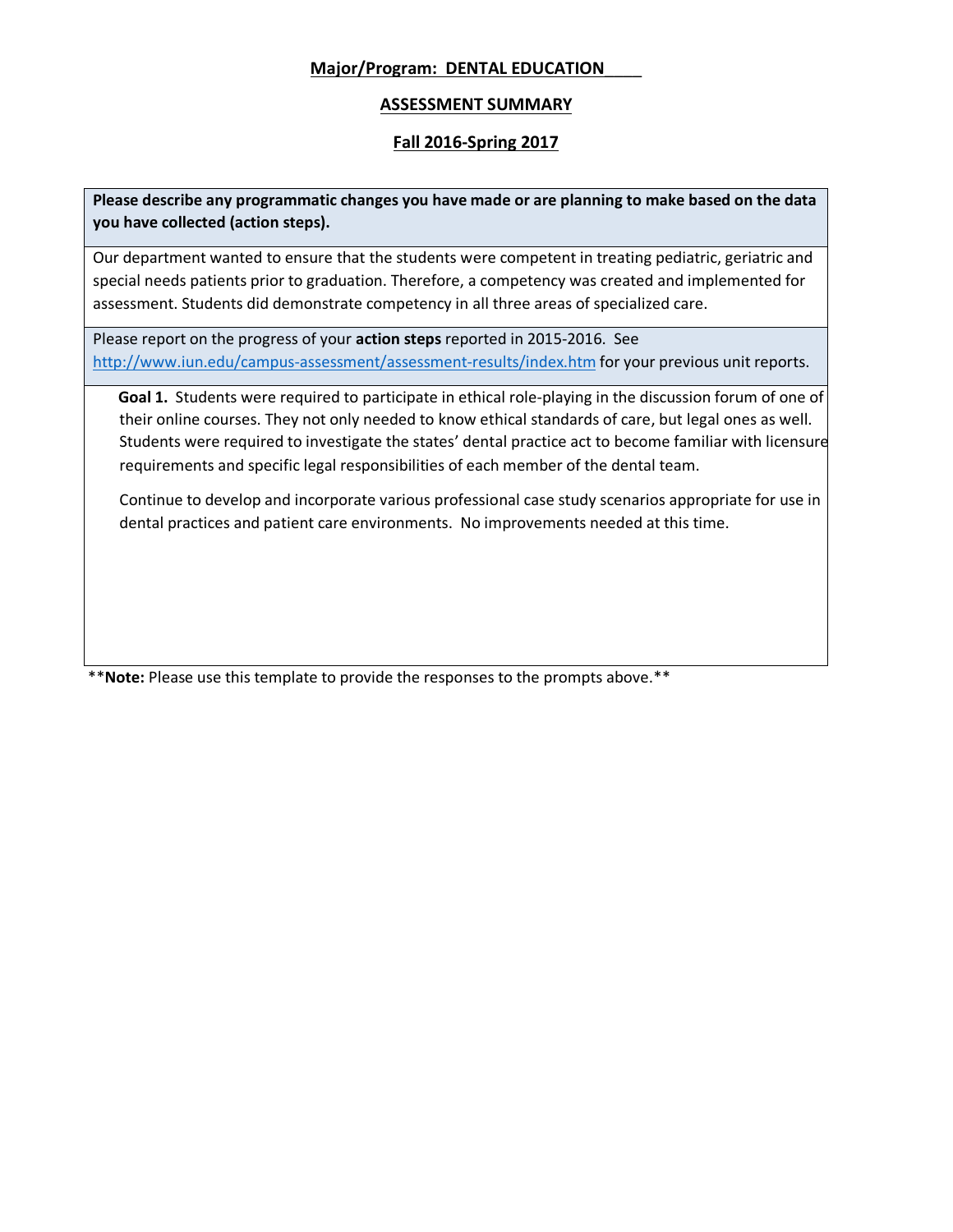**Major/Program: DENTAL EDUCATION**

**ASSESSMENT SUMMARY**

**Fall 2016-Spring 2017**

**Please describe any programmatic changes you have made or are planning to make based on the data you have collected (action steps).**

Our department wanted to ensure that the students were competent in treating pediatric, geriatric and special needs patients prior to graduation. Therefore, a competency was created and implemented for assessment. Students did demonstrate competency in all three areas of specialized care.

Please report on the progress of your **action steps** reported in 2015-2016. See http://www.iun.edu/campus-assessment/assessment-results/index.htm for your previous unit reports.

**Goal 1.** Students were required to participate in ethical role-playing in the discussion forum of one of their online courses. They not only needed to know ethical standards of care, but legal ones as well. Students were required to investigate the states' dental practice act to become familiar with licensure requirements and specific legal responsibilities of each member of the dental team.

Continue to develop and incorporate various professional case study scenarios appropriate for use in dental practices and patient care environments. No improvements needed at this time.

\*\***Note:** Please use this template to provide the responses to the prompts above.\*\*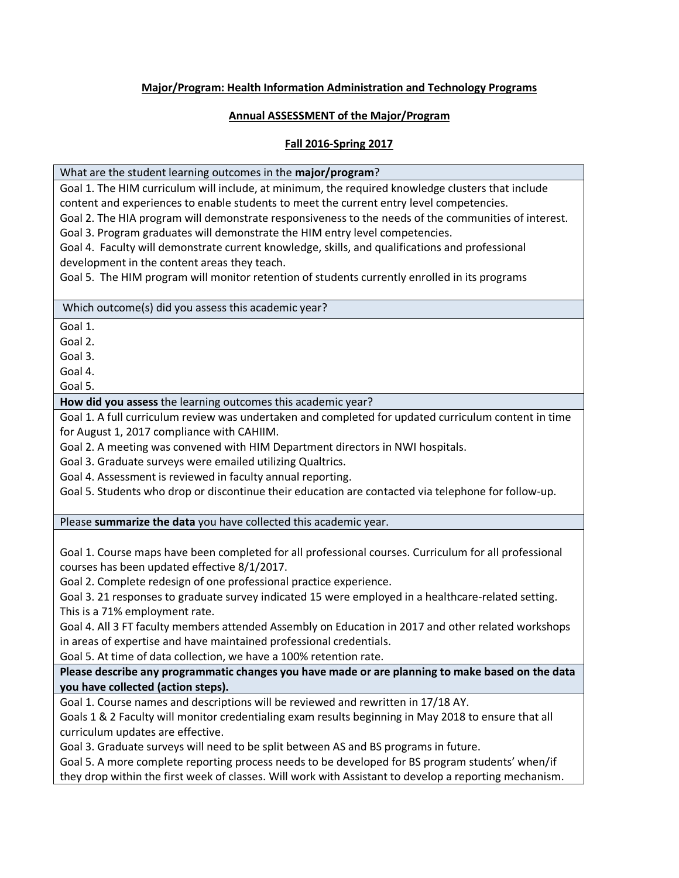**Major/Program: Health Information Administration and Technology Programs**

**Annual ASSESSMENT of the Major/Program**

**Fall 2016-Spring 2017**

| What are the student learning outcomes in the **major/program**? |
|---|
| Goal 1. The HIM curriculum will include, at minimum, the required knowledge clusters that include content and experiences to enable students to meet the current entry level competencies.<br>Goal 2. The HIA program will demonstrate responsiveness to the needs of the communities of interest.<br>Goal 3. Program graduates will demonstrate the HIM entry level competencies.<br>Goal 4. Faculty will demonstrate current knowledge, skills, and qualifications and professional development in the content areas they teach.<br>Goal 5. The HIM program will monitor retention of students currently enrolled in its programs |
| Which outcome(s) did you assess this academic year? |
| Goal 1.<br>Goal 2.<br>Goal 3.<br>Goal 4.<br>Goal 5. |
| **How did you assess** the learning outcomes this academic year? |
| Goal 1. A full curriculum review was undertaken and completed for updated curriculum content in time for August 1, 2017 compliance with CAHIIM.<br>Goal 2. A meeting was convened with HIM Department directors in NWI hospitals.<br>Goal 3. Graduate surveys were emailed utilizing Qualtrics.<br>Goal 4. Assessment is reviewed in faculty annual reporting.<br>Goal 5. Students who drop or discontinue their education are contacted via telephone for follow-up. |
| Please **summarize the data** you have collected this academic year. |
| Goal 1. Course maps have been completed for all professional courses. Curriculum for all professional courses has been updated effective 8/1/2017.<br>Goal 2. Complete redesign of one professional practice experience.<br>Goal 3. 21 responses to graduate survey indicated 15 were employed in a healthcare-related setting. This is a 71% employment rate.<br>Goal 4. All 3 FT faculty members attended Assembly on Education in 2017 and other related workshops in areas of expertise and have maintained professional credentials.<br>Goal 5. At time of data collection, we have a 100% retention rate. |
| **Please describe any programmatic changes you have made or are planning to make based on the data you have collected (action steps).** |
| Goal 1. Course names and descriptions will be reviewed and rewritten in 17/18 AY.<br>Goals 1 & 2 Faculty will monitor credentialing exam results beginning in May 2018 to ensure that all curriculum updates are effective.<br>Goal 3. Graduate surveys will need to be split between AS and BS programs in future.<br>Goal 5. A more complete reporting process needs to be developed for BS program students' when/if they drop within the first week of classes. Will work with Assistant to develop a reporting mechanism. |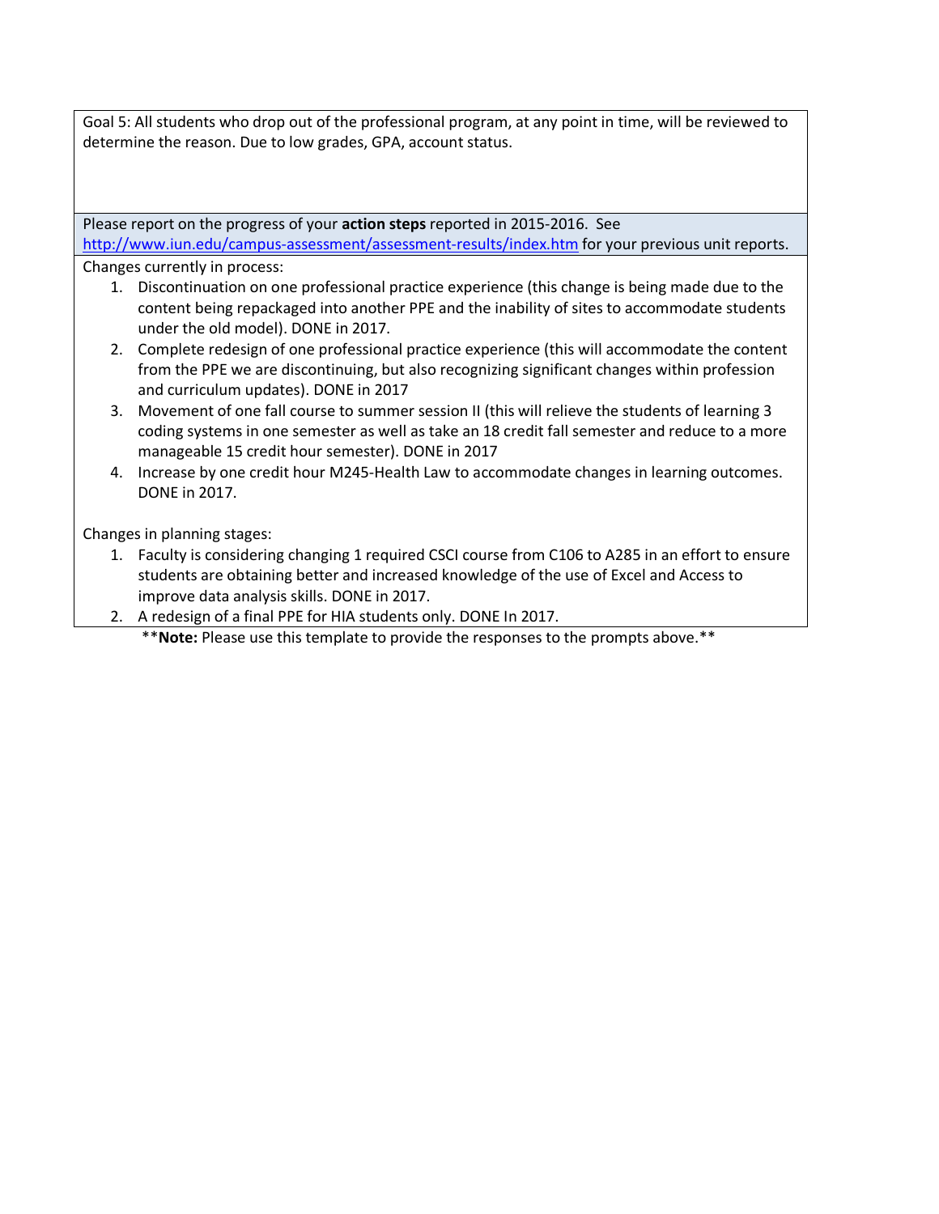Goal 5: All students who drop out of the professional program, at any point in time, will be reviewed to determine the reason. Due to low grades, GPA, account status.

Please report on the progress of your **action steps** reported in 2015-2016. See http://www.iun.edu/campus-assessment/assessment-results/index.htm for your previous unit reports.

Changes currently in process:

1. Discontinuation on one professional practice experience (this change is being made due to the content being repackaged into another PPE and the inability of sites to accommodate students under the old model). DONE in 2017.
2. Complete redesign of one professional practice experience (this will accommodate the content from the PPE we are discontinuing, but also recognizing significant changes within profession and curriculum updates). DONE in 2017
3. Movement of one fall course to summer session II (this will relieve the students of learning 3 coding systems in one semester as well as take an 18 credit fall semester and reduce to a more manageable 15 credit hour semester). DONE in 2017
4. Increase by one credit hour M245-Health Law to accommodate changes in learning outcomes. DONE in 2017.

Changes in planning stages:

1. Faculty is considering changing 1 required CSCI course from C106 to A285 in an effort to ensure students are obtaining better and increased knowledge of the use of Excel and Access to improve data analysis skills. DONE in 2017.
2. A redesign of a final PPE for HIA students only. DONE In 2017.

\*\***Note:** Please use this template to provide the responses to the prompts above.\*\*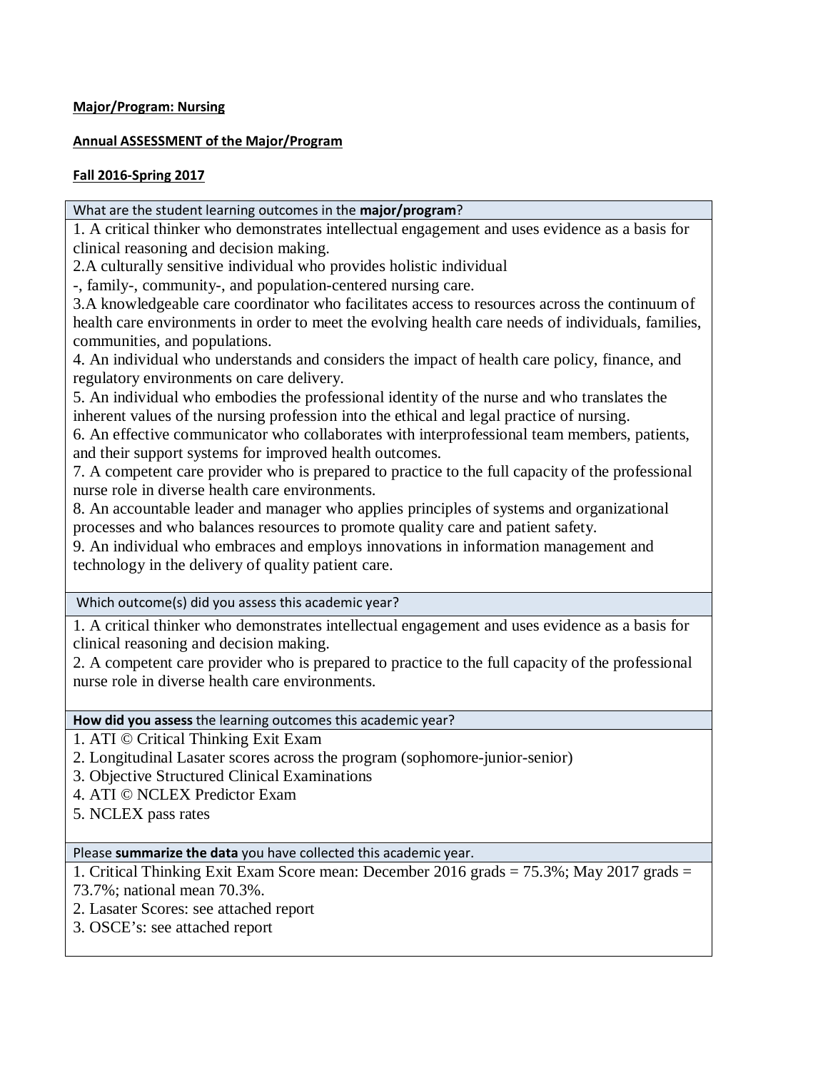**Major/Program: Nursing**

**Annual ASSESSMENT of the Major/Program**

**Fall 2016-Spring 2017**

| What are the student learning outcomes in the **major/program**? |
|---|
| 1. A critical thinker who demonstrates intellectual engagement and uses evidence as a basis for clinical reasoning and decision making.<br>2.A culturally sensitive individual who provides holistic individual -, family-, community-, and population-centered nursing care.<br>3.A knowledgeable care coordinator who facilitates access to resources across the continuum of health care environments in order to meet the evolving health care needs of individuals, families, communities, and populations.<br>4. An individual who understands and considers the impact of health care policy, finance, and regulatory environments on care delivery.<br>5. An individual who embodies the professional identity of the nurse and who translates the inherent values of the nursing profession into the ethical and legal practice of nursing.<br>6. An effective communicator who collaborates with interprofessional team members, patients, and their support systems for improved health outcomes.<br>7. A competent care provider who is prepared to practice to the full capacity of the professional nurse role in diverse health care environments.<br>8. An accountable leader and manager who applies principles of systems and organizational processes and who balances resources to promote quality care and patient safety.<br>9. An individual who embraces and employs innovations in information management and technology in the delivery of quality patient care. |
| Which outcome(s) did you assess this academic year? |
| 1. A critical thinker who demonstrates intellectual engagement and uses evidence as a basis for clinical reasoning and decision making.<br>2. A competent care provider who is prepared to practice to the full capacity of the professional nurse role in diverse health care environments. |
| **How did you assess** the learning outcomes this academic year? |
| 1. ATI © Critical Thinking Exit Exam<br>2. Longitudinal Lasater scores across the program (sophomore-junior-senior)<br>3. Objective Structured Clinical Examinations<br>4. ATI © NCLEX Predictor Exam<br>5. NCLEX pass rates |
| Please **summarize the data** you have collected this academic year. |
| 1. Critical Thinking Exit Exam Score mean: December 2016 grads = 75.3%; May 2017 grads = 73.7%; national mean 70.3%.<br>2. Lasater Scores: see attached report<br>3. OSCE's: see attached report |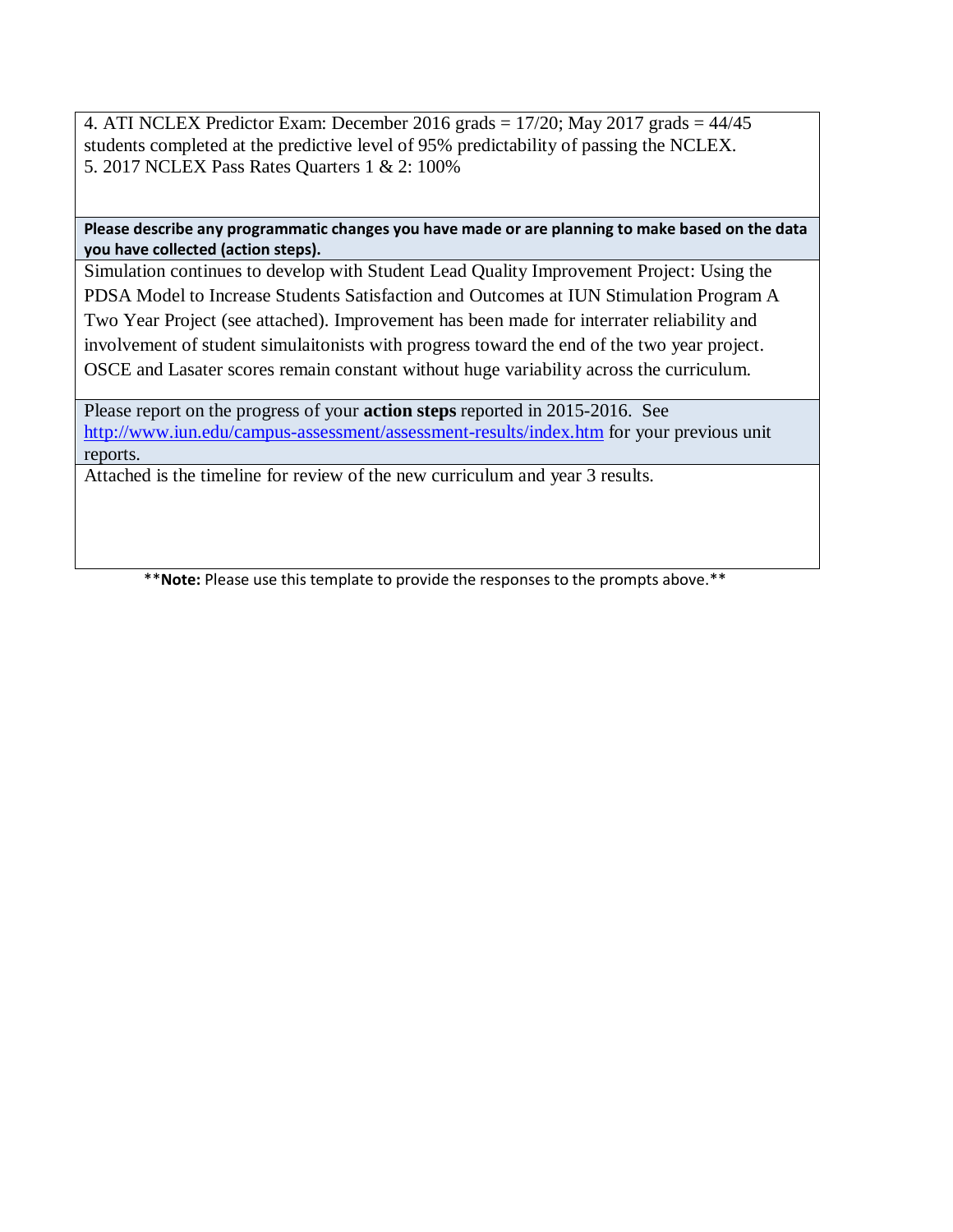4. ATI NCLEX Predictor Exam: December 2016 grads = 17/20; May 2017 grads = 44/45 students completed at the predictive level of 95% predictability of passing the NCLEX.
5. 2017 NCLEX Pass Rates Quarters 1 & 2: 100%

**Please describe any programmatic changes you have made or are planning to make based on the data you have collected (action steps).**

Simulation continues to develop with Student Lead Quality Improvement Project: Using the PDSA Model to Increase Students Satisfaction and Outcomes at IUN Stimulation Program A Two Year Project (see attached). Improvement has been made for interrater reliability and involvement of student simulaitonists with progress toward the end of the two year project. OSCE and Lasater scores remain constant without huge variability across the curriculum.

Please report on the progress of your **action steps** reported in 2015-2016. See http://www.iun.edu/campus-assessment/assessment-results/index.htm for your previous unit reports.

Attached is the timeline for review of the new curriculum and year 3 results.

\*\***Note:** Please use this template to provide the responses to the prompts above.\*\*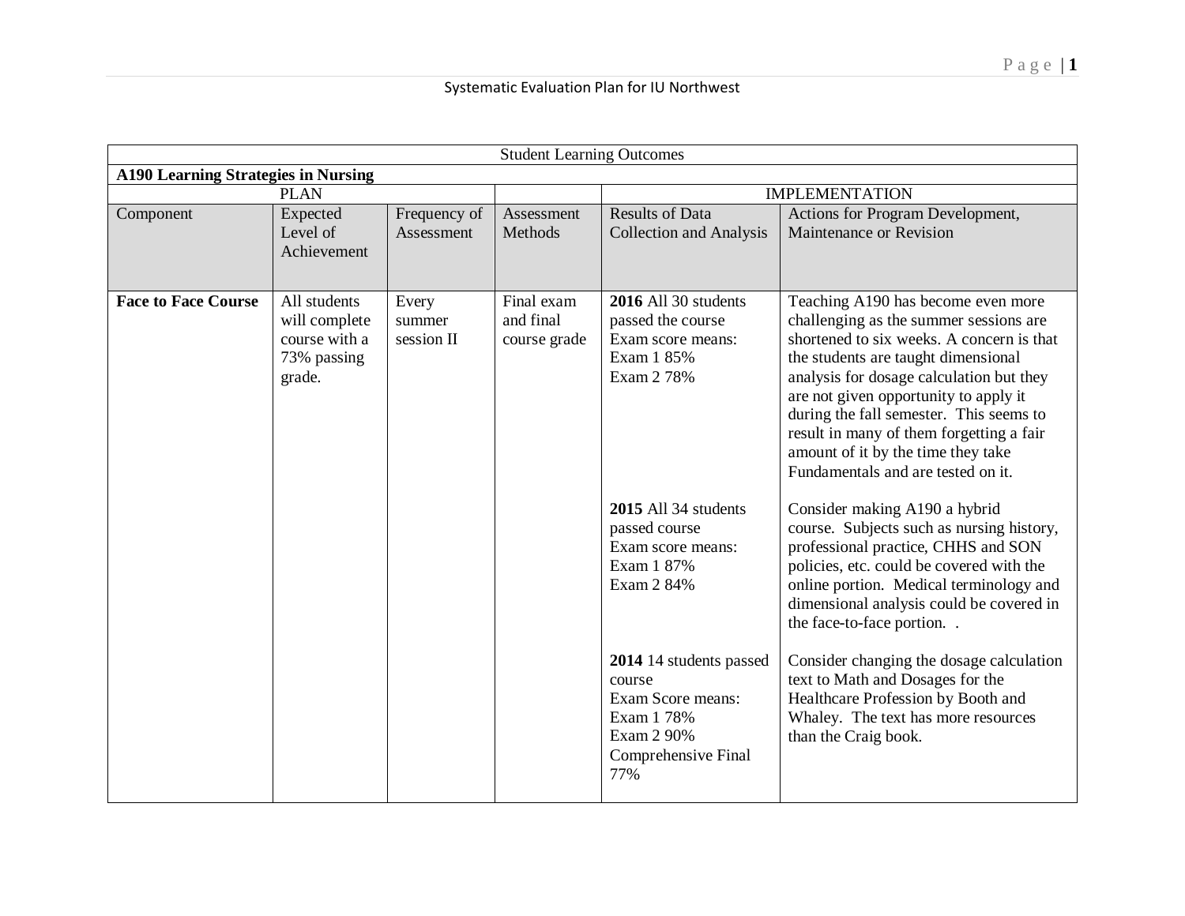Systematic Evaluation Plan for IU Northwest

| Student Learning Outcomes | | | | | |
|---|---|---|---|---|---|
| **A190 Learning Strategies in Nursing** | | | | | |
| PLAN | | | | IMPLEMENTATION | |
| Component | Expected Level of Achievement | Frequency of Assessment | Assessment Methods | Results of Data Collection and Analysis | Actions for Program Development, Maintenance or Revision |
| **Face to Face Course** | All students will complete course with a 73% passing grade. | Every summer session II | Final exam and final course grade | **2016** All 30 students passed the course<br>Exam score means:<br>Exam 1 85%<br>Exam 2 78% | Teaching A190 has become even more challenging as the summer sessions are shortened to six weeks. A concern is that the students are taught dimensional analysis for dosage calculation but they are not given opportunity to apply it during the fall semester. This seems to result in many of them forgetting a fair amount of it by the time they take Fundamentals and are tested on it. |
| | | | | **2015** All 34 students passed course<br>Exam score means:<br>Exam 1 87%<br>Exam 2 84% | Consider making A190 a hybrid course. Subjects such as nursing history, professional practice, CHHS and SON policies, etc. could be covered with the online portion. Medical terminology and dimensional analysis could be covered in the face-to-face portion. . |
| | | | | **2014** 14 students passed course<br>Exam Score means:<br>Exam 1 78%<br>Exam 2 90%<br>Comprehensive Final 77% | Consider changing the dosage calculation text to Math and Dosages for the Healthcare Profession by Booth and Whaley. The text has more resources than the Craig book. |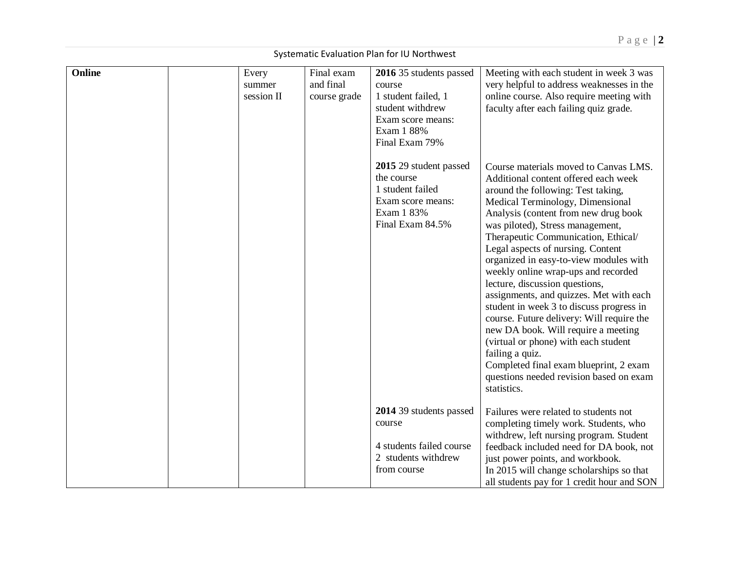Systematic Evaluation Plan for IU Northwest

| **Online** | | Every summer session II | Final exam and final course grade | **2016** 35 students passed course<br>1 student failed, 1 student withdrew<br>Exam score means:<br>Exam 1 88%<br>Final Exam 79% | Meeting with each student in week 3 was very helpful to address weaknesses in the online course. Also require meeting with faculty after each failing quiz grade. |
|---|---|---|---|---|---|
| | | | | **2015** 29 student passed the course<br>1 student failed<br>Exam score means:<br>Exam 1 83%<br>Final Exam 84.5% | Course materials moved to Canvas LMS. Additional content offered each week around the following: Test taking, Medical Terminology, Dimensional Analysis (content from new drug book was piloted), Stress management, Therapeutic Communication, Ethical/ Legal aspects of nursing. Content organized in easy-to-view modules with weekly online wrap-ups and recorded lecture, discussion questions, assignments, and quizzes. Met with each student in week 3 to discuss progress in course. Future delivery: Will require the new DA book. Will require a meeting (virtual or phone) with each student failing a quiz.<br>Completed final exam blueprint, 2 exam questions needed revision based on exam statistics. |
| | | | | **2014** 39 students passed course<br><br>4 students failed course<br>2 students withdrew from course | Failures were related to students not completing timely work. Students, who withdrew, left nursing program. Student feedback included need for DA book, not just power points, and workbook.<br>In 2015 will change scholarships so that all students pay for 1 credit hour and SON |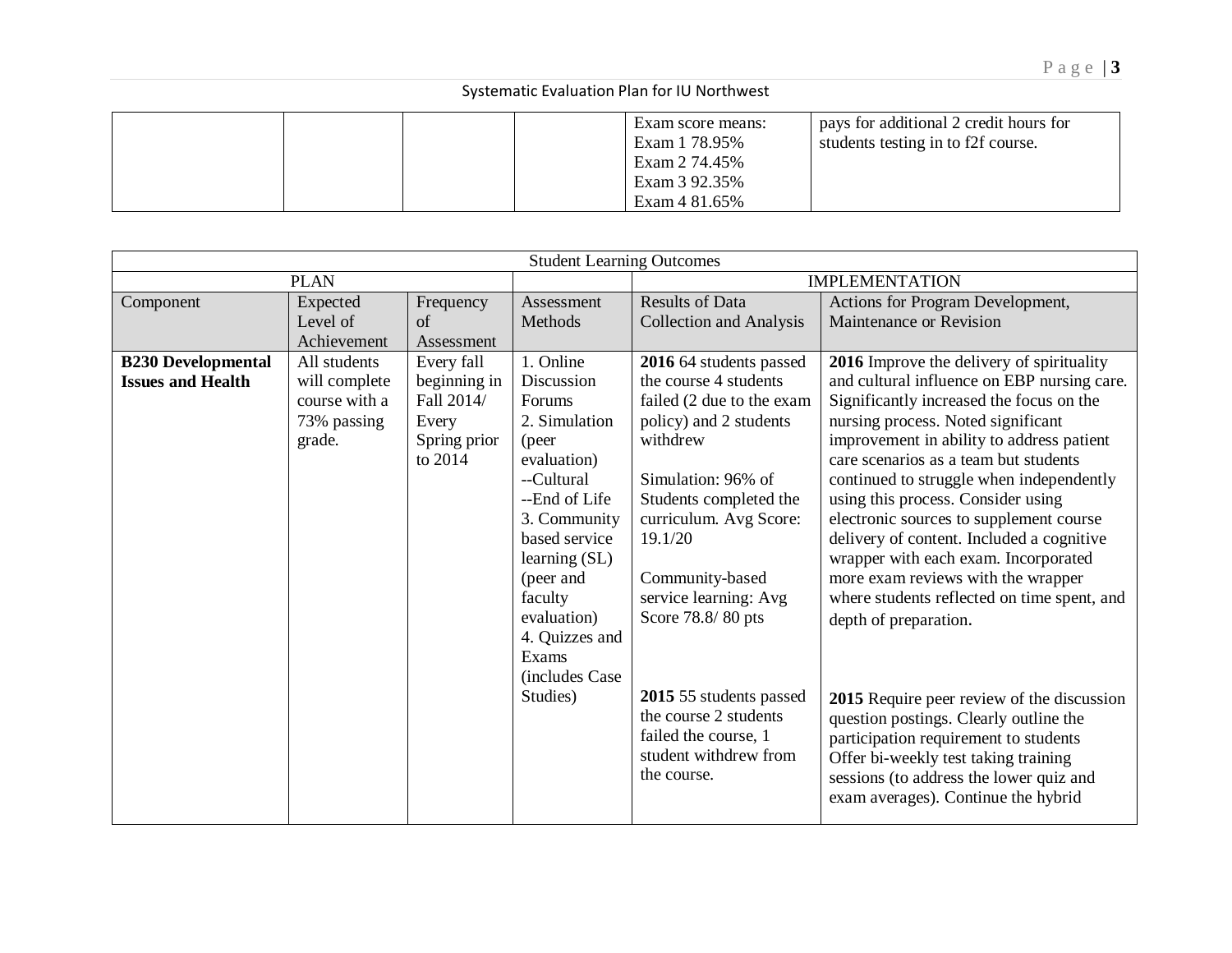| | | | | Exam score means:<br>Exam 1 78.95%<br>Exam 2 74.45%<br>Exam 3 92.35%<br>Exam 4 81.65% | pays for additional 2 credit hours for students testing in to f2f course. |
|---|---|---|---|---|---|

| Student Learning Outcomes | | | | | |
|---|---|---|---|---|---|
| PLAN | | | | IMPLEMENTATION | |
| Component | Expected Level of Achievement | Frequency of Assessment | Assessment Methods | Results of Data Collection and Analysis | Actions for Program Development, Maintenance or Revision |
| **B230 Developmental Issues and Health** | All students will complete course with a 73% passing grade. | Every fall beginning in Fall 2014/ Every Spring prior to 2014 | 1. Online Discussion Forums<br>2. Simulation (peer evaluation)<br>--Cultural<br>--End of Life<br>3. Community based service learning (SL) (peer and faculty evaluation)<br>4. Quizzes and Exams (includes Case Studies) | **2016** 64 students passed the course 4 students failed (2 due to the exam policy) and 2 students withdrew<br><br>Simulation: 96% of Students completed the curriculum. Avg Score: 19.1/20<br><br>Community-based service learning: Avg Score 78.8/ 80 pts<br><br>**2015** 55 students passed the course 2 students failed the course, 1 student withdrew from the course. | **2016** Improve the delivery of spirituality and cultural influence on EBP nursing care. Significantly increased the focus on the nursing process. Noted significant improvement in ability to address patient care scenarios as a team but students continued to struggle when independently using this process. Consider using electronic sources to supplement course delivery of content. Included a cognitive wrapper with each exam. Incorporated more exam reviews with the wrapper where students reflected on time spent, and depth of preparation.<br><br>**2015** Require peer review of the discussion question postings. Clearly outline the participation requirement to students Offer bi-weekly test taking training sessions (to address the lower quiz and exam averages). Continue the hybrid |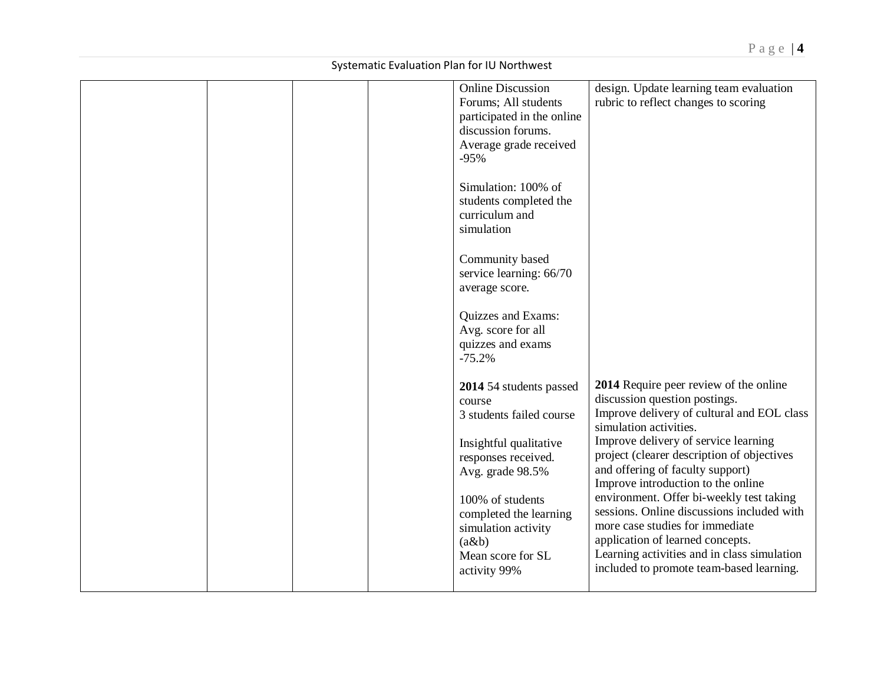|  |  |  |  | Online Discussion Forums; All students participated in the online discussion forums. Average grade received -95%<br><br>Simulation: 100% of students completed the curriculum and simulation<br><br>Community based service learning: 66/70 average score.<br><br>Quizzes and Exams: Avg. score for all quizzes and exams -75.2% | design. Update learning team evaluation rubric to reflect changes to scoring |
|---|---|---|---|---|---|
|  |  |  |  | **2014** 54 students passed course<br>3 students failed course<br><br>Insightful qualitative responses received. Avg. grade 98.5%<br><br>100% of students completed the learning simulation activity (a&b)<br>Mean score for SL activity 99% | **2014** Require peer review of the online discussion question postings.<br>Improve delivery of cultural and EOL class simulation activities.<br>Improve delivery of service learning project (clearer description of objectives and offering of faculty support)<br>Improve introduction to the online environment. Offer bi-weekly test taking sessions. Online discussions included with more case studies for immediate application of learned concepts.<br>Learning activities and in class simulation included to promote team-based learning. |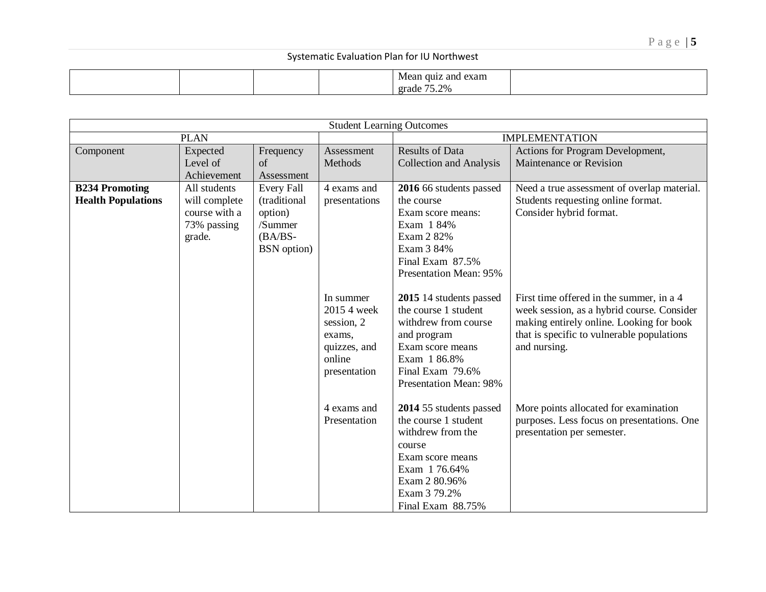| | | | | Mean quiz and exam grade 75.2% | |
|---|---|---|---|---|---|

| Student Learning Outcomes | | | | | |
|---|---|---|---|---|---|
| PLAN | | | | IMPLEMENTATION | |
| Component | Expected Level of Achievement | Frequency of Assessment | Assessment Methods | Results of Data Collection and Analysis | Actions for Program Development, Maintenance or Revision |
| **B234 Promoting Health Populations** | All students will complete course with a 73% passing grade. | Every Fall (traditional option) /Summer (BA/BS-BSN option) | 4 exams and presentations | **2016** 66 students passed the course<br>Exam score means:<br>Exam 1 84%<br>Exam 2 82%<br>Exam 3 84%<br>Final Exam 87.5%<br>Presentation Mean: 95% | Need a true assessment of overlap material. Students requesting online format. Consider hybrid format. |
| | | | In summer 2015 4 week session, 2 exams, quizzes, and online presentation | **2015** 14 students passed the course 1 student withdrew from course and program<br>Exam score means<br>Exam 1 86.8%<br>Final Exam 79.6%<br>Presentation Mean: 98% | First time offered in the summer, in a 4 week session, as a hybrid course. Consider making entirely online. Looking for book that is specific to vulnerable populations and nursing. |
| | | | 4 exams and Presentation | **2014** 55 students passed the course 1 student withdrew from the course<br>Exam score means<br>Exam 1 76.64%<br>Exam 2 80.96%<br>Exam 3 79.2%<br>Final Exam 88.75% | More points allocated for examination purposes. Less focus on presentations. One presentation per semester. |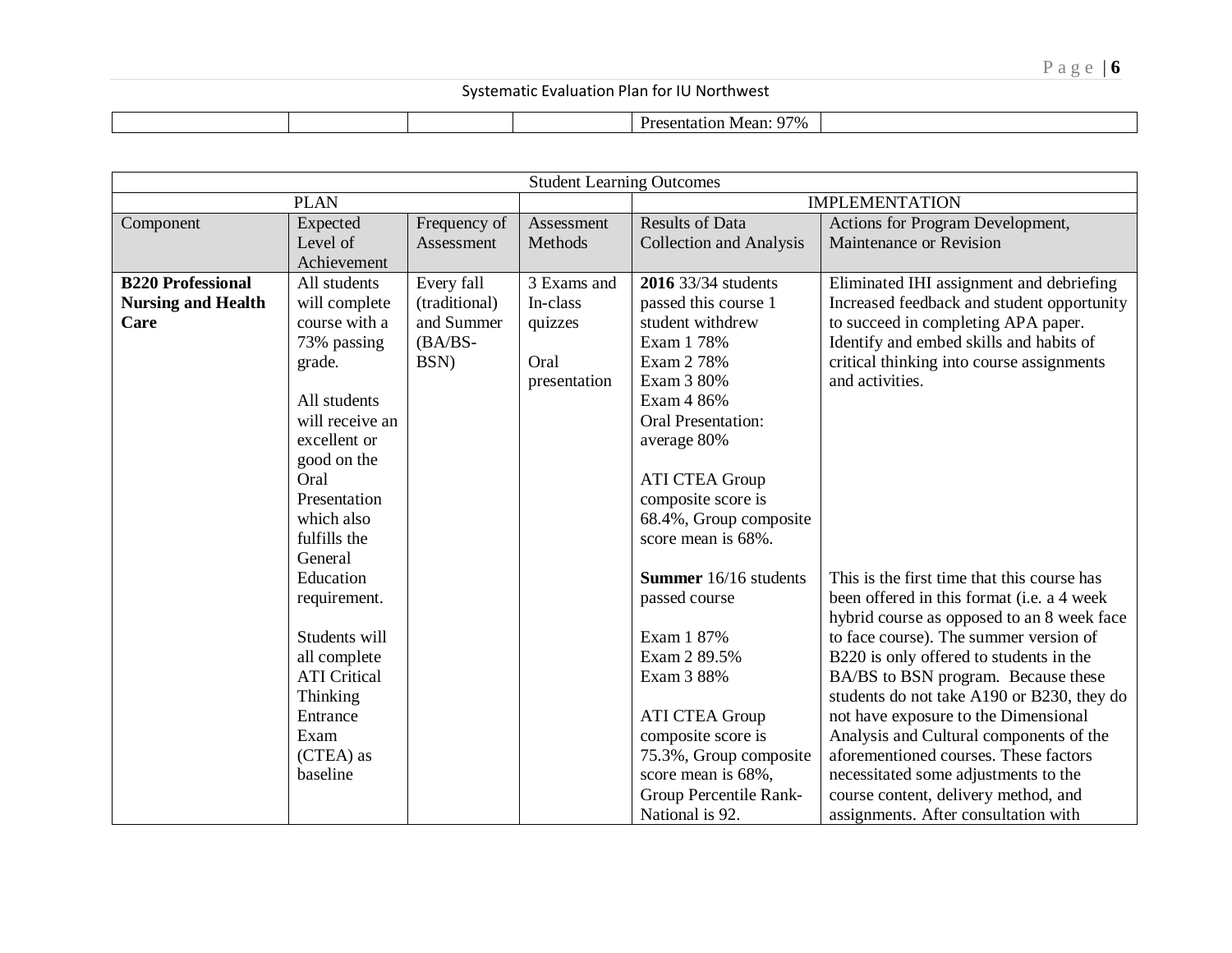| | | | | Presentation Mean: 97% | |
|---|---|---|---|---|---|

| Student Learning Outcomes | | | | | |
|---|---|---|---|---|---|
| PLAN | | | | IMPLEMENTATION | |
| Component | Expected Level of Achievement | Frequency of Assessment | Assessment Methods | Results of Data Collection and Analysis | Actions for Program Development, Maintenance or Revision |
| **B220 Professional Nursing and Health Care** | All students will complete course with a 73% passing grade.<br><br>All students will receive an excellent or good on the Oral Presentation which also fulfills the General Education requirement.<br><br>Students will all complete ATI Critical Thinking Entrance Exam (CTEA) as baseline | Every fall (traditional) and Summer (BA/BS-BSN) | 3 Exams and In-class quizzes<br><br>Oral presentation | **2016** 33/34 students passed this course 1 student withdrew<br>Exam 1 78%<br>Exam 2 78%<br>Exam 3 80%<br>Exam 4 86%<br>Oral Presentation: average 80%<br><br>ATI CTEA Group composite score is 68.4%, Group composite score mean is 68%.<br><br>**Summer** 16/16 students passed course<br><br>Exam 1 87%<br>Exam 2 89.5%<br>Exam 3 88%<br><br>ATI CTEA Group composite score is 75.3%, Group composite score mean is 68%, Group Percentile Rank-National is 92. | Eliminated IHI assignment and debriefing Increased feedback and student opportunity to succeed in completing APA paper. Identify and embed skills and habits of critical thinking into course assignments and activities.<br><br>This is the first time that this course has been offered in this format (i.e. a 4 week hybrid course as opposed to an 8 week face to face course). The summer version of B220 is only offered to students in the BA/BS to BSN program. Because these students do not take A190 or B230, they do not have exposure to the Dimensional Analysis and Cultural components of the aforementioned courses. These factors necessitated some adjustments to the course content, delivery method, and assignments. After consultation with |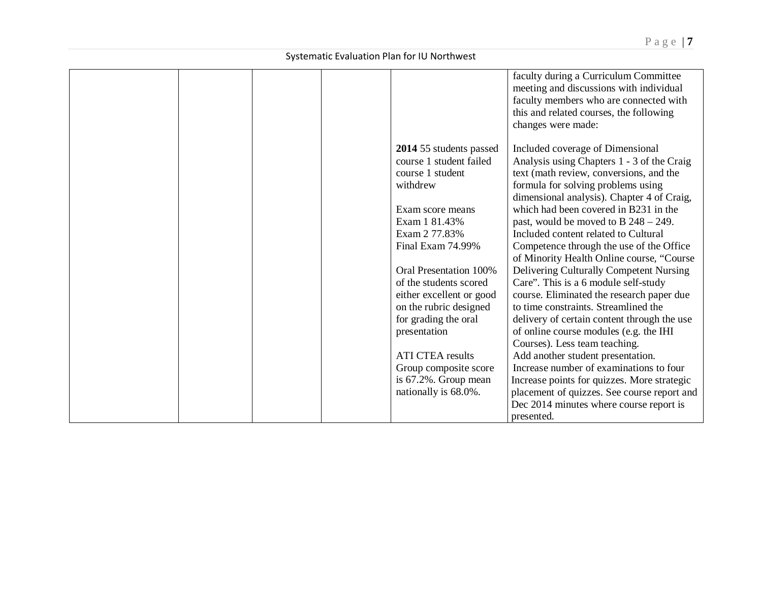| | | | | | |
|---|---|---|---|---|---|
| | | | | | faculty during a Curriculum Committee meeting and discussions with individual faculty members who are connected with this and related courses, the following changes were made: |
| | | | | **2014** 55 students passed course 1 student failed course 1 student withdrew<br><br>Exam score means<br>Exam 1 81.43%<br>Exam 2 77.83%<br>Final Exam 74.99%<br><br>Oral Presentation 100% of the students scored either excellent or good on the rubric designed for grading the oral presentation<br><br>ATI CTEA results<br>Group composite score is 67.2%. Group mean nationally is 68.0%. | Included coverage of Dimensional Analysis using Chapters 1 - 3 of the Craig text (math review, conversions, and the formula for solving problems using dimensional analysis). Chapter 4 of Craig, which had been covered in B231 in the past, would be moved to B 248 – 249. Included content related to Cultural Competence through the use of the Office of Minority Health Online course, "Course Delivering Culturally Competent Nursing Care". This is a 6 module self-study course. Eliminated the research paper due to time constraints. Streamlined the delivery of certain content through the use of online course modules (e.g. the IHI Courses). Less team teaching.<br>Add another student presentation.<br>Increase number of examinations to four<br>Increase points for quizzes. More strategic placement of quizzes. See course report and Dec 2014 minutes where course report is presented. |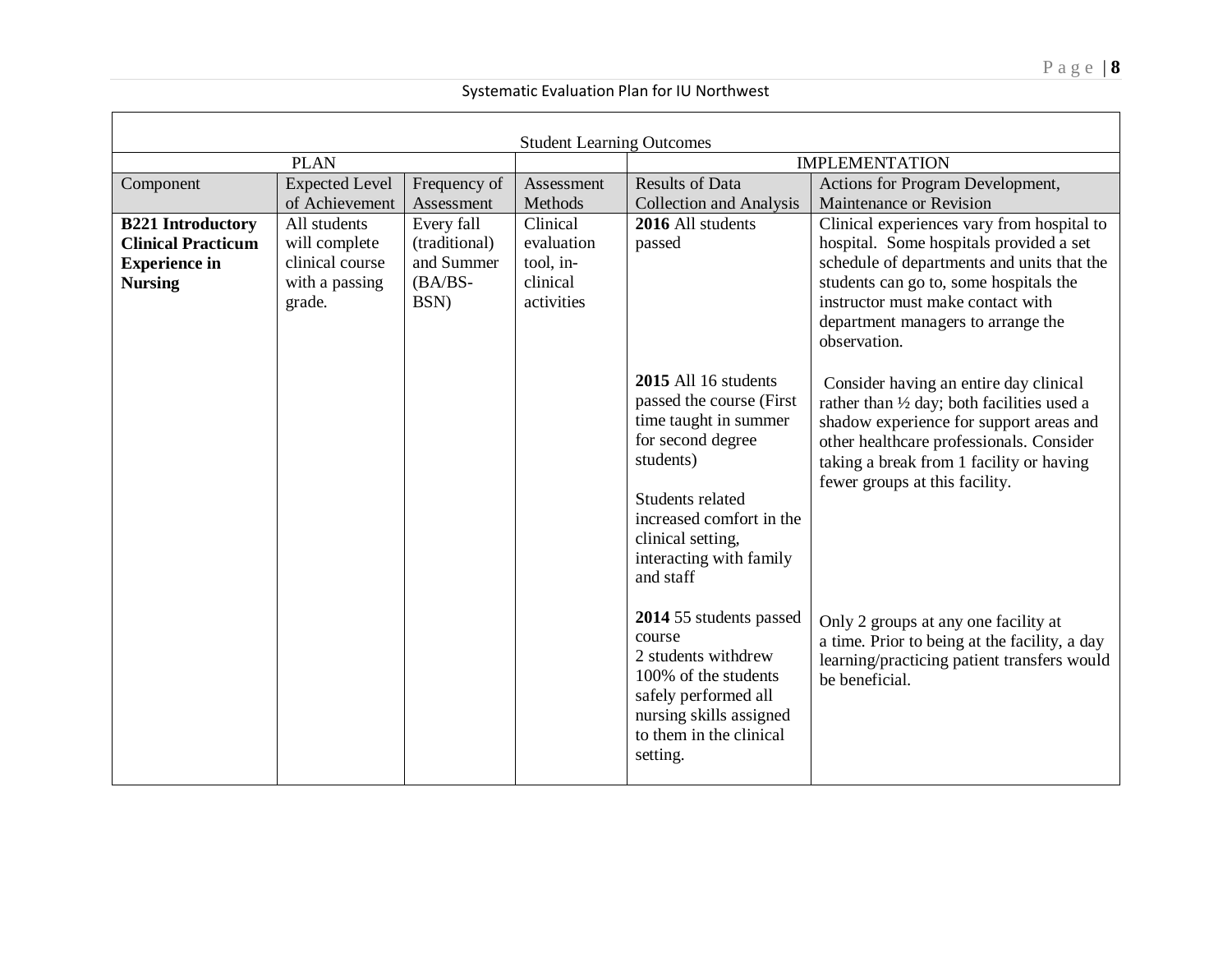| Student Learning Outcomes | | | | | |
|---|---|---|---|---|---|
| PLAN | | | | IMPLEMENTATION | |
| Component | Expected Level of Achievement | Frequency of Assessment | Assessment Methods | Results of Data Collection and Analysis | Actions for Program Development, Maintenance or Revision |
| **B221 Introductory Clinical Practicum Experience in Nursing** | All students will complete clinical course with a passing grade. | Every fall (traditional) and Summer (BA/BS-BSN) | Clinical evaluation tool, in-clinical activities | **2016** All students passed | Clinical experiences vary from hospital to hospital. Some hospitals provided a set schedule of departments and units that the students can go to, some hospitals the instructor must make contact with department managers to arrange the observation. |
| | | | | **2015** All 16 students passed the course (First time taught in summer for second degree students)<br><br>Students related increased comfort in the clinical setting, interacting with family and staff | Consider having an entire day clinical rather than ½ day; both facilities used a shadow experience for support areas and other healthcare professionals. Consider taking a break from 1 facility or having fewer groups at this facility. |
| | | | | **2014** 55 students passed course<br>2 students withdrew<br>100% of the students safely performed all nursing skills assigned to them in the clinical setting. | Only 2 groups at any one facility at a time. Prior to being at the facility, a day learning/practicing patient transfers would be beneficial. |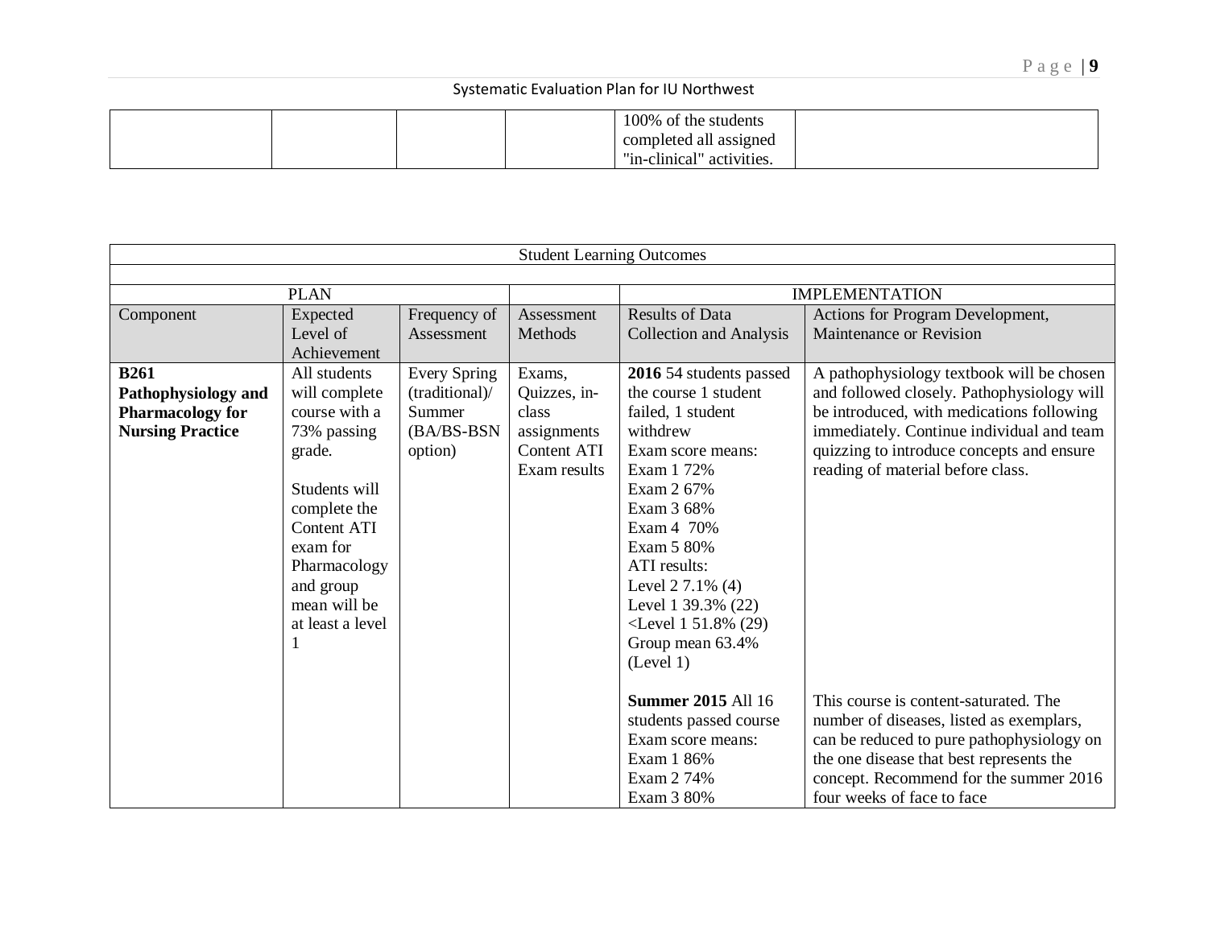| | | | | | |
|---|---|---|---|---|---|
| | | | | 100% of the students completed all assigned "in-clinical" activities. | |

| Student Learning Outcomes | | | | | |
|---|---|---|---|---|---|
| | | | | | |
| PLAN | | | | IMPLEMENTATION | |
| Component | Expected Level of Achievement | Frequency of Assessment | Assessment Methods | Results of Data Collection and Analysis | Actions for Program Development, Maintenance or Revision |
| **B261 Pathophysiology and Pharmacology for Nursing Practice** | All students will complete course with a 73% passing grade.<br><br>Students will complete the Content ATI exam for Pharmacology and group mean will be at least a level 1 | Every Spring (traditional)/ Summer (BA/BS-BSN option) | Exams, Quizzes, in-class assignments Content ATI Exam results | **2016** 54 students passed the course 1 student failed, 1 student withdrew<br>Exam score means:<br>Exam 1 72%<br>Exam 2 67%<br>Exam 3 68%<br>Exam 4 70%<br>Exam 5 80%<br>ATI results:<br>Level 2 7.1% (4)<br>Level 1 39.3% (22)<br><Level 1 51.8% (29)<br>Group mean 63.4% (Level 1)<br><br>**Summer 2015** All 16 students passed course<br>Exam score means:<br>Exam 1 86%<br>Exam 2 74%<br>Exam 3 80% | A pathophysiology textbook will be chosen and followed closely. Pathophysiology will be introduced, with medications following immediately. Continue individual and team quizzing to introduce concepts and ensure reading of material before class.<br><br>This course is content-saturated. The number of diseases, listed as exemplars, can be reduced to pure pathophysiology on the one disease that best represents the concept. Recommend for the summer 2016 four weeks of face to face |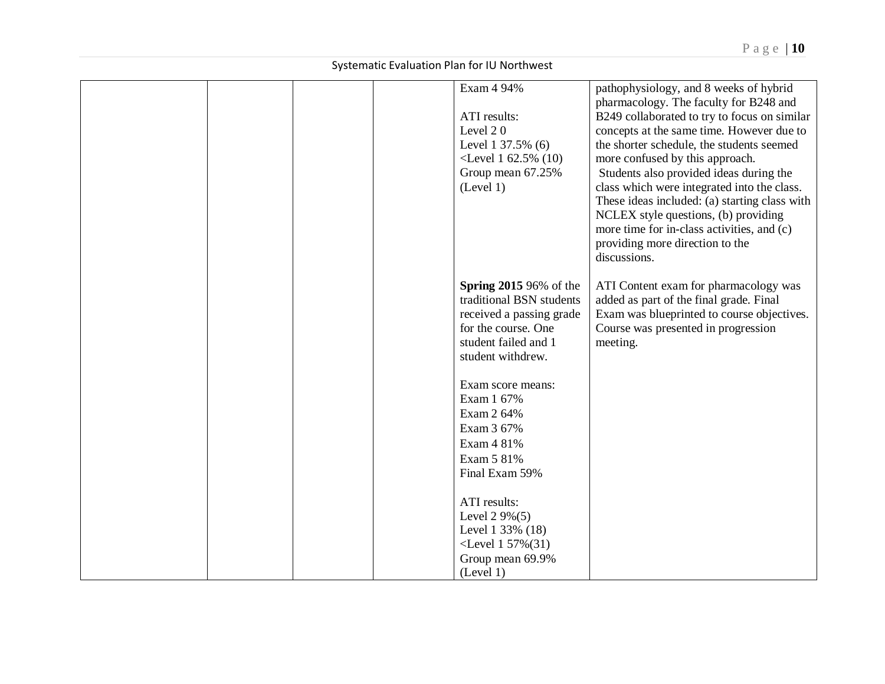| | | | | | |
|---|---|---|---|---|---|
| | | | | Exam 4 94%<br><br>ATI results:<br>Level 2 0<br>Level 1 37.5% (6)<br><Level 1 62.5% (10)<br>Group mean 67.25% (Level 1) | pathophysiology, and 8 weeks of hybrid pharmacology. The faculty for B248 and B249 collaborated to try to focus on similar concepts at the same time. However due to the shorter schedule, the students seemed more confused by this approach.<br>Students also provided ideas during the class which were integrated into the class. These ideas included: (a) starting class with NCLEX style questions, (b) providing more time for in-class activities, and (c) providing more direction to the discussions. |
| | | | | **Spring 2015** 96% of the traditional BSN students received a passing grade for the course. One student failed and 1 student withdrew.<br><br>Exam score means:<br>Exam 1 67%<br>Exam 2 64%<br>Exam 3 67%<br>Exam 4 81%<br>Exam 5 81%<br>Final Exam 59%<br><br>ATI results:<br>Level 2 9%(5)<br>Level 1 33% (18)<br><Level 1 57%(31)<br>Group mean 69.9% (Level 1) | ATI Content exam for pharmacology was added as part of the final grade. Final Exam was blueprinted to course objectives. Course was presented in progression meeting. |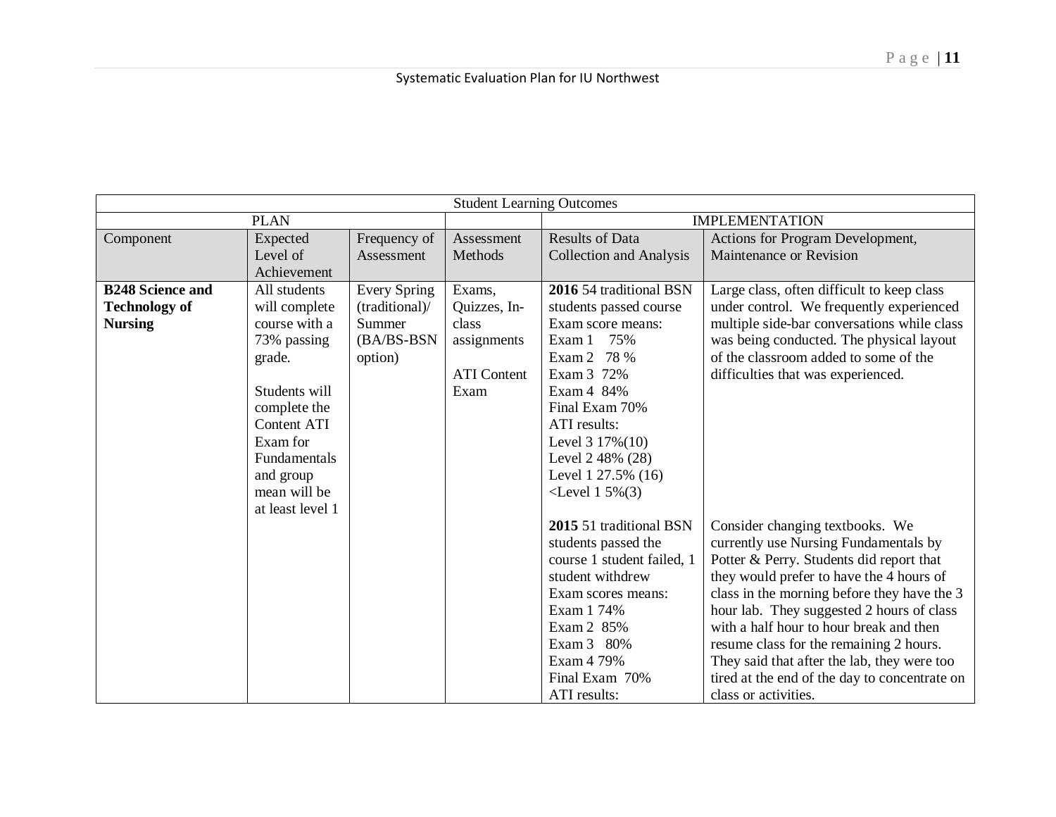| Student Learning Outcomes | | | | | |
|---|---|---|---|---|---|
| PLAN | | | | IMPLEMENTATION | |
| Component | Expected Level of Achievement | Frequency of Assessment | Assessment Methods | Results of Data Collection and Analysis | Actions for Program Development, Maintenance or Revision |
| **B248 Science and Technology of Nursing** | All students will complete course with a 73% passing grade.<br><br>Students will complete the Content ATI Exam for Fundamentals and group mean will be at least level 1 | Every Spring (traditional)/ Summer (BA/BS-BSN option) | Exams, Quizzes, In-class assignments<br><br>ATI Content Exam | **2016** 54 traditional BSN students passed course<br>Exam score means:<br>Exam 1 75%<br>Exam 2 78 %<br>Exam 3 72%<br>Exam 4 84%<br>Final Exam 70%<br>ATI results:<br>Level 3 17%(10)<br>Level 2 48% (28)<br>Level 1 27.5% (16)<br><Level 1 5%(3) | Large class, often difficult to keep class under control. We frequently experienced multiple side-bar conversations while class was being conducted. The physical layout of the classroom added to some of the difficulties that was experienced. |
| | | | | **2015** 51 traditional BSN students passed the course 1 student failed, 1 student withdrew<br>Exam scores means:<br>Exam 1 74%<br>Exam 2 85%<br>Exam 3 80%<br>Exam 4 79%<br>Final Exam 70%<br>ATI results: | Consider changing textbooks. We currently use Nursing Fundamentals by Potter & Perry. Students did report that they would prefer to have the 4 hours of class in the morning before they have the 3 hour lab. They suggested 2 hours of class with a half hour to hour break and then resume class for the remaining 2 hours. They said that after the lab, they were too tired at the end of the day to concentrate on class or activities. |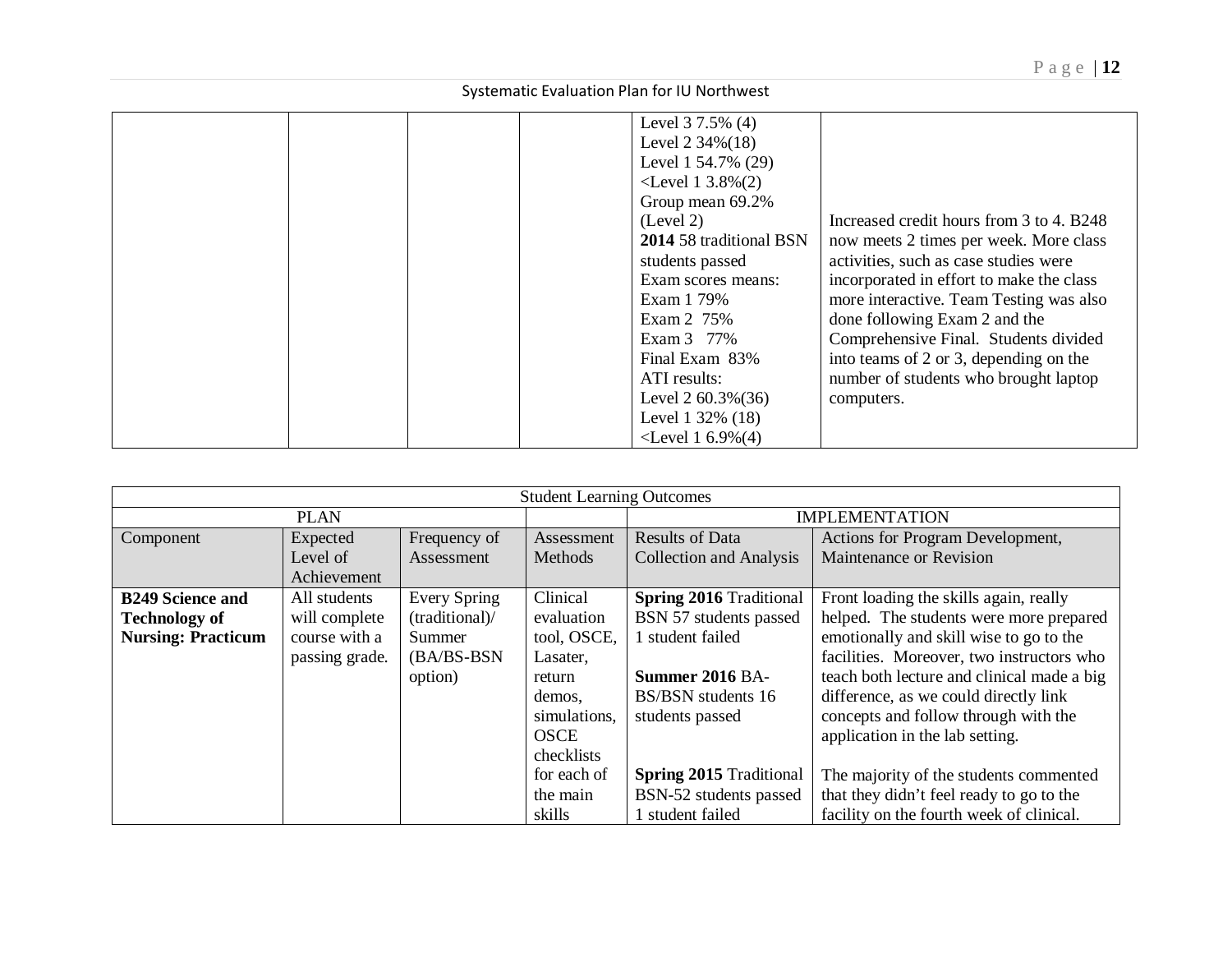| | | | | Level 3 7.5% (4)<br>Level 2 34%(18)<br>Level 1 54.7% (29)<br><Level 1 3.8%(2)<br>Group mean 69.2% (Level 2)<br>**2014** 58 traditional BSN students passed<br>Exam scores means:<br>Exam 1 79%<br>Exam 2 75%<br>Exam 3 77%<br>Final Exam 83%<br>ATI results:<br>Level 2 60.3%(36)<br>Level 1 32% (18)<br><Level 1 6.9%(4) | Increased credit hours from 3 to 4. B248 now meets 2 times per week. More class activities, such as case studies were incorporated in effort to make the class more interactive. Team Testing was also done following Exam 2 and the Comprehensive Final. Students divided into teams of 2 or 3, depending on the number of students who brought laptop computers. |
|---|---|---|---|---|---|

| Student Learning Outcomes | | | | | |
|---|---|---|---|---|---|
| PLAN | | | | IMPLEMENTATION | |
| Component | Expected Level of Achievement | Frequency of Assessment | Assessment Methods | Results of Data Collection and Analysis | Actions for Program Development, Maintenance or Revision |
| **B249 Science and Technology of Nursing: Practicum** | All students will complete course with a passing grade. | Every Spring (traditional)/ Summer (BA/BS-BSN option) | Clinical evaluation tool, OSCE, Lasater, return demos, simulations, OSCE checklists for each of the main skills | **Spring 2016** Traditional BSN 57 students passed 1 student failed<br><br>**Summer 2016** BA-BS/BSN students 16 students passed<br><br>**Spring 2015** Traditional BSN-52 students passed 1 student failed | Front loading the skills again, really helped. The students were more prepared emotionally and skill wise to go to the facilities. Moreover, two instructors who teach both lecture and clinical made a big difference, as we could directly link concepts and follow through with the application in the lab setting.<br><br>The majority of the students commented that they didn't feel ready to go to the facility on the fourth week of clinical. |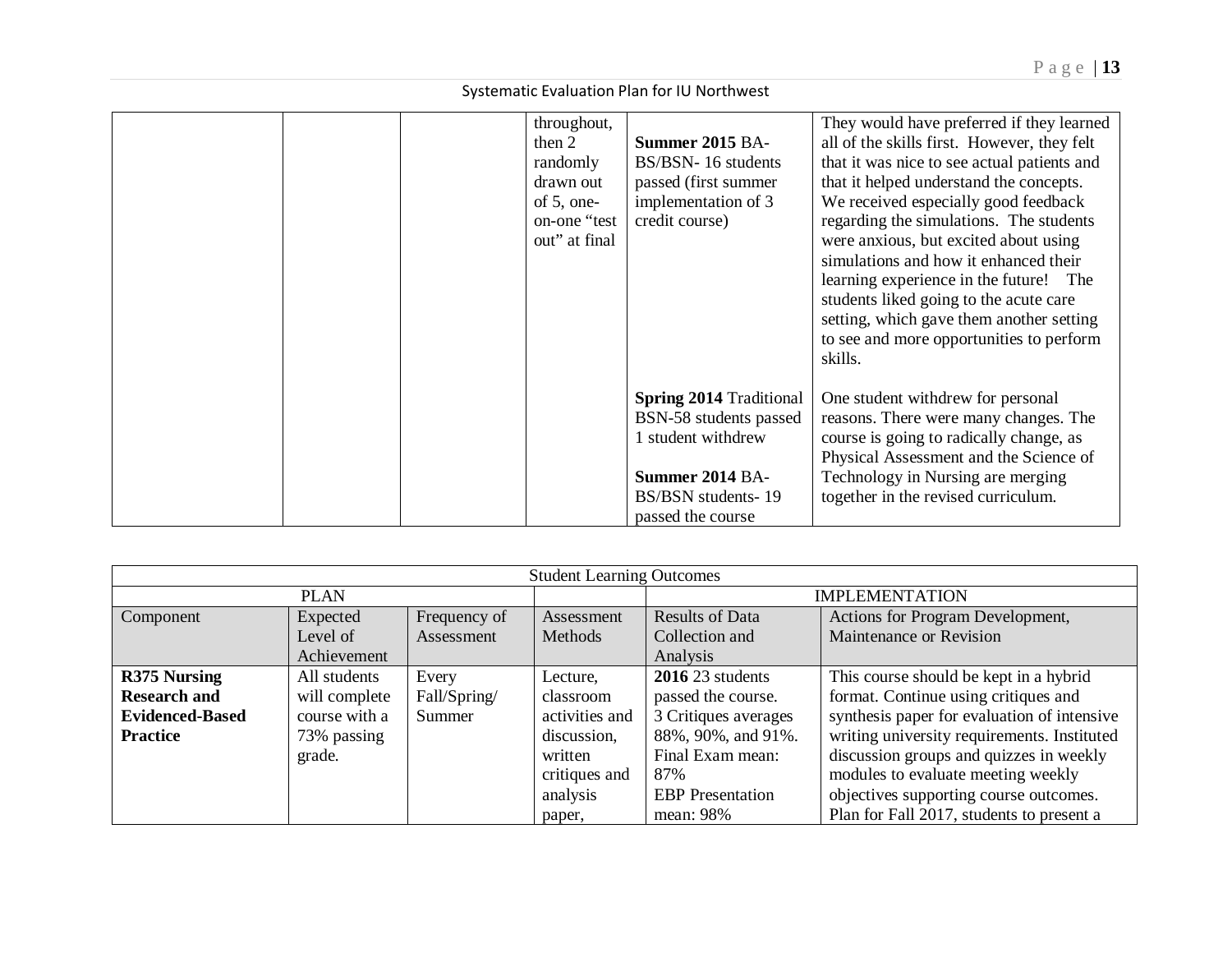| | | | | | |
|---|---|---|---|---|---|
| | | | throughout, then 2 randomly drawn out of 5, one-on-one "test out" at final | **Summer 2015** BA-BS/BSN- 16 students passed (first summer implementation of 3 credit course) | They would have preferred if they learned all of the skills first. However, they felt that it was nice to see actual patients and that it helped understand the concepts. We received especially good feedback regarding the simulations. The students were anxious, but excited about using simulations and how it enhanced their learning experience in the future! The students liked going to the acute care setting, which gave them another setting to see and more opportunities to perform skills. |
| | | | | **Spring 2014** Traditional BSN-58 students passed 1 student withdrew<br><br>**Summer 2014** BA-BS/BSN students- 19 passed the course | One student withdrew for personal reasons. There were many changes. The course is going to radically change, as Physical Assessment and the Science of Technology in Nursing are merging together in the revised curriculum. |

| Student Learning Outcomes | | | | | |
|---|---|---|---|---|---|
| PLAN | | | | IMPLEMENTATION | |
| Component | Expected Level of Achievement | Frequency of Assessment | Assessment Methods | Results of Data Collection and Analysis | Actions for Program Development, Maintenance or Revision |
| **R375 Nursing Research and Evidenced-Based Practice** | All students will complete course with a 73% passing grade. | Every Fall/Spring/ Summer | Lecture, classroom activities and discussion, written critiques and analysis paper, | **2016** 23 students passed the course. 3 Critiques averages 88%, 90%, and 91%. Final Exam mean: 87% EBP Presentation mean: 98% | This course should be kept in a hybrid format. Continue using critiques and synthesis paper for evaluation of intensive writing university requirements. Instituted discussion groups and quizzes in weekly modules to evaluate meeting weekly objectives supporting course outcomes. Plan for Fall 2017, students to present a |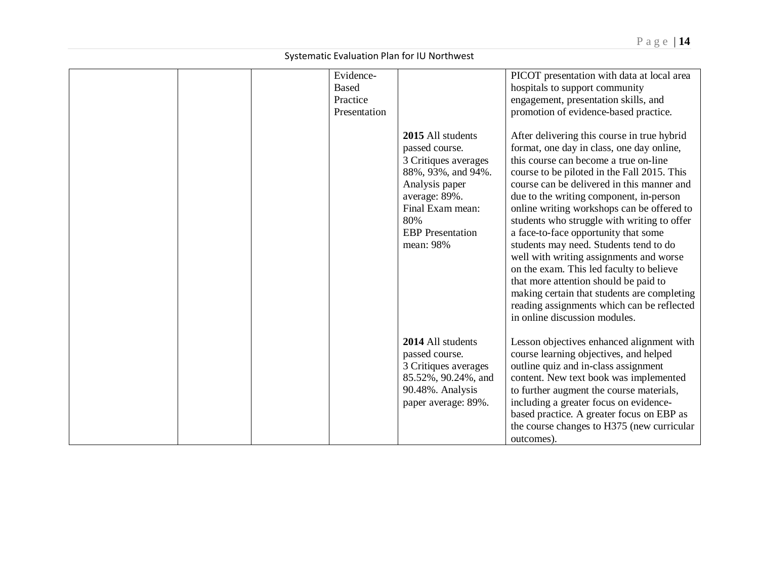| | | | | | |
|---|---|---|---|---|---|
| | | | Evidence-Based Practice Presentation | | PICOT presentation with data at local area hospitals to support community engagement, presentation skills, and promotion of evidence-based practice. |
| | | | | **2015** All students passed course.<br>3 Critiques averages 88%, 93%, and 94%.<br>Analysis paper average: 89%.<br>Final Exam mean: 80%<br>EBP Presentation mean: 98% | After delivering this course in true hybrid format, one day in class, one day online, this course can become a true on-line course to be piloted in the Fall 2015. This course can be delivered in this manner and due to the writing component, in-person online writing workshops can be offered to students who struggle with writing to offer a face-to-face opportunity that some students may need. Students tend to do well with writing assignments and worse on the exam. This led faculty to believe that more attention should be paid to making certain that students are completing reading assignments which can be reflected in online discussion modules. |
| | | | | **2014** All students passed course.<br>3 Critiques averages 85.52%, 90.24%, and 90.48%. Analysis paper average: 89%. | Lesson objectives enhanced alignment with course learning objectives, and helped outline quiz and in-class assignment content. New text book was implemented to further augment the course materials, including a greater focus on evidence-based practice. A greater focus on EBP as the course changes to H375 (new curricular outcomes). |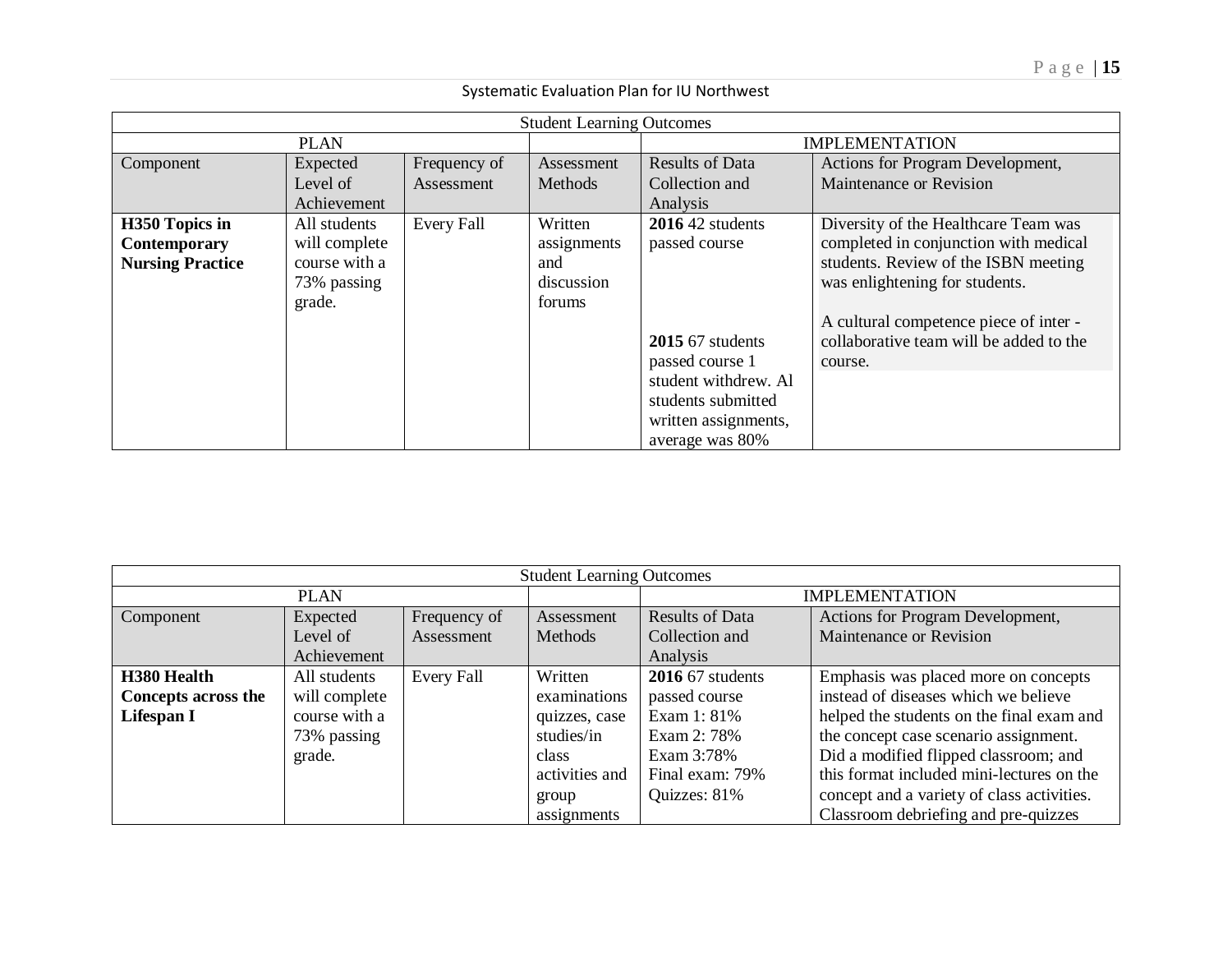Systematic Evaluation Plan for IU Northwest

| Student Learning Outcomes | | | | | |
|---|---|---|---|---|---|
| PLAN | | | | IMPLEMENTATION | |
| Component | Expected Level of Achievement | Frequency of Assessment | Assessment Methods | Results of Data Collection and Analysis | Actions for Program Development, Maintenance or Revision |
| **H350 Topics in Contemporary Nursing Practice** | All students will complete course with a 73% passing grade. | Every Fall | Written assignments and discussion forums | **2016** 42 students passed course<br><br>**2015** 67 students passed course 1 student withdrew. Al students submitted written assignments, average was 80% | Diversity of the Healthcare Team was completed in conjunction with medical students. Review of the ISBN meeting was enlightening for students.<br><br>A cultural competence piece of inter - collaborative team will be added to the course. |

| Student Learning Outcomes | | | | | |
|---|---|---|---|---|---|
| PLAN | | | | IMPLEMENTATION | |
| Component | Expected Level of Achievement | Frequency of Assessment | Assessment Methods | Results of Data Collection and Analysis | Actions for Program Development, Maintenance or Revision |
| **H380 Health Concepts across the Lifespan I** | All students will complete course with a 73% passing grade. | Every Fall | Written examinations quizzes, case studies/in class activities and group assignments | **2016** 67 students passed course<br>Exam 1: 81%<br>Exam 2: 78%<br>Exam 3:78%<br>Final exam: 79%<br>Quizzes: 81% | Emphasis was placed more on concepts instead of diseases which we believe helped the students on the final exam and the concept case scenario assignment. Did a modified flipped classroom; and this format included mini-lectures on the concept and a variety of class activities. Classroom debriefing and pre-quizzes |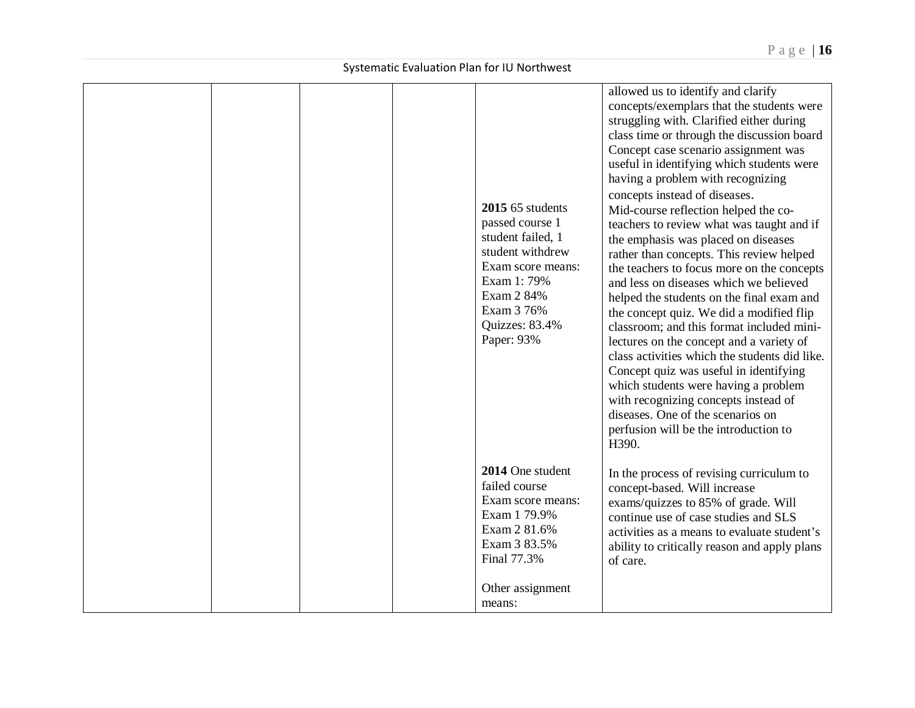| | | | | | |
|---|---|---|---|---|---|
| | | | | **2015** 65 students passed course 1 student failed, 1 student withdrew Exam score means: Exam 1: 79% Exam 2 84% Exam 3 76% Quizzes: 83.4% Paper: 93% | allowed us to identify and clarify concepts/exemplars that the students were struggling with. Clarified either during class time or through the discussion board Concept case scenario assignment was useful in identifying which students were having a problem with recognizing concepts instead of diseases. Mid-course reflection helped the co-teachers to review what was taught and if the emphasis was placed on diseases rather than concepts. This review helped the teachers to focus more on the concepts and less on diseases which we believed helped the students on the final exam and the concept quiz. We did a modified flip classroom; and this format included mini-lectures on the concept and a variety of class activities which the students did like. Concept quiz was useful in identifying which students were having a problem with recognizing concepts instead of diseases. One of the scenarios on perfusion will be the introduction to H390. |
| | | | | **2014** One student failed course Exam score means: Exam 1 79.9% Exam 2 81.6% Exam 3 83.5% Final 77.3%<br><br>Other assignment means: | In the process of revising curriculum to concept-based. Will increase exams/quizzes to 85% of grade. Will continue use of case studies and SLS activities as a means to evaluate student's ability to critically reason and apply plans of care. |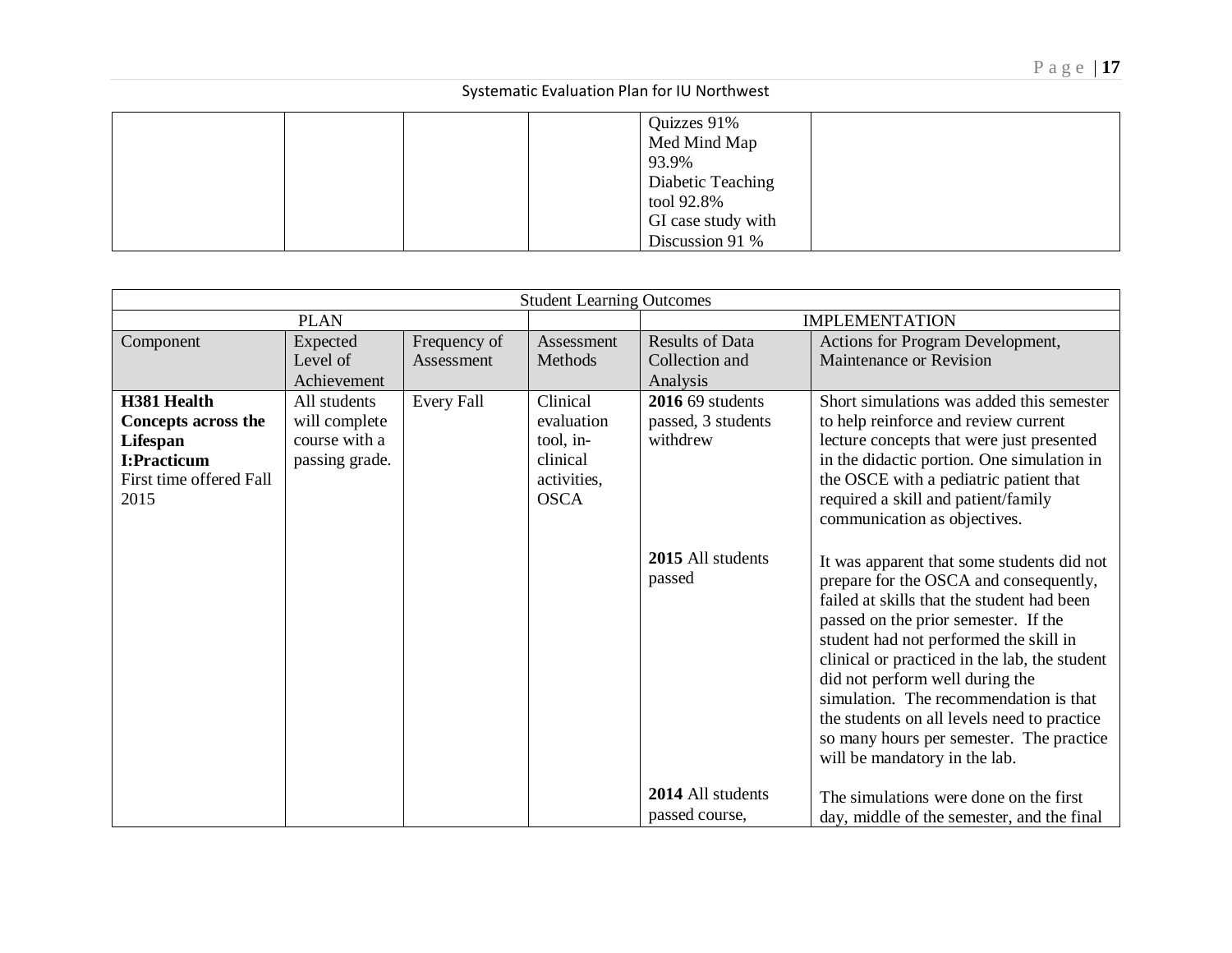| | | | | | |
|---|---|---|---|---|---|
| | | | | Quizzes 91%<br>Med Mind Map 93.9%<br>Diabetic Teaching tool 92.8%<br>GI case study with Discussion 91 % | |

| Student Learning Outcomes | | | | | |
|---|---|---|---|---|---|
| PLAN | | | | IMPLEMENTATION | |
| Component | Expected Level of Achievement | Frequency of Assessment | Assessment Methods | Results of Data Collection and Analysis | Actions for Program Development, Maintenance or Revision |
| **H381 Health Concepts across the Lifespan I:Practicum**<br>First time offered Fall 2015 | All students will complete course with a passing grade. | Every Fall | Clinical evaluation tool, in-clinical activities, OSCA | **2016** 69 students passed, 3 students withdrew | Short simulations was added this semester to help reinforce and review current lecture concepts that were just presented in the didactic portion. One simulation in the OSCE with a pediatric patient that required a skill and patient/family communication as objectives. |
| | | | | **2015** All students passed | It was apparent that some students did not prepare for the OSCA and consequently, failed at skills that the student had been passed on the prior semester. If the student had not performed the skill in clinical or practiced in the lab, the student did not perform well during the simulation. The recommendation is that the students on all levels need to practice so many hours per semester. The practice will be mandatory in the lab. |
| | | | | **2014** All students passed course, | The simulations were done on the first day, middle of the semester, and the final |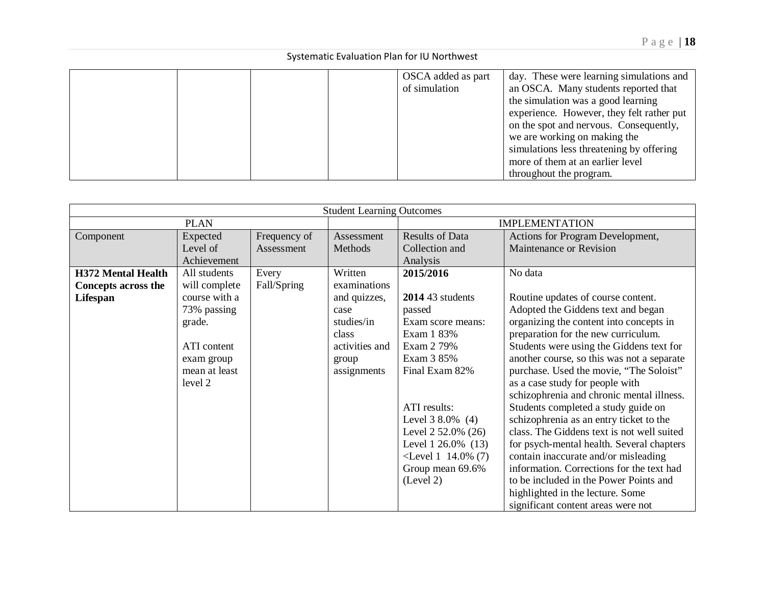| | | | | OSCA added as part of simulation | day. These were learning simulations and an OSCA. Many students reported that the simulation was a good learning experience. However, they felt rather put on the spot and nervous. Consequently, we are working on making the simulations less threatening by offering more of them at an earlier level throughout the program. |
|---|---|---|---|---|---|

| Student Learning Outcomes | | | | | |
|---|---|---|---|---|---|
| PLAN | | | | IMPLEMENTATION | |
| Component | Expected Level of Achievement | Frequency of Assessment | Assessment Methods | Results of Data Collection and Analysis | Actions for Program Development, Maintenance or Revision |
| **H372 Mental Health Concepts across the Lifespan** | All students will complete course with a 73% passing grade.<br><br>ATI content exam group mean at least level 2 | Every Fall/Spring | Written examinations and quizzes, case studies/in class activities and group assignments | **2015/2016**<br><br>**2014** 43 students passed<br>Exam score means:<br>Exam 1 83%<br>Exam 2 79%<br>Exam 3 85%<br>Final Exam 82%<br><br>ATI results:<br>Level 3 8.0% (4)<br>Level 2 52.0% (26)<br>Level 1 26.0% (13)<br><Level 1 14.0% (7)<br>Group mean 69.6% (Level 2) | No data<br><br>Routine updates of course content. Adopted the Giddens text and began organizing the content into concepts in preparation for the new curriculum. Students were using the Giddens text for another course, so this was not a separate purchase. Used the movie, "The Soloist" as a case study for people with schizophrenia and chronic mental illness. Students completed a study guide on schizophrenia as an entry ticket to the class. The Giddens text is not well suited for psych-mental health. Several chapters contain inaccurate and/or misleading information. Corrections for the text had to be included in the Power Points and highlighted in the lecture. Some significant content areas were not |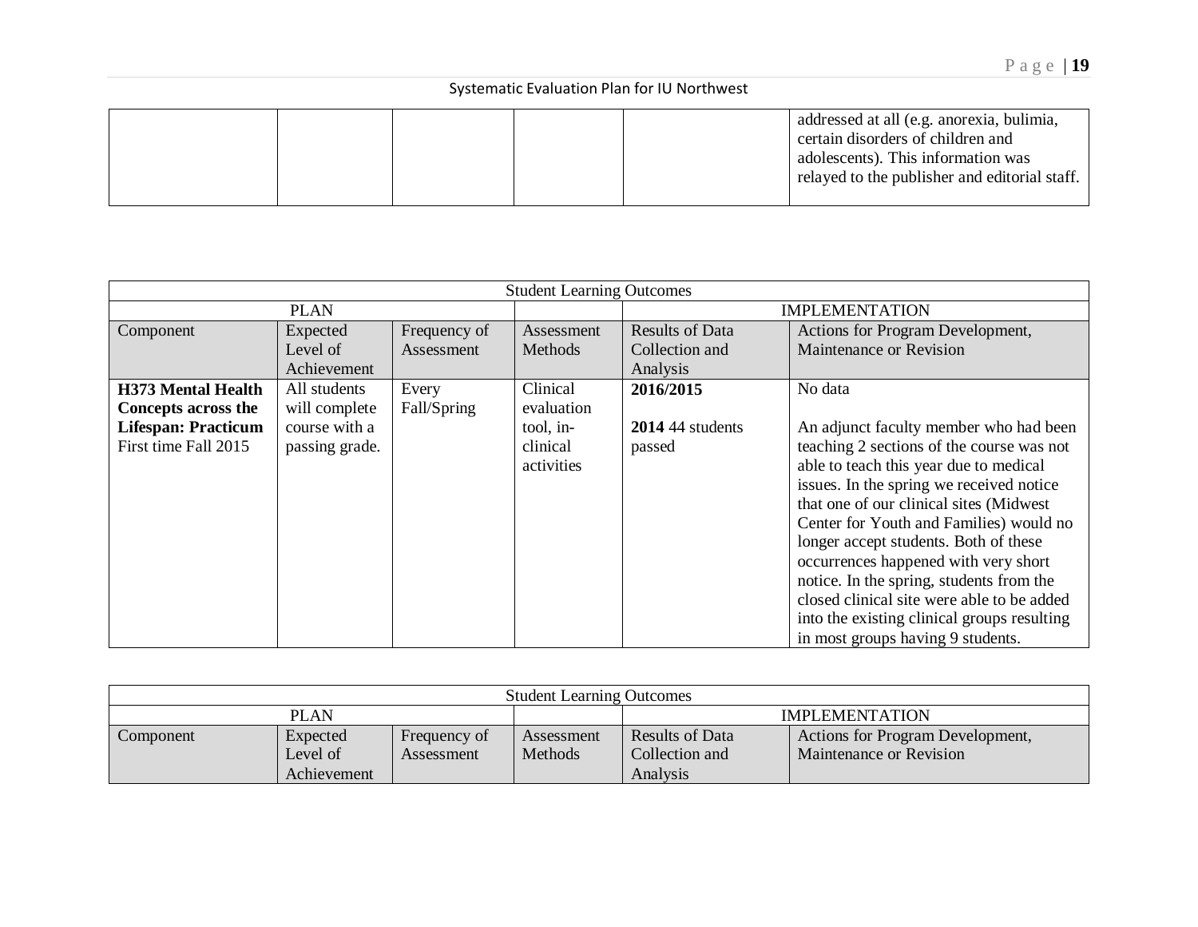| | | | | | addressed at all (e.g. anorexia, bulimia, certain disorders of children and adolescents). This information was relayed to the publisher and editorial staff. |
|---|---|---|---|---|---|

| Student Learning Outcomes | | | | | |
|---|---|---|---|---|---|
| PLAN | | | | IMPLEMENTATION | |
| Component | Expected Level of Achievement | Frequency of Assessment | Assessment Methods | Results of Data Collection and Analysis | Actions for Program Development, Maintenance or Revision |
| **H373 Mental Health Concepts across the Lifespan: Practicum** First time Fall 2015 | All students will complete course with a passing grade. | Every Fall/Spring | Clinical evaluation tool, in-clinical activities | **2016/2015**<br><br>**2014** 44 students passed | No data<br><br>An adjunct faculty member who had been teaching 2 sections of the course was not able to teach this year due to medical issues. In the spring we received notice that one of our clinical sites (Midwest Center for Youth and Families) would no longer accept students. Both of these occurrences happened with very short notice. In the spring, students from the closed clinical site were able to be added into the existing clinical groups resulting in most groups having 9 students. |

| Student Learning Outcomes | | | | | |
|---|---|---|---|---|---|
| PLAN | | | | IMPLEMENTATION | |
| Component | Expected Level of Achievement | Frequency of Assessment | Assessment Methods | Results of Data Collection and Analysis | Actions for Program Development, Maintenance or Revision |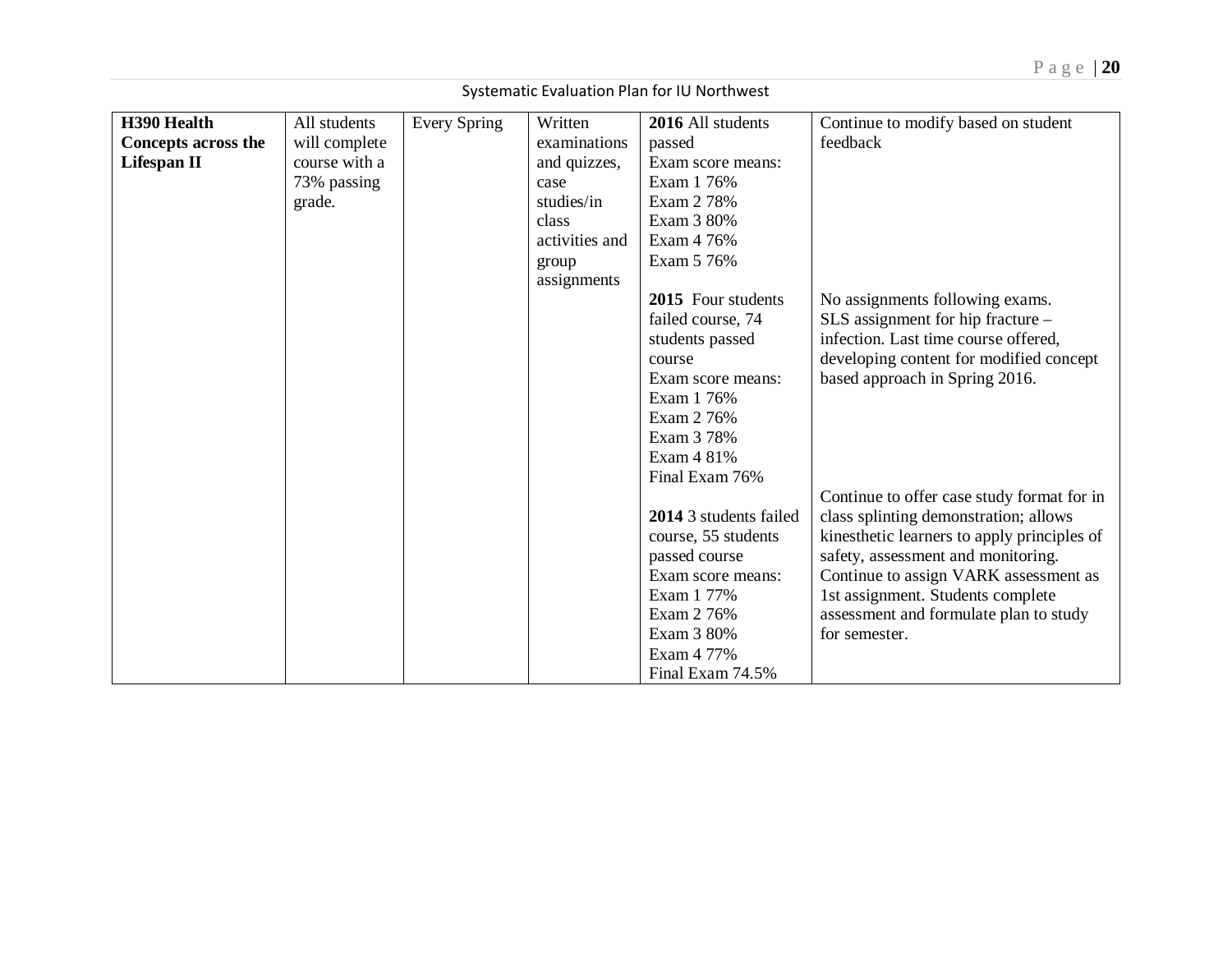| H390 Health Concepts across the Lifespan II | All students will complete course with a 73% passing grade. | Every Spring | Written examinations and quizzes, case studies/in class activities and group assignments | **2016** All students passed<br>Exam score means:<br>Exam 1 76%<br>Exam 2 78%<br>Exam 3 80%<br>Exam 4 76%<br>Exam 5 76% | Continue to modify based on student feedback |
|---|---|---|---|---|---|
| | | | | **2015** Four students failed course, 74 students passed course<br>Exam score means:<br>Exam 1 76%<br>Exam 2 76%<br>Exam 3 78%<br>Exam 4 81%<br>Final Exam 76% | No assignments following exams.<br>SLS assignment for hip fracture – infection. Last time course offered, developing content for modified concept based approach in Spring 2016. |
| | | | | **2014** 3 students failed course, 55 students passed course<br>Exam score means:<br>Exam 1 77%<br>Exam 2 76%<br>Exam 3 80%<br>Exam 4 77%<br>Final Exam 74.5% | Continue to offer case study format for in class splinting demonstration; allows kinesthetic learners to apply principles of safety, assessment and monitoring.<br>Continue to assign VARK assessment as 1st assignment. Students complete assessment and formulate plan to study for semester. |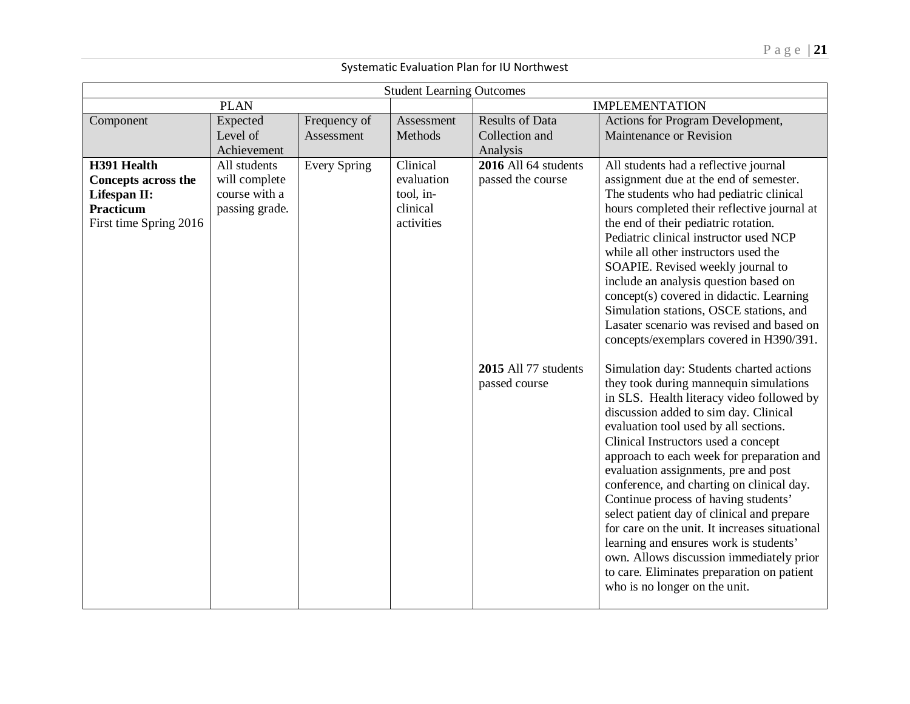Systematic Evaluation Plan for IU Northwest

| Student Learning Outcomes | | | | | |
|---|---|---|---|---|---|
| PLAN | | | | IMPLEMENTATION | |
| Component | Expected Level of Achievement | Frequency of Assessment | Assessment Methods | Results of Data Collection and Analysis | Actions for Program Development, Maintenance or Revision |
| **H391 Health Concepts across the Lifespan II: Practicum** First time Spring 2016 | All students will complete course with a passing grade. | Every Spring | Clinical evaluation tool, in-clinical activities | **2016** All 64 students passed the course | All students had a reflective journal assignment due at the end of semester. The students who had pediatric clinical hours completed their reflective journal at the end of their pediatric rotation. Pediatric clinical instructor used NCP while all other instructors used the SOAPIE. Revised weekly journal to include an analysis question based on concept(s) covered in didactic. Learning Simulation stations, OSCE stations, and Lasater scenario was revised and based on concepts/exemplars covered in H390/391. |
| | | | | **2015** All 77 students passed course | Simulation day: Students charted actions they took during mannequin simulations in SLS. Health literacy video followed by discussion added to sim day. Clinical evaluation tool used by all sections. Clinical Instructors used a concept approach to each week for preparation and evaluation assignments, pre and post conference, and charting on clinical day. Continue process of having students' select patient day of clinical and prepare for care on the unit. It increases situational learning and ensures work is students' own. Allows discussion immediately prior to care. Eliminates preparation on patient who is no longer on the unit. |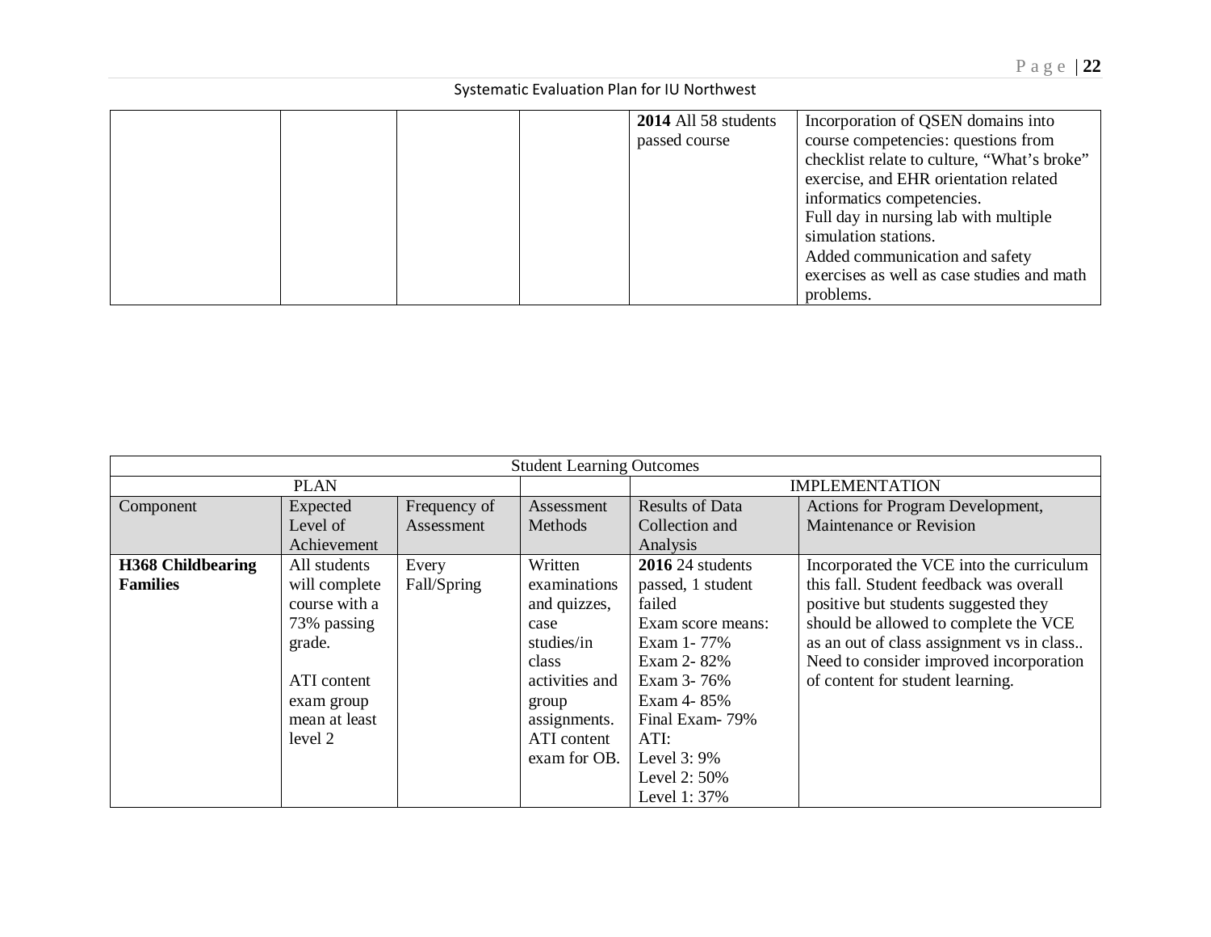| | | | | | |
|---|---|---|---|---|---|
| | | | | **2014** All 58 students passed course | Incorporation of QSEN domains into course competencies: questions from checklist relate to culture, "What's broke" exercise, and EHR orientation related informatics competencies.<br>Full day in nursing lab with multiple simulation stations.<br>Added communication and safety exercises as well as case studies and math problems. |

| Student Learning Outcomes | | | | | |
|---|---|---|---|---|---|
| PLAN | | | | IMPLEMENTATION | |
| Component | Expected Level of Achievement | Frequency of Assessment | Assessment Methods | Results of Data Collection and Analysis | Actions for Program Development, Maintenance or Revision |
| **H368 Childbearing Families** | All students will complete course with a 73% passing grade.<br><br>ATI content exam group mean at least level 2 | Every Fall/Spring | Written examinations and quizzes, case studies/in class activities and group assignments. ATI content exam for OB. | **2016** 24 students passed, 1 student failed<br>Exam score means:<br>Exam 1- 77%<br>Exam 2- 82%<br>Exam 3- 76%<br>Exam 4- 85%<br>Final Exam- 79%<br>ATI:<br>Level 3: 9%<br>Level 2: 50%<br>Level 1: 37% | Incorporated the VCE into the curriculum this fall. Student feedback was overall positive but students suggested they should be allowed to complete the VCE as an out of class assignment vs in class.. Need to consider improved incorporation of content for student learning. |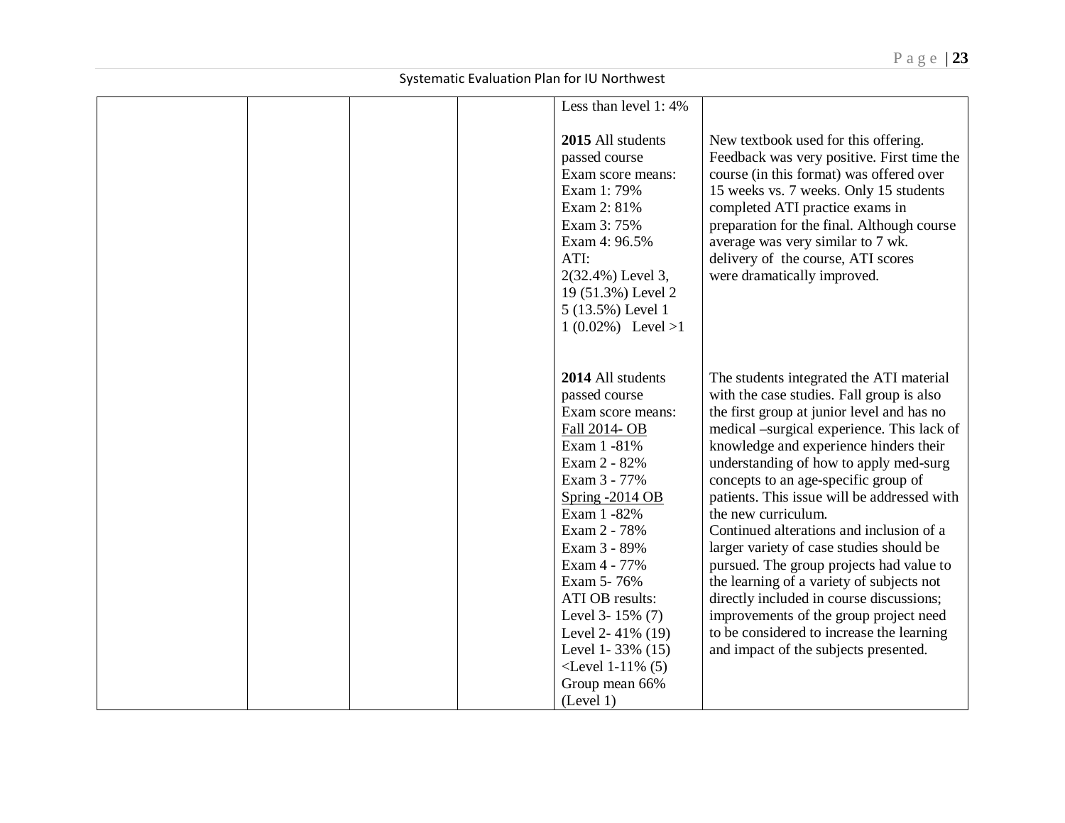| | | | | | |
|---|---|---|---|---|---|
| | | | | Less than level 1: 4%<br><br>**2015** All students passed course<br>Exam score means:<br>Exam 1: 79%<br>Exam 2: 81%<br>Exam 3: 75%<br>Exam 4: 96.5%<br>ATI:<br>2(32.4%) Level 3,<br>19 (51.3%) Level 2<br>5 (13.5%) Level 1<br>1 (0.02%) Level >1 | New textbook used for this offering. Feedback was very positive. First time the course (in this format) was offered over 15 weeks vs. 7 weeks. Only 15 students completed ATI practice exams in preparation for the final. Although course average was very similar to 7 wk. delivery of the course, ATI scores were dramatically improved. |
| | | | | **2014** All students passed course<br>Exam score means:<br>Fall 2014- OB<br>Exam 1 -81%<br>Exam 2 - 82%<br>Exam 3 - 77%<br>Spring -2014 OB<br>Exam 1 -82%<br>Exam 2 - 78%<br>Exam 3 - 89%<br>Exam 4 - 77%<br>Exam 5- 76%<br>ATI OB results:<br>Level 3- 15% (7)<br>Level 2- 41% (19)<br>Level 1- 33% (15)<br><Level 1-11% (5)<br>Group mean 66% (Level 1) | The students integrated the ATI material with the case studies. Fall group is also the first group at junior level and has no medical –surgical experience. This lack of knowledge and experience hinders their understanding of how to apply med-surg concepts to an age-specific group of patients. This issue will be addressed with the new curriculum.<br>Continued alterations and inclusion of a larger variety of case studies should be pursued. The group projects had value to the learning of a variety of subjects not directly included in course discussions; improvements of the group project need to be considered to increase the learning and impact of the subjects presented. |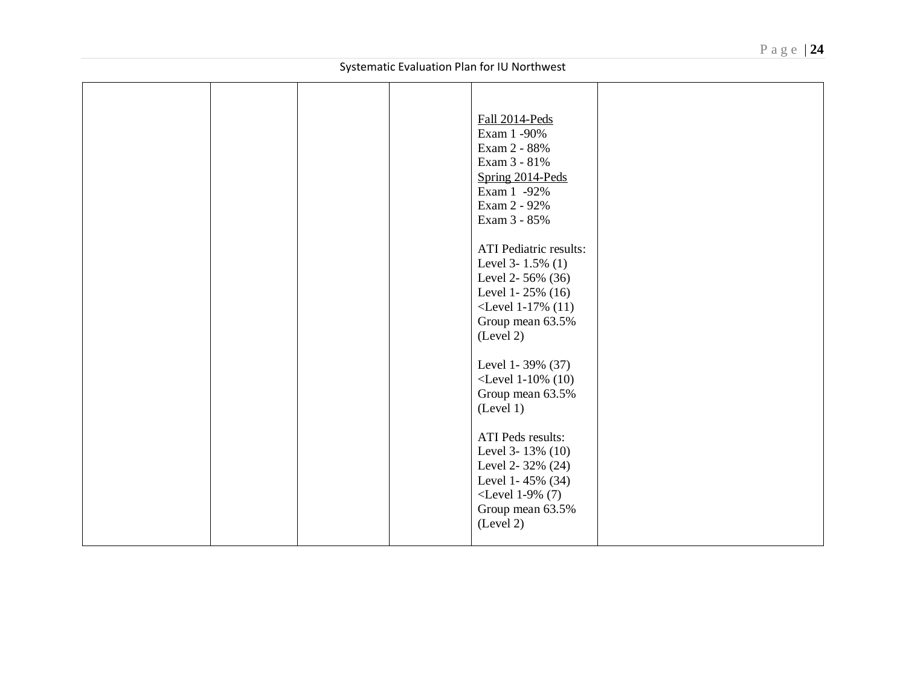| | | | | | |
|---|---|---|---|---|---|
| | | | | Fall 2014-Peds<br>Exam 1 -90%<br>Exam 2 - 88%<br>Exam 3 - 81%<br>Spring 2014-Peds<br>Exam 1 -92%<br>Exam 2 - 92%<br>Exam 3 - 85%<br><br>ATI Pediatric results:<br>Level 3- 1.5% (1)<br>Level 2- 56% (36)<br>Level 1- 25% (16)<br><Level 1-17% (11)<br>Group mean 63.5% (Level 2)<br><br>Level 1- 39% (37)<br><Level 1-10% (10)<br>Group mean 63.5% (Level 1)<br><br>ATI Peds results:<br>Level 3- 13% (10)<br>Level 2- 32% (24)<br>Level 1- 45% (34)<br><Level 1-9% (7)<br>Group mean 63.5% (Level 2) | |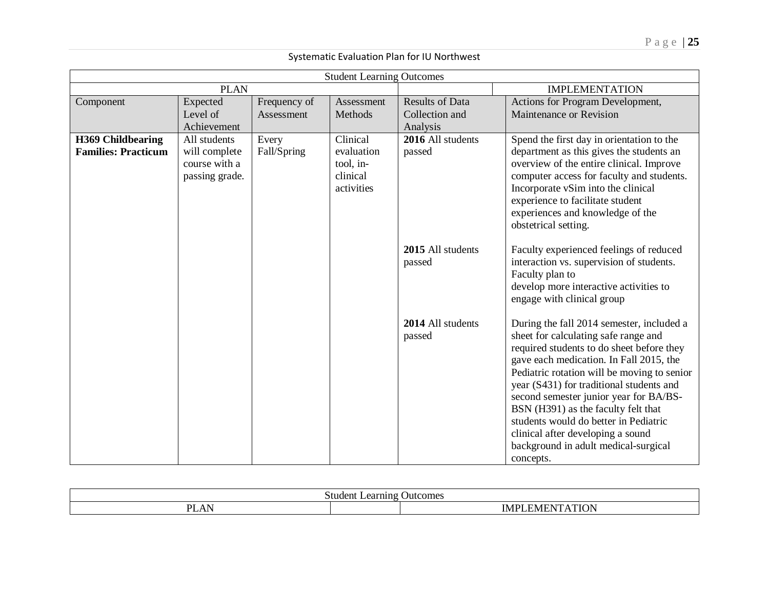Systematic Evaluation Plan for IU Northwest

| Student Learning Outcomes | | | | | |
|---|---|---|---|---|---|
| PLAN | | | | | IMPLEMENTATION |
| Component | Expected Level of Achievement | Frequency of Assessment | Assessment Methods | Results of Data Collection and Analysis | Actions for Program Development, Maintenance or Revision |
| **H369 Childbearing Families: Practicum** | All students will complete course with a passing grade. | Every Fall/Spring | Clinical evaluation tool, in-clinical activities | **2016** All students passed | Spend the first day in orientation to the department as this gives the students an overview of the entire clinical. Improve computer access for faculty and students. Incorporate vSim into the clinical experience to facilitate student experiences and knowledge of the obstetrical setting. |
| | | | | **2015** All students passed | Faculty experienced feelings of reduced interaction vs. supervision of students. Faculty plan to develop more interactive activities to engage with clinical group |
| | | | | **2014** All students passed | During the fall 2014 semester, included a sheet for calculating safe range and required students to do sheet before they gave each medication. In Fall 2015, the Pediatric rotation will be moving to senior year (S431) for traditional students and second semester junior year for BA/BS-BSN (H391) as the faculty felt that students would do better in Pediatric clinical after developing a sound background in adult medical-surgical concepts. |

| Student Learning Outcomes | | |
|---|---|---|
| PLAN | | IMPLEMENTATION |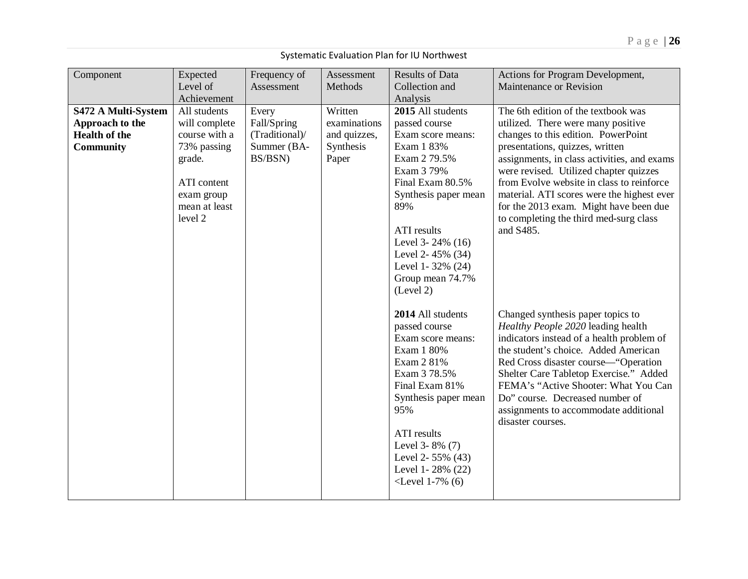Systematic Evaluation Plan for IU Northwest

| Component | Expected Level of Achievement | Frequency of Assessment | Assessment Methods | Results of Data Collection and Analysis | Actions for Program Development, Maintenance or Revision |
|---|---|---|---|---|---|
| **S472 A Multi-System Approach to the Health of the Community** | All students will complete course with a 73% passing grade.<br><br>ATI content exam group mean at least level 2 | Every Fall/Spring (Traditional)/ Summer (BA-BS/BSN) | Written examinations and quizzes, Synthesis Paper | **2015** All students passed course<br>Exam score means:<br>Exam 1 83%<br>Exam 2 79.5%<br>Exam 3 79%<br>Final Exam 80.5%<br>Synthesis paper mean 89%<br><br>ATI results<br>Level 3- 24% (16)<br>Level 2- 45% (34)<br>Level 1- 32% (24)<br>Group mean 74.7% (Level 2) | The 6th edition of the textbook was utilized. There were many positive changes to this edition. PowerPoint presentations, quizzes, written assignments, in class activities, and exams were revised. Utilized chapter quizzes from Evolve website in class to reinforce material. ATI scores were the highest ever for the 2013 exam. Might have been due to completing the third med-surg class and S485. |
| | | | | **2014** All students passed course<br>Exam score means:<br>Exam 1 80%<br>Exam 2 81%<br>Exam 3 78.5%<br>Final Exam 81%<br>Synthesis paper mean 95%<br><br>ATI results<br>Level 3- 8% (7)<br>Level 2- 55% (43)<br>Level 1- 28% (22)<br><Level 1-7% (6) | Changed synthesis paper topics to *Healthy People 2020* leading health indicators instead of a health problem of the student's choice. Added American Red Cross disaster course—"Operation Shelter Care Tabletop Exercise." Added FEMA's "Active Shooter: What You Can Do" course. Decreased number of assignments to accommodate additional disaster courses. |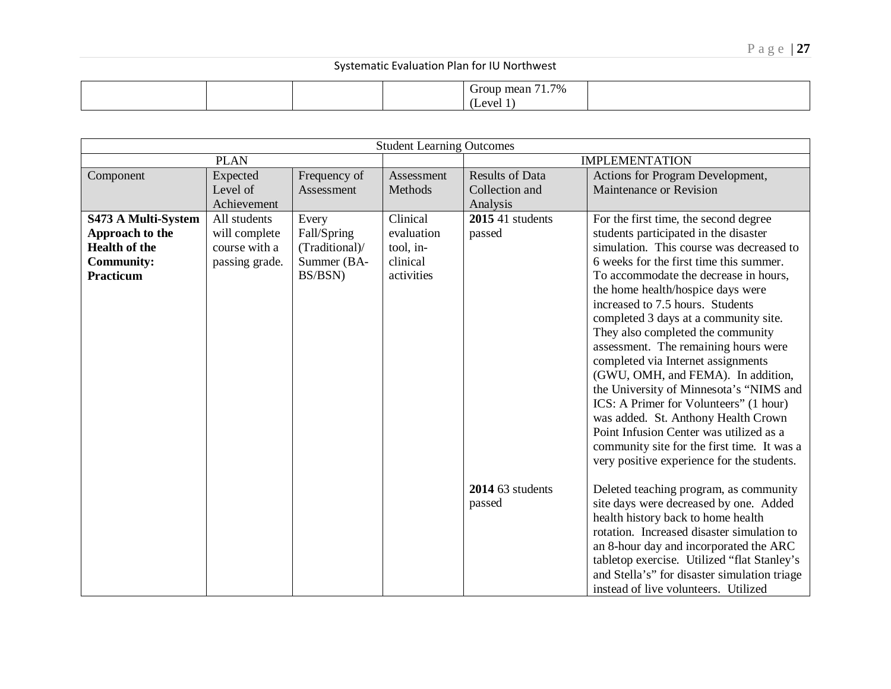| | | | | Group mean 71.7% (Level 1) | |
|---|---|---|---|---|---|

| Student Learning Outcomes | | | | | |
|---|---|---|---|---|---|
| PLAN | | | | IMPLEMENTATION | |
| Component | Expected Level of Achievement | Frequency of Assessment | Assessment Methods | Results of Data Collection and Analysis | Actions for Program Development, Maintenance or Revision |
| **S473 A Multi-System Approach to the Health of the Community: Practicum** | All students will complete course with a passing grade. | Every Fall/Spring (Traditional)/ Summer (BA-BS/BSN) | Clinical evaluation tool, in-clinical activities | **2015** 41 students passed | For the first time, the second degree students participated in the disaster simulation. This course was decreased to 6 weeks for the first time this summer. To accommodate the decrease in hours, the home health/hospice days were increased to 7.5 hours. Students completed 3 days at a community site. They also completed the community assessment. The remaining hours were completed via Internet assignments (GWU, OMH, and FEMA). In addition, the University of Minnesota's "NIMS and ICS: A Primer for Volunteers" (1 hour) was added. St. Anthony Health Crown Point Infusion Center was utilized as a community site for the first time. It was a very positive experience for the students. |
| | | | | **2014** 63 students passed | Deleted teaching program, as community site days were decreased by one. Added health history back to home health rotation. Increased disaster simulation to an 8-hour day and incorporated the ARC tabletop exercise. Utilized "flat Stanley's and Stella's" for disaster simulation triage instead of live volunteers. Utilized |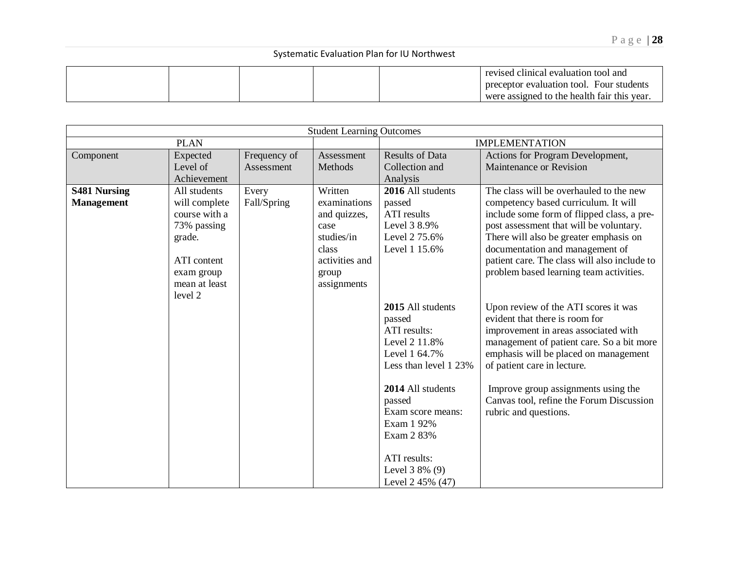| | | | | | revised clinical evaluation tool and preceptor evaluation tool. Four students were assigned to the health fair this year. |
|---|---|---|---|---|---|

| Student Learning Outcomes | | | | | |
|---|---|---|---|---|---|
| PLAN | | | | IMPLEMENTATION | |
| Component | Expected Level of Achievement | Frequency of Assessment | Assessment Methods | Results of Data Collection and Analysis | Actions for Program Development, Maintenance or Revision |
| **S481 Nursing Management** | All students will complete course with a 73% passing grade.<br><br>ATI content exam group mean at least level 2 | Every Fall/Spring | Written examinations and quizzes, case studies/in class activities and group assignments | **2016** All students passed<br>ATI results<br>Level 3 8.9%<br>Level 2 75.6%<br>Level 1 15.6% | The class will be overhauled to the new competency based curriculum. It will include some form of flipped class, a pre-post assessment that will be voluntary. There will also be greater emphasis on documentation and management of patient care. The class will also include to problem based learning team activities. |
| | | | | **2015** All students passed<br>ATI results:<br>Level 2 11.8%<br>Level 1 64.7%<br>Less than level 1 23% | Upon review of the ATI scores it was evident that there is room for improvement in areas associated with management of patient care. So a bit more emphasis will be placed on management of patient care in lecture. |
| | | | | **2014** All students passed<br>Exam score means:<br>Exam 1 92%<br>Exam 2 83%<br><br>ATI results:<br>Level 3 8% (9)<br>Level 2 45% (47) | Improve group assignments using the Canvas tool, refine the Forum Discussion rubric and questions. |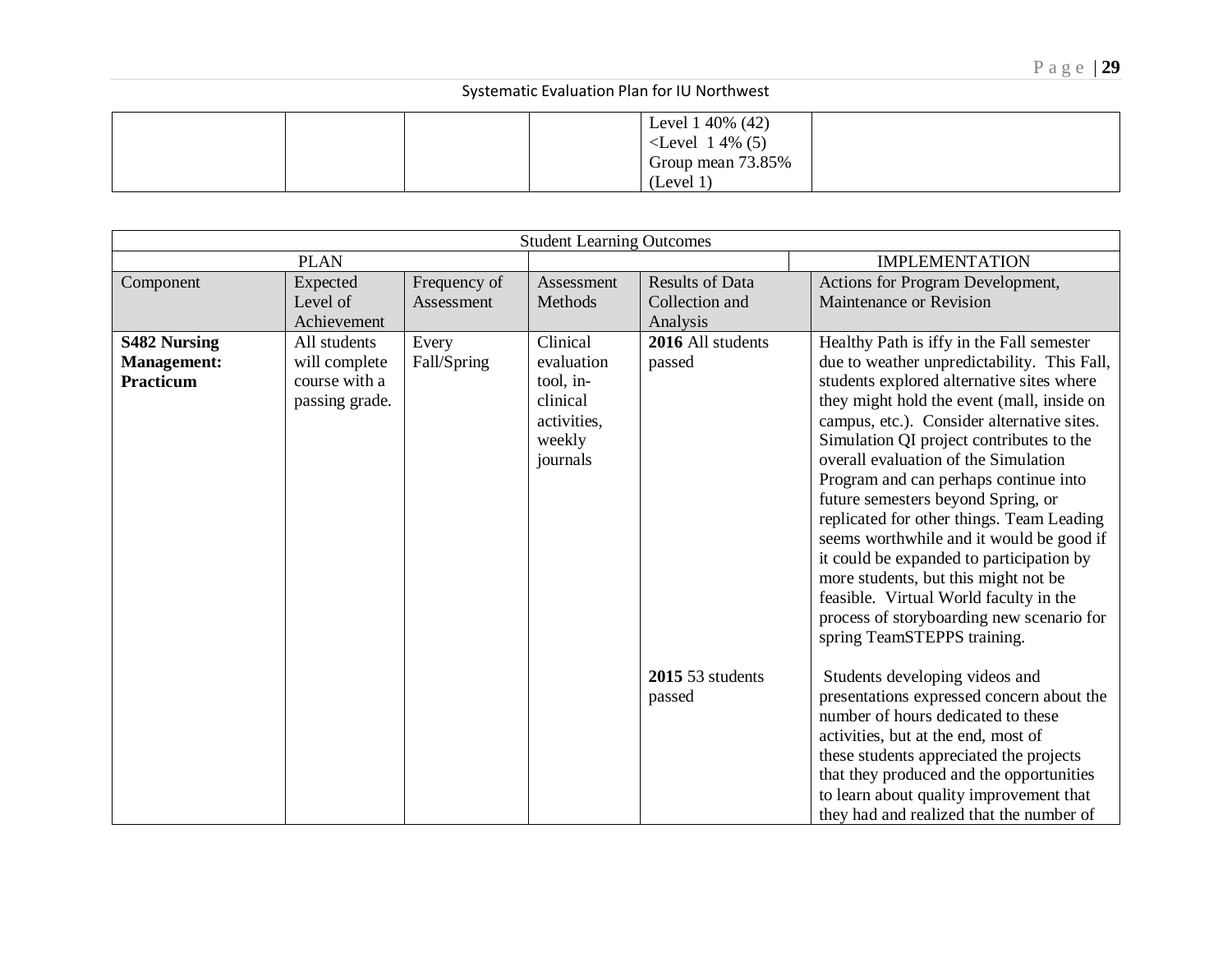| | | | | Level 1 40% (42)<br><Level 1 4% (5)<br>Group mean 73.85%<br>(Level 1) | |
|---|---|---|---|---|---|

| Student Learning Outcomes | | | | | |
|---|---|---|---|---|---|
| PLAN | | | | | IMPLEMENTATION |
| Component | Expected Level of Achievement | Frequency of Assessment | Assessment Methods | Results of Data Collection and Analysis | Actions for Program Development, Maintenance or Revision |
| **S482 Nursing Management: Practicum** | All students will complete course with a passing grade. | Every Fall/Spring | Clinical evaluation tool, in-clinical activities, weekly journals | **2016** All students passed | Healthy Path is iffy in the Fall semester due to weather unpredictability. This Fall, students explored alternative sites where they might hold the event (mall, inside on campus, etc.). Consider alternative sites. Simulation QI project contributes to the overall evaluation of the Simulation Program and can perhaps continue into future semesters beyond Spring, or replicated for other things. Team Leading seems worthwhile and it would be good if it could be expanded to participation by more students, but this might not be feasible. Virtual World faculty in the process of storyboarding new scenario for spring TeamSTEPPS training. |
| | | | | **2015** 53 students passed | Students developing videos and presentations expressed concern about the number of hours dedicated to these activities, but at the end, most of these students appreciated the projects that they produced and the opportunities to learn about quality improvement that they had and realized that the number of |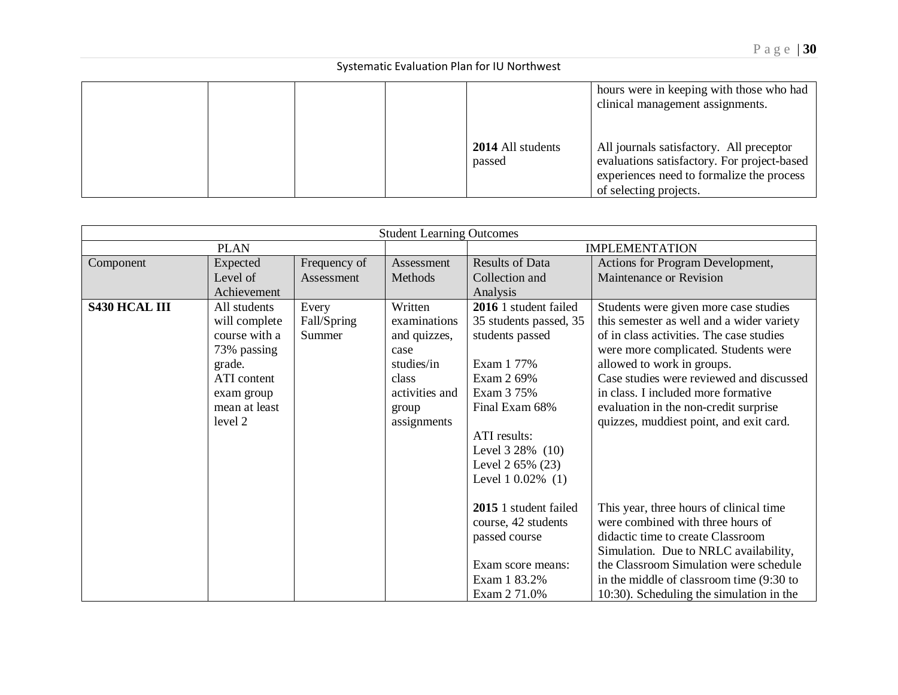| | | | | | |
|---|---|---|---|---|---|
| | | | | | hours were in keeping with those who had clinical management assignments. |
| | | | | **2014** All students passed | All journals satisfactory. All preceptor evaluations satisfactory. For project-based experiences need to formalize the process of selecting projects. |

| Student Learning Outcomes | | | | | |
|---|---|---|---|---|---|
| PLAN | | | | IMPLEMENTATION | |
| Component | Expected Level of Achievement | Frequency of Assessment | Assessment Methods | Results of Data Collection and Analysis | Actions for Program Development, Maintenance or Revision |
| **S430 HCAL III** | All students will complete course with a 73% passing grade.<br>ATI content exam group mean at least level 2 | Every Fall/Spring Summer | Written examinations and quizzes, case studies/in class activities and group assignments | **2016** 1 student failed 35 students passed, 35 students passed<br><br>Exam 1 77%<br>Exam 2 69%<br>Exam 3 75%<br>Final Exam 68%<br><br>ATI results:<br>Level 3 28% (10)<br>Level 2 65% (23)<br>Level 1 0.02% (1) | Students were given more case studies this semester as well and a wider variety of in class activities. The case studies were more complicated. Students were allowed to work in groups.<br>Case studies were reviewed and discussed in class. I included more formative evaluation in the non-credit surprise quizzes, muddiest point, and exit card. |
| | | | | **2015** 1 student failed course, 42 students passed course<br><br>Exam score means:<br>Exam 1 83.2%<br>Exam 2 71.0% | This year, three hours of clinical time were combined with three hours of didactic time to create Classroom Simulation. Due to NRLC availability, the Classroom Simulation were schedule in the middle of classroom time (9:30 to 10:30). Scheduling the simulation in the |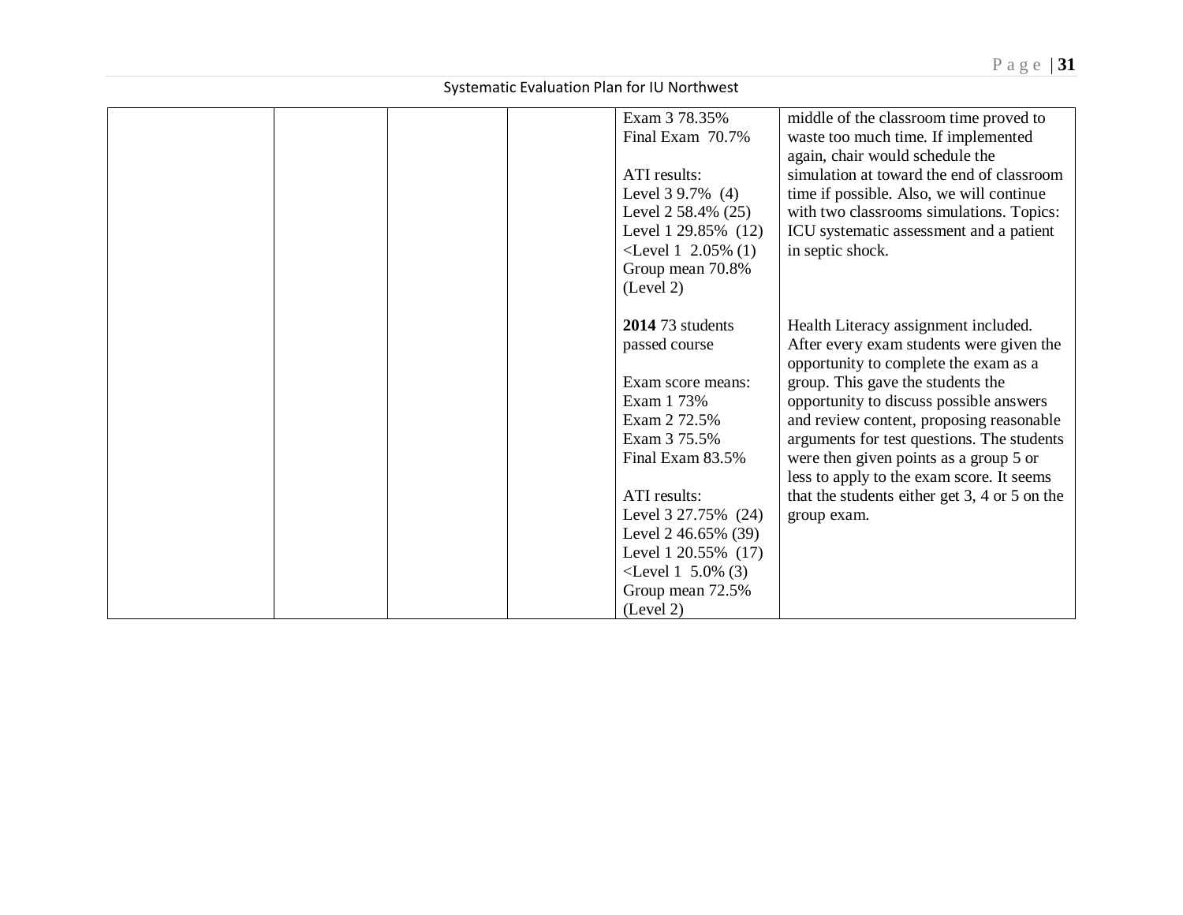|  |  |  |  |  |  |
|---|---|---|---|---|---|
|  |  |  |  | Exam 3 78.35%<br>Final Exam 70.7%<br><br>ATI results:<br>Level 3 9.7% (4)<br>Level 2 58.4% (25)<br>Level 1 29.85% (12)<br><Level 1 2.05% (1)<br>Group mean 70.8% (Level 2) | middle of the classroom time proved to waste too much time. If implemented again, chair would schedule the simulation at toward the end of classroom time if possible. Also, we will continue with two classrooms simulations. Topics: ICU systematic assessment and a patient in septic shock. |
|  |  |  |  | **2014** 73 students passed course<br><br>Exam score means:<br>Exam 1 73%<br>Exam 2 72.5%<br>Exam 3 75.5%<br>Final Exam 83.5%<br><br>ATI results:<br>Level 3 27.75% (24)<br>Level 2 46.65% (39)<br>Level 1 20.55% (17)<br><Level 1 5.0% (3)<br>Group mean 72.5% (Level 2) | Health Literacy assignment included. After every exam students were given the opportunity to complete the exam as a group. This gave the students the opportunity to discuss possible answers and review content, proposing reasonable arguments for test questions. The students were then given points as a group 5 or less to apply to the exam score. It seems that the students either get 3, 4 or 5 on the group exam. |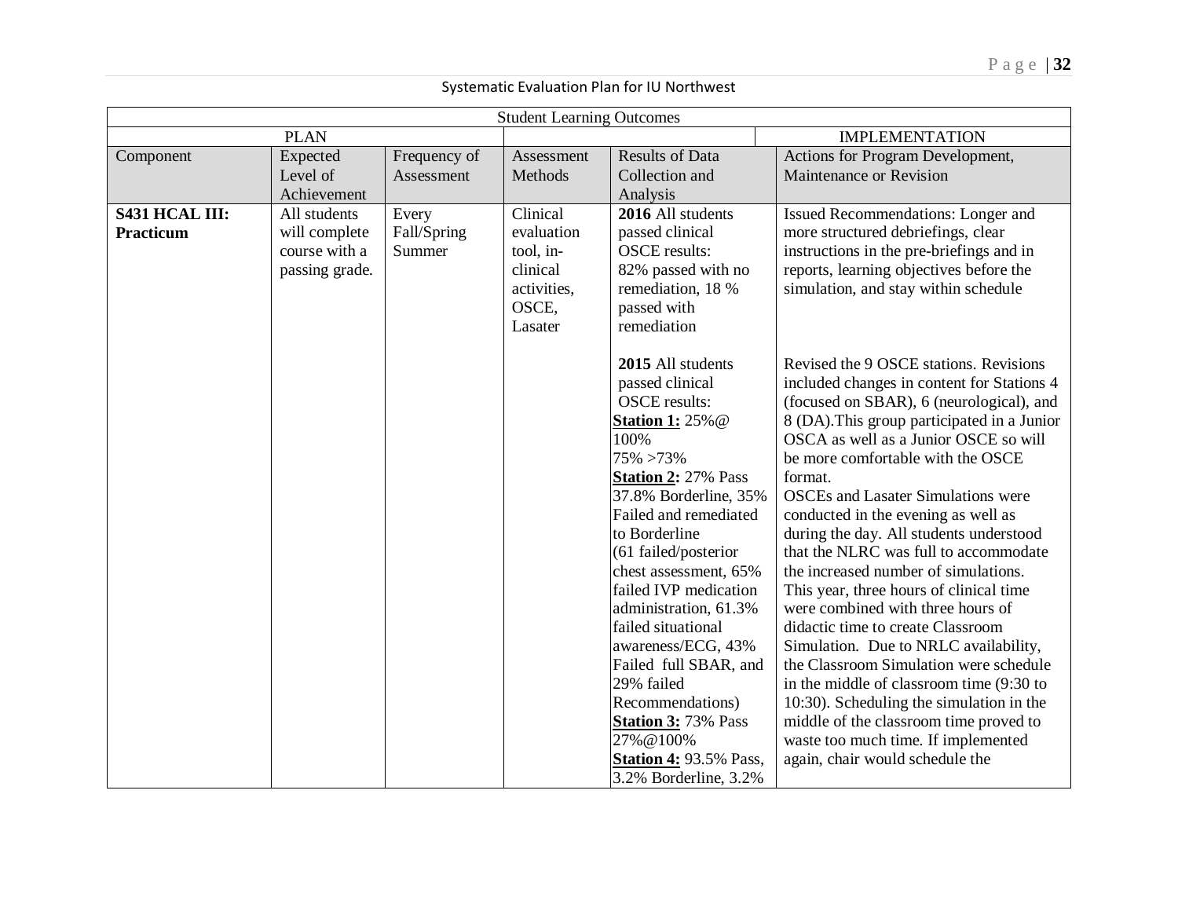Systematic Evaluation Plan for IU Northwest

| Student Learning Outcomes | | | | | |
|---|---|---|---|---|---|
| PLAN | | | | | IMPLEMENTATION |
| Component | Expected Level of Achievement | Frequency of Assessment | Assessment Methods | Results of Data Collection and Analysis | Actions for Program Development, Maintenance or Revision |
| **S431 HCAL III: Practicum** | All students will complete course with a passing grade. | Every Fall/Spring Summer | Clinical evaluation tool, in-clinical activities, OSCE, Lasater | **2016** All students passed clinical OSCE results: 82% passed with no remediation, 18 % passed with remediation | Issued Recommendations: Longer and more structured debriefings, clear instructions in the pre-briefings and in reports, learning objectives before the simulation, and stay within schedule |
| | | | | **2015** All students passed clinical OSCE results: **Station 1:** 25%@ 100% 75% >73% **Station 2:** 27% Pass 37.8% Borderline, 35% Failed and remediated to Borderline (61 failed/posterior chest assessment, 65% failed IVP medication administration, 61.3% failed situational awareness/ECG, 43% Failed full SBAR, and 29% failed Recommendations) **Station 3:** 73% Pass 27%@100% **Station 4:** 93.5% Pass, 3.2% Borderline, 3.2% | Revised the 9 OSCE stations. Revisions included changes in content for Stations 4 (focused on SBAR), 6 (neurological), and 8 (DA).This group participated in a Junior OSCA as well as a Junior OSCE so will be more comfortable with the OSCE format. OSCEs and Lasater Simulations were conducted in the evening as well as during the day. All students understood that the NLRC was full to accommodate the increased number of simulations. This year, three hours of clinical time were combined with three hours of didactic time to create Classroom Simulation. Due to NRLC availability, the Classroom Simulation were schedule in the middle of classroom time (9:30 to 10:30). Scheduling the simulation in the middle of the classroom time proved to waste too much time. If implemented again, chair would schedule the |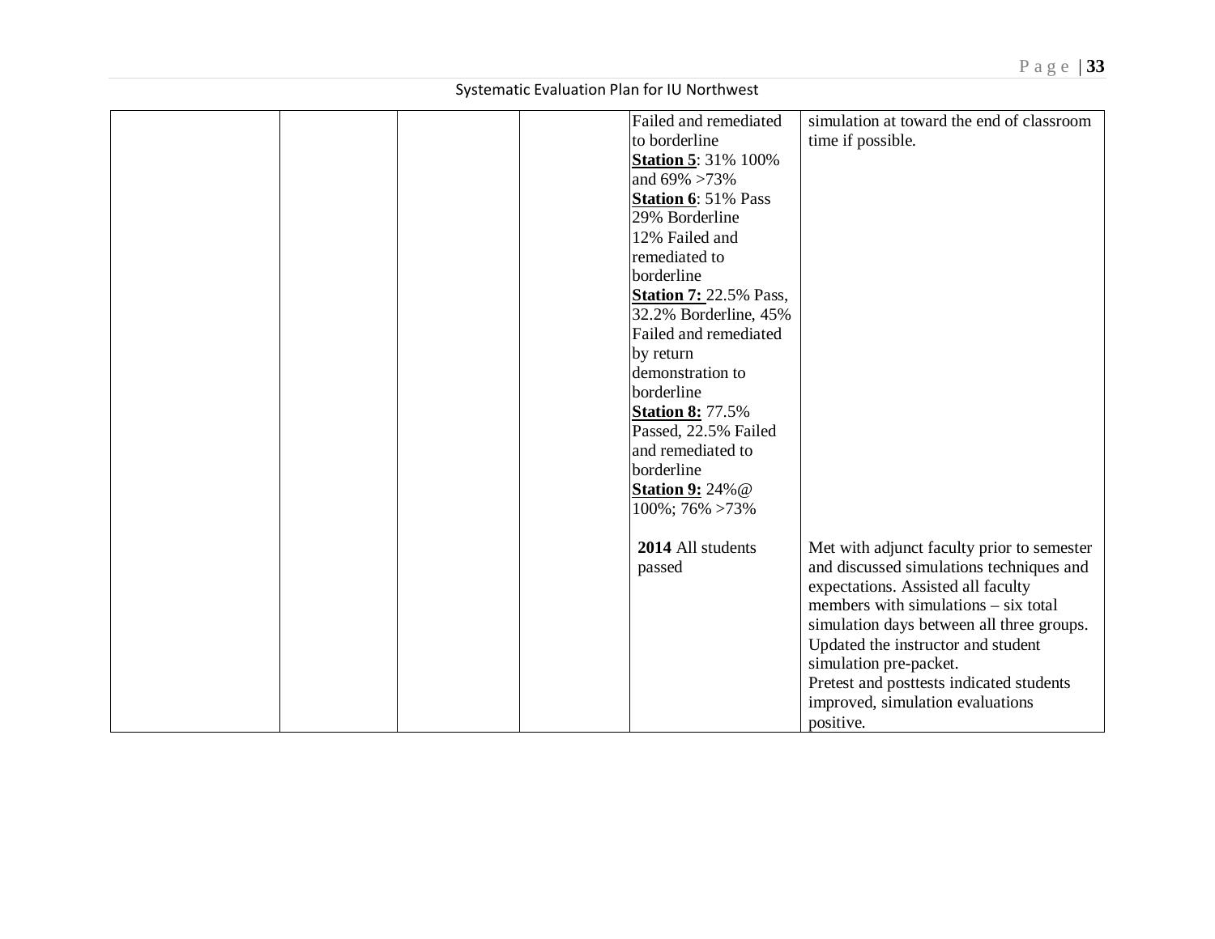| | | | | | |
|---|---|---|---|---|---|
| | | | | Failed and remediated to borderline<br>**Station 5**: 31% 100% and 69% >73%<br>**Station 6**: 51% Pass 29% Borderline 12% Failed and remediated to borderline<br>**Station 7:** 22.5% Pass, 32.2% Borderline, 45% Failed and remediated by return demonstration to borderline<br>**Station 8:** 77.5% Passed, 22.5% Failed and remediated to borderline<br>**Station 9:** 24%@ 100%; 76% >73% | simulation at toward the end of classroom time if possible. |
| | | | | **2014** All students passed | Met with adjunct faculty prior to semester and discussed simulations techniques and expectations. Assisted all faculty members with simulations – six total simulation days between all three groups. Updated the instructor and student simulation pre-packet.<br>Pretest and posttests indicated students improved, simulation evaluations positive. |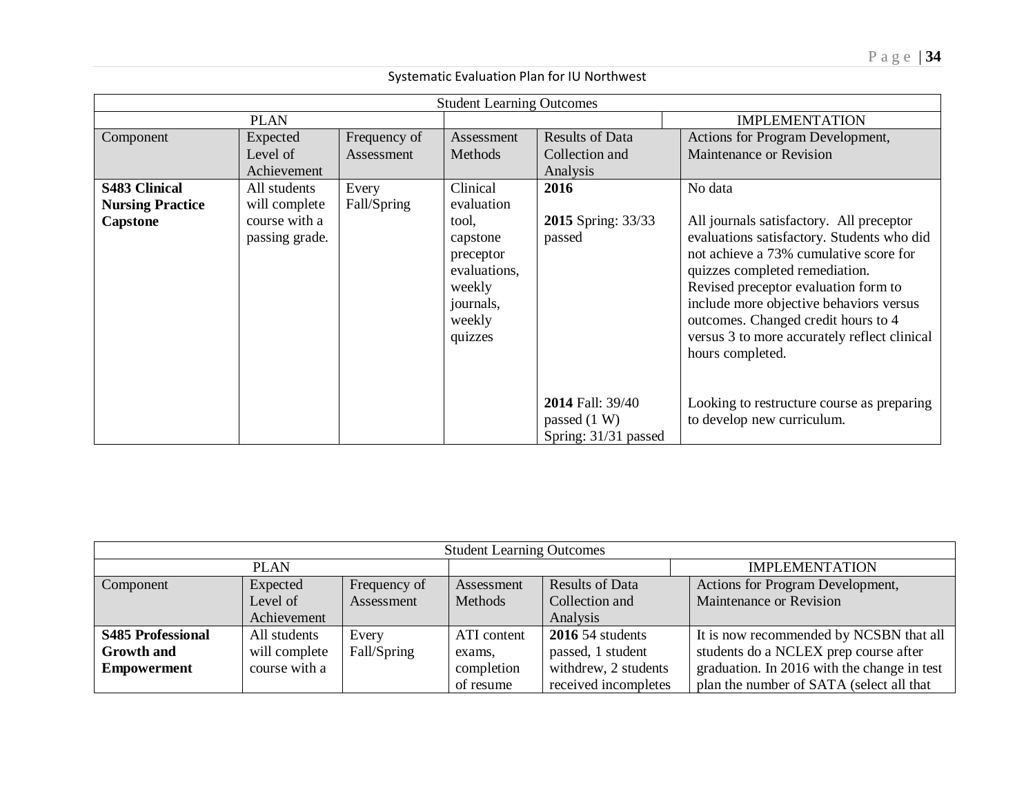Systematic Evaluation Plan for IU Northwest

| Student Learning Outcomes | | | | | |
|---|---|---|---|---|---|
| PLAN | | | | | IMPLEMENTATION |
| Component | Expected Level of Achievement | Frequency of Assessment | Assessment Methods | Results of Data Collection and Analysis | Actions for Program Development, Maintenance or Revision |
| **S483 Clinical Nursing Practice Capstone** | All students will complete course with a passing grade. | Every Fall/Spring | Clinical evaluation tool, capstone preceptor evaluations, weekly journals, weekly quizzes | **2016** | No data |
| | | | | **2015** Spring: 33/33 passed | All journals satisfactory. All preceptor evaluations satisfactory. Students who did not achieve a 73% cumulative score for quizzes completed remediation. Revised preceptor evaluation form to include more objective behaviors versus outcomes. Changed credit hours to 4 versus 3 to more accurately reflect clinical hours completed. |
| | | | | **2014** Fall: 39/40 passed (1 W) Spring: 31/31 passed | Looking to restructure course as preparing to develop new curriculum. |

| Student Learning Outcomes | | | | | |
|---|---|---|---|---|---|
| PLAN | | | | | IMPLEMENTATION |
| Component | Expected Level of Achievement | Frequency of Assessment | Assessment Methods | Results of Data Collection and Analysis | Actions for Program Development, Maintenance or Revision |
| **S485 Professional Growth and Empowerment** | All students will complete course with a | Every Fall/Spring | ATI content exams, completion of resume | **2016** 54 students passed, 1 student withdrew, 2 students received incompletes | It is now recommended by NCSBN that all students do a NCLEX prep course after graduation. In 2016 with the change in test plan the number of SATA (select all that |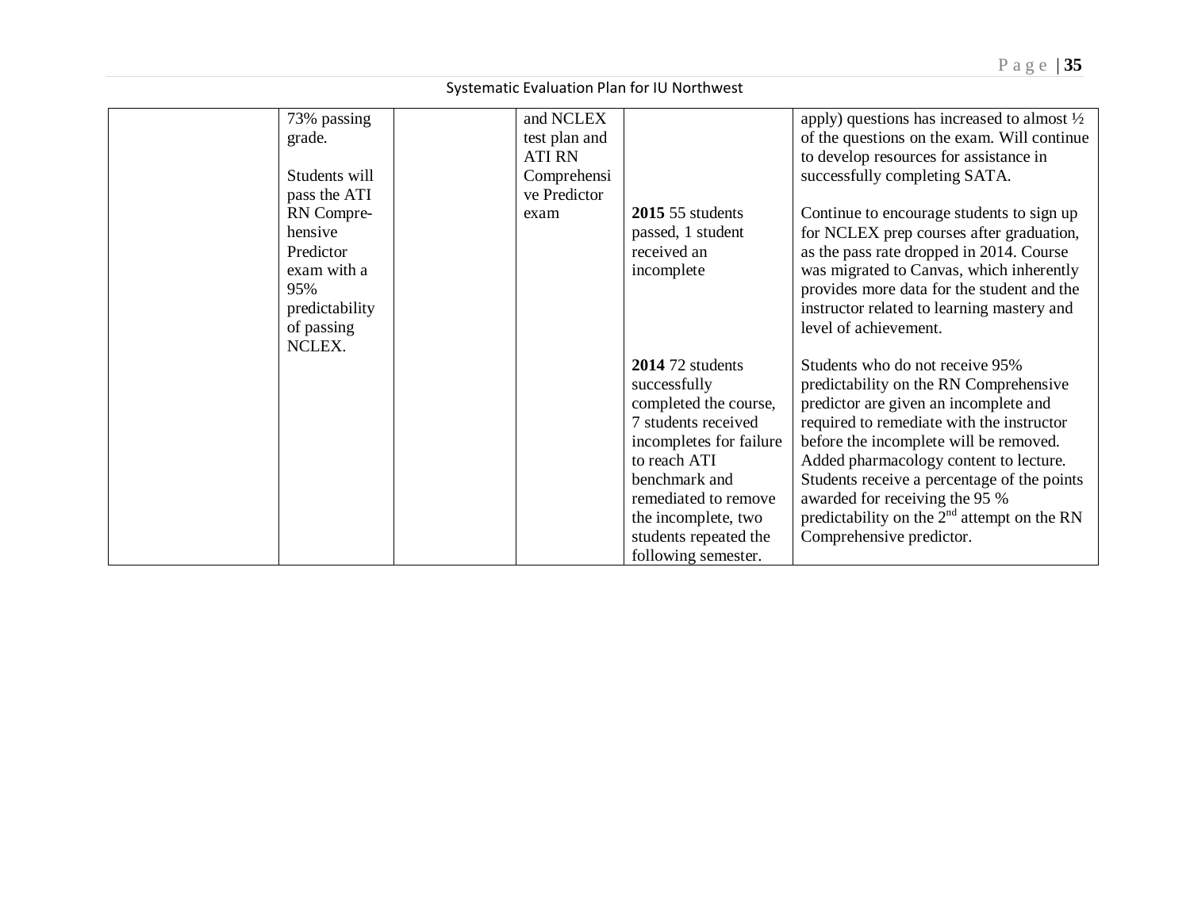| | | | | | |
|---|---|---|---|---|---|
| | 73% passing grade.<br><br>Students will pass the ATI RN Compre-hensive Predictor exam with a 95% predictability of passing NCLEX. | | and NCLEX test plan and ATI RN Comprehensive Predictor exam | **2015** 55 students passed, 1 student received an incomplete | apply) questions has increased to almost ½ of the questions on the exam. Will continue to develop resources for assistance in successfully completing SATA.<br><br>Continue to encourage students to sign up for NCLEX prep courses after graduation, as the pass rate dropped in 2014. Course was migrated to Canvas, which inherently provides more data for the student and the instructor related to learning mastery and level of achievement. |
| | | | | **2014** 72 students successfully completed the course, 7 students received incompletes for failure to reach ATI benchmark and remediated to remove the incomplete, two students repeated the following semester. | Students who do not receive 95% predictability on the RN Comprehensive predictor are given an incomplete and required to remediate with the instructor before the incomplete will be removed. Added pharmacology content to lecture. Students receive a percentage of the points awarded for receiving the 95 % predictability on the 2nd attempt on the RN Comprehensive predictor. |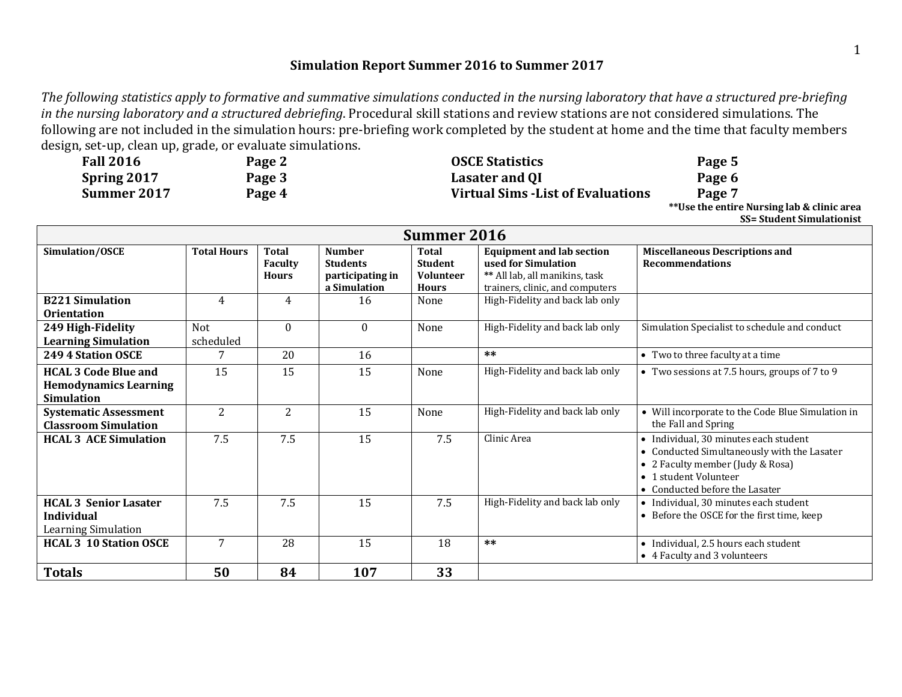## Simulation Report Summer 2016 to Summer 2017

*The following statistics apply to formative and summative simulations conducted in the nursing laboratory that have a structured pre-briefing in the nursing laboratory and a structured debriefing.* Procedural skill stations and review stations are not considered simulations. The following are not included in the simulation hours: pre-briefing work completed by the student at home and the time that faculty members design, set-up, clean up, grade, or evaluate simulations.

| | | | |
|---|---|---|---|
| **Fall 2016** | **Page 2** | **OSCE Statistics** | **Page 5** |
| **Spring 2017** | **Page 3** | **Lasater and QI** | **Page 6** |
| **Summer 2017** | **Page 4** | **Virtual Sims -List of Evaluations** | **Page 7** |

**\*\*Use the entire Nursing lab & clinic area**
**SS= Student Simulationist**

| **Summer 2016** | | | | | | |
|---|---|---|---|---|---|---|
| **Simulation/OSCE** | **Total Hours** | **Total Faculty Hours** | **Number Students participating in a Simulation** | **Total Student Volunteer Hours** | **Equipment and lab section used for Simulation** ** All lab, all manikins, task trainers, clinic, and computers | **Miscellaneous Descriptions and Recommendations** |
| **B221 Simulation Orientation** | 4 | 4 | 16 | None | High-Fidelity and back lab only | |
| **249 High-Fidelity Learning Simulation** | Not scheduled | 0 | 0 | None | High-Fidelity and back lab only | Simulation Specialist to schedule and conduct |
| **249 4 Station OSCE** | 7 | 20 | 16 | | ** | • Two to three faculty at a time |
| **HCAL 3 Code Blue and Hemodynamics Learning Simulation** | 15 | 15 | 15 | None | High-Fidelity and back lab only | • Two sessions at 7.5 hours, groups of 7 to 9 |
| **Systematic Assessment Classroom Simulation** | 2 | 2 | 15 | None | High-Fidelity and back lab only | • Will incorporate to the Code Blue Simulation in the Fall and Spring |
| **HCAL 3 ACE Simulation** | 7.5 | 7.5 | 15 | 7.5 | Clinic Area | • Individual, 30 minutes each student<br>• Conducted Simultaneously with the Lasater<br>• 2 Faculty member (Judy & Rosa)<br>• 1 student Volunteer<br>• Conducted before the Lasater |
| **HCAL 3 Senior Lasater Individual** Learning Simulation | 7.5 | 7.5 | 15 | 7.5 | High-Fidelity and back lab only | • Individual, 30 minutes each student<br>• Before the OSCE for the first time, keep |
| **HCAL 3 10 Station OSCE** | 7 | 28 | 15 | 18 | ** | • Individual, 2.5 hours each student<br>• 4 Faculty and 3 volunteers |
| **Totals** | **50** | **84** | **107** | **33** | | |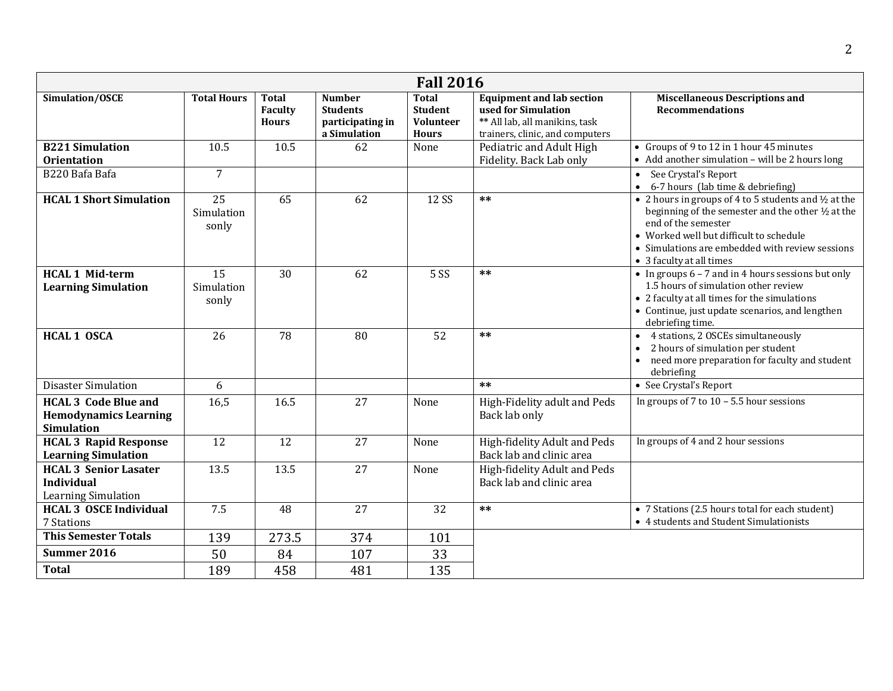| Fall 2016 | | | | | | |
|---|---|---|---|---|---|---|
| **Simulation/OSCE** | **Total Hours** | **Total Faculty Hours** | **Number Students participating in a Simulation** | **Total Student Volunteer Hours** | **Equipment and lab section used for Simulation** ** All lab, all manikins, task trainers, clinic, and computers | **Miscellaneous Descriptions and Recommendations** |
| **B221 Simulation Orientation** | 10.5 | 10.5 | 62 | None | Pediatric and Adult High Fidelity. Back Lab only | • Groups of 9 to 12 in 1 hour 45 minutes • Add another simulation – will be 2 hours long |
| B220 Bafa Bafa | 7 | | | | | • See Crystal's Report • 6-7 hours (lab time & debriefing) |
| **HCAL 1 Short Simulation** | 25 Simulation sonly | 65 | 62 | 12 SS | ** | • 2 hours in groups of 4 to 5 students and ½ at the beginning of the semester and the other ½ at the end of the semester • Worked well but difficult to schedule • Simulations are embedded with review sessions • 3 faculty at all times |
| **HCAL 1 Mid-term Learning Simulation** | 15 Simulation sonly | 30 | 62 | 5 SS | ** | • In groups 6 – 7 and in 4 hours sessions but only 1.5 hours of simulation other review • 2 faculty at all times for the simulations • Continue, just update scenarios, and lengthen debriefing time. |
| **HCAL 1 OSCA** | 26 | 78 | 80 | 52 | ** | • 4 stations, 2 OSCEs simultaneously • 2 hours of simulation per student • need more preparation for faculty and student debriefing |
| Disaster Simulation | 6 | | | | ** | • See Crystal's Report |
| **HCAL 3 Code Blue and Hemodynamics Learning Simulation** | 16,5 | 16.5 | 27 | None | High-Fidelity adult and Peds Back lab only | In groups of 7 to 10 – 5.5 hour sessions |
| **HCAL 3 Rapid Response Learning Simulation** | 12 | 12 | 27 | None | High-fidelity Adult and Peds Back lab and clinic area | In groups of 4 and 2 hour sessions |
| **HCAL 3 Senior Lasater Individual** Learning Simulation | 13.5 | 13.5 | 27 | None | High-fidelity Adult and Peds Back lab and clinic area | |
| **HCAL 3 OSCE Individual** 7 Stations | 7.5 | 48 | 27 | 32 | ** | • 7 Stations (2.5 hours total for each student) • 4 students and Student Simulationists |
| **This Semester Totals** | 139 | 273.5 | 374 | 101 | | |
| **Summer 2016** | 50 | 84 | 107 | 33 | | |
| **Total** | 189 | 458 | 481 | 135 | | |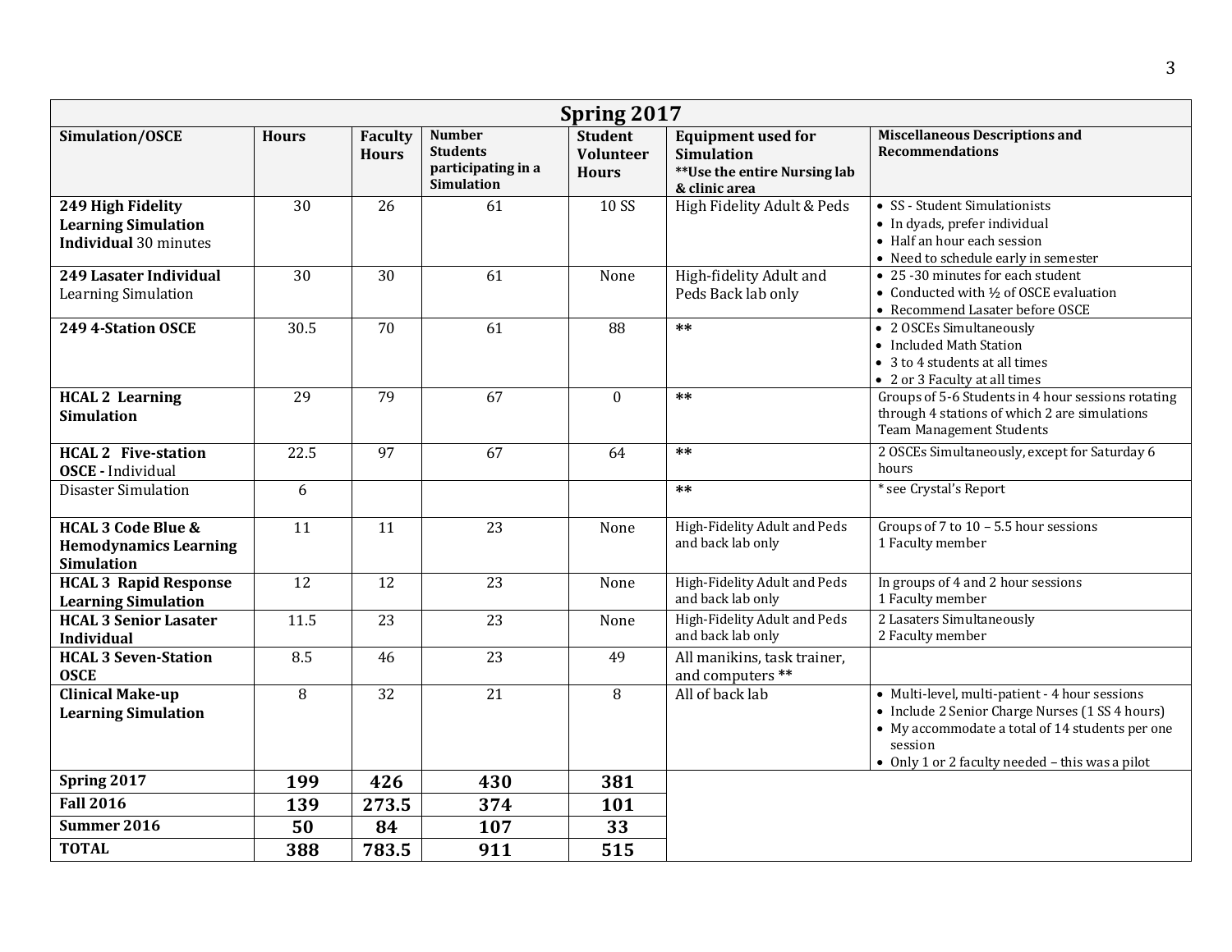| Spring 2017 | | | | | | |
|---|---|---|---|---|---|---|
| **Simulation/OSCE** | **Hours** | **Faculty Hours** | **Number Students participating in a Simulation** | **Student Volunteer Hours** | **Equipment used for Simulation** **Use the entire Nursing lab & clinic area** | **Miscellaneous Descriptions and Recommendations** |
| **249 High Fidelity Learning Simulation Individual** 30 minutes | 30 | 26 | 61 | 10 SS | High Fidelity Adult & Peds | • SS - Student Simulationists • In dyads, prefer individual • Half an hour each session • Need to schedule early in semester |
| **249 Lasater Individual** Learning Simulation | 30 | 30 | 61 | None | High-fidelity Adult and Peds Back lab only | • 25 -30 minutes for each student • Conducted with ½ of OSCE evaluation • Recommend Lasater before OSCE |
| **249 4-Station OSCE** | 30.5 | 70 | 61 | 88 | ** | • 2 OSCEs Simultaneously • Included Math Station • 3 to 4 students at all times • 2 or 3 Faculty at all times |
| **HCAL 2 Learning Simulation** | 29 | 79 | 67 | 0 | ** | Groups of 5-6 Students in 4 hour sessions rotating through 4 stations of which 2 are simulations Team Management Students |
| **HCAL 2 Five-station OSCE -** Individual | 22.5 | 97 | 67 | 64 | ** | 2 OSCEs Simultaneously, except for Saturday 6 hours |
| Disaster Simulation | 6 | | | | ** | * see Crystal's Report |
| **HCAL 3 Code Blue & Hemodynamics Learning Simulation** | 11 | 11 | 23 | None | High-Fidelity Adult and Peds and back lab only | Groups of 7 to 10 – 5.5 hour sessions 1 Faculty member |
| **HCAL 3 Rapid Response Learning Simulation** | 12 | 12 | 23 | None | High-Fidelity Adult and Peds and back lab only | In groups of 4 and 2 hour sessions 1 Faculty member |
| **HCAL 3 Senior Lasater Individual** | 11.5 | 23 | 23 | None | High-Fidelity Adult and Peds and back lab only | 2 Lasaters Simultaneously 2 Faculty member |
| **HCAL 3 Seven-Station OSCE** | 8.5 | 46 | 23 | 49 | All manikins, task trainer, and computers ** | |
| **Clinical Make-up Learning Simulation** | 8 | 32 | 21 | 8 | All of back lab | • Multi-level, multi-patient - 4 hour sessions • Include 2 Senior Charge Nurses (1 SS 4 hours) • My accommodate a total of 14 students per one session • Only 1 or 2 faculty needed – this was a pilot |
| **Spring 2017** | **199** | **426** | **430** | **381** | | |
| **Fall 2016** | **139** | **273.5** | **374** | **101** | | |
| **Summer 2016** | **50** | **84** | **107** | **33** | | |
| **TOTAL** | **388** | **783.5** | **911** | **515** | | |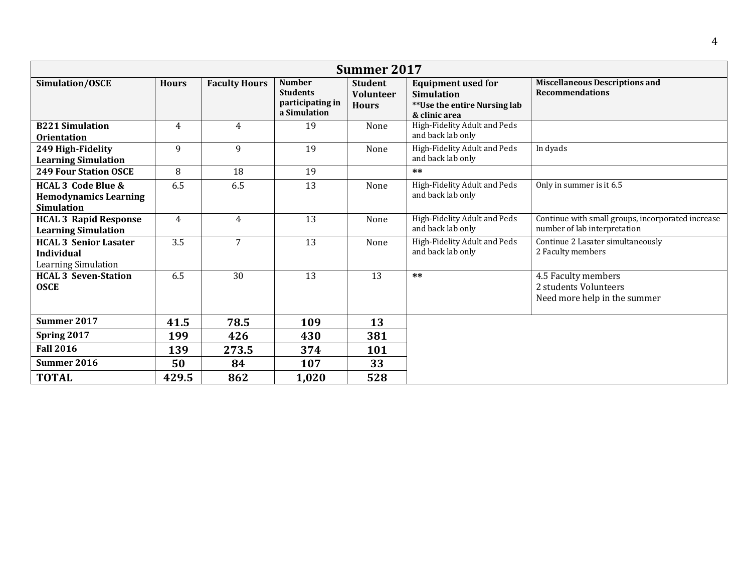| Summer 2017 | | | | | | |
|---|---|---|---|---|---|---|
| **Simulation/OSCE** | **Hours** | **Faculty Hours** | **Number Students participating in a Simulation** | **Student Volunteer Hours** | **Equipment used for Simulation** **Use the entire Nursing lab & clinic area** | **Miscellaneous Descriptions and Recommendations** |
| **B221 Simulation Orientation** | 4 | 4 | 19 | None | High-Fidelity Adult and Peds and back lab only | |
| **249 High-Fidelity Learning Simulation** | 9 | 9 | 19 | None | High-Fidelity Adult and Peds and back lab only | In dyads |
| **249 Four Station OSCE** | 8 | 18 | 19 | | ** | |
| **HCAL 3 Code Blue & Hemodynamics Learning Simulation** | 6.5 | 6.5 | 13 | None | High-Fidelity Adult and Peds and back lab only | Only in summer is it 6.5 |
| **HCAL 3 Rapid Response Learning Simulation** | 4 | 4 | 13 | None | High-Fidelity Adult and Peds and back lab only | Continue with small groups, incorporated increase number of lab interpretation |
| **HCAL 3 Senior Lasater Individual** Learning Simulation | 3.5 | 7 | 13 | None | High-Fidelity Adult and Peds and back lab only | Continue 2 Lasater simultaneously 2 Faculty members |
| **HCAL 3 Seven-Station OSCE** | 6.5 | 30 | 13 | 13 | ** | 4.5 Faculty members 2 students Volunteers Need more help in the summer |
| **Summer 2017** | **41.5** | **78.5** | **109** | **13** | | |
| **Spring 2017** | **199** | **426** | **430** | **381** | | |
| **Fall 2016** | **139** | **273.5** | **374** | **101** | | |
| **Summer 2016** | **50** | **84** | **107** | **33** | | |
| **TOTAL** | **429.5** | **862** | **1,020** | **528** | | |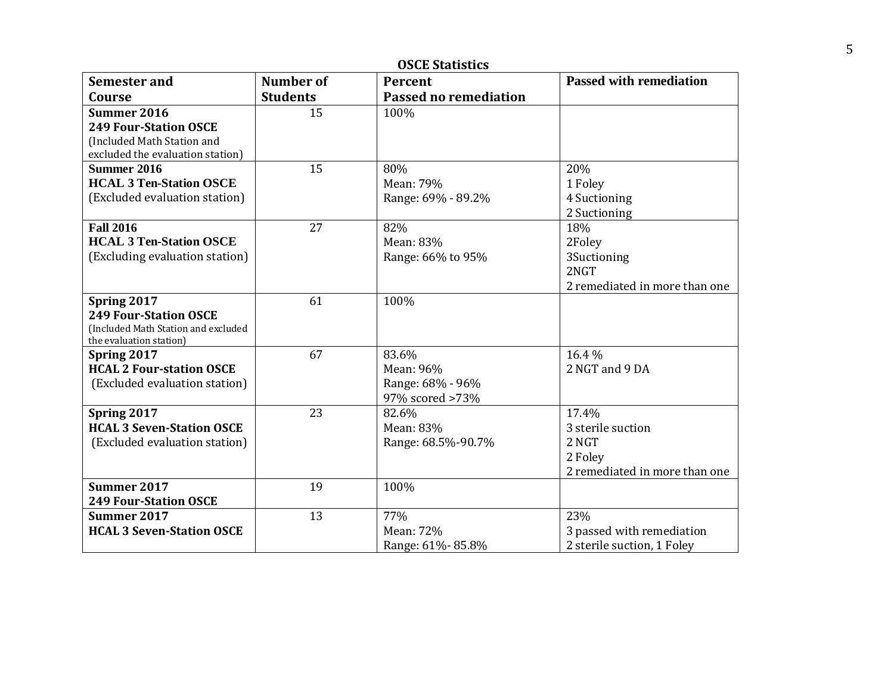**OSCE Statistics**

| Semester and Course | Number of Students | Percent Passed no remediation | Passed with remediation |
|---|---|---|---|
| **Summer 2016** **249 Four-Station OSCE** (Included Math Station and excluded the evaluation station) | 15 | 100% | |
| **Summer 2016** **HCAL 3 Ten-Station OSCE** (Excluded evaluation station) | 15 | 80% Mean: 79% Range: 69% - 89.2% | 20% 1 Foley 4 Suctioning 2 Suctioning |
| **Fall 2016** **HCAL 3 Ten-Station OSCE** (Excluding evaluation station) | 27 | 82% Mean: 83% Range: 66% to 95% | 18% 2Foley 3Suctioning 2NGT 2 remediated in more than one |
| **Spring 2017** **249 Four-Station OSCE** (Included Math Station and excluded the evaluation station) | 61 | 100% | |
| **Spring 2017** **HCAL 2 Four-station OSCE** (Excluded evaluation station) | 67 | 83.6% Mean: 96% Range: 68% - 96% 97% scored >73% | 16.4 % 2 NGT and 9 DA |
| **Spring 2017** **HCAL 3 Seven-Station OSCE** (Excluded evaluation station) | 23 | 82.6% Mean: 83% Range: 68.5%-90.7% | 17.4% 3 sterile suction 2 NGT 2 Foley 2 remediated in more than one |
| **Summer 2017** **249 Four-Station OSCE** | 19 | 100% | |
| **Summer 2017** **HCAL 3 Seven-Station OSCE** | 13 | 77% Mean: 72% Range: 61%- 85.8% | 23% 3 passed with remediation 2 sterile suction, 1 Foley |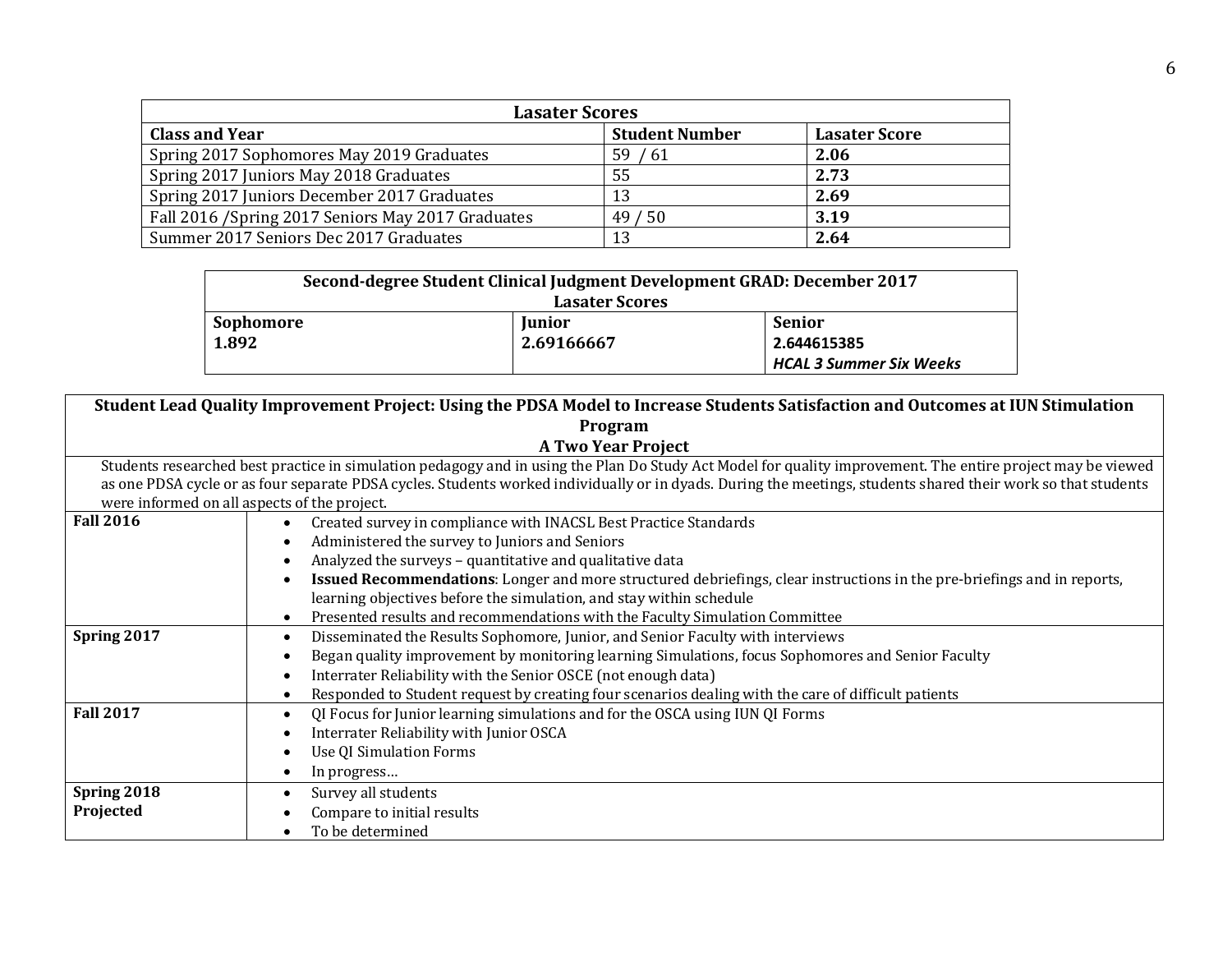| Lasater Scores | | |
|---|---|---|
| **Class and Year** | **Student Number** | **Lasater Score** |
| Spring 2017 Sophomores May 2019 Graduates | 59 / 61 | **2.06** |
| Spring 2017 Juniors May 2018 Graduates | 55 | **2.73** |
| Spring 2017 Juniors December 2017 Graduates | 13 | **2.69** |
| Fall 2016 /Spring 2017 Seniors May 2017 Graduates | 49 / 50 | **3.19** |
| Summer 2017 Seniors Dec 2017 Graduates | 13 | **2.64** |

| Second-degree Student Clinical Judgment Development GRAD: December 2017 Lasater Scores | | |
|---|---|---|
| **Sophomore** | **Junior** | **Senior** |
| **1.892** | **2.69166667** | **2.644615385** ***HCAL 3 Summer Six Weeks*** |

| Student Lead Quality Improvement Project: Using the PDSA Model to Increase Students Satisfaction and Outcomes at IUN Stimulation Program A Two Year Project | |
|---|---|
| Students researched best practice in simulation pedagogy and in using the Plan Do Study Act Model for quality improvement. The entire project may be viewed as one PDSA cycle or as four separate PDSA cycles. Students worked individually or in dyads. During the meetings, students shared their work so that students were informed on all aspects of the project. | |
| **Fall 2016** | • Created survey in compliance with INACSL Best Practice Standards<br>• Administered the survey to Juniors and Seniors<br>• Analyzed the surveys – quantitative and qualitative data<br>• **Issued Recommendations**: Longer and more structured debriefings, clear instructions in the pre-briefings and in reports, learning objectives before the simulation, and stay within schedule<br>• Presented results and recommendations with the Faculty Simulation Committee |
| **Spring 2017** | • Disseminated the Results Sophomore, Junior, and Senior Faculty with interviews<br>• Began quality improvement by monitoring learning Simulations, focus Sophomores and Senior Faculty<br>• Interrater Reliability with the Senior OSCE (not enough data)<br>• Responded to Student request by creating four scenarios dealing with the care of difficult patients |
| **Fall 2017** | • QI Focus for Junior learning simulations and for the OSCA using IUN QI Forms<br>• Interrater Reliability with Junior OSCA<br>• Use QI Simulation Forms<br>• In progress… |
| **Spring 2018 Projected** | • Survey all students<br>• Compare to initial results<br>• To be determined |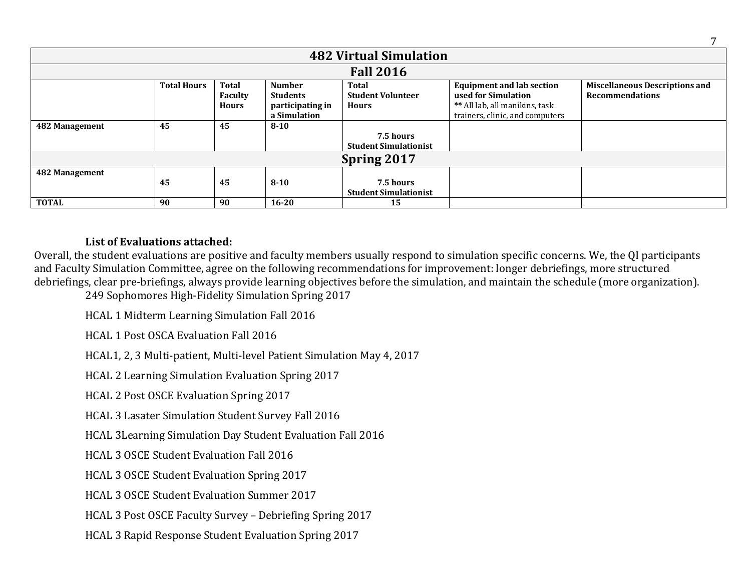| 482 Virtual Simulation | | | | | | |
|---|---|---|---|---|---|---|
| **Fall 2016** | | | | | | |
| | **Total Hours** | **Total Faculty Hours** | **Number Students participating in a Simulation** | **Total Student Volunteer Hours** | **Equipment and lab section used for Simulation** ** All lab, all manikins, task trainers, clinic, and computers | **Miscellaneous Descriptions and Recommendations** |
| **482 Management** | **45** | **45** | **8-10** | **7.5 hours Student Simulationist** | | |
| **Spring 2017** | | | | | | |
| **482 Management** | **45** | **45** | **8-10** | **7.5 hours Student Simulationist** | | |
| **TOTAL** | **90** | **90** | **16-20** | **15** | | |

**List of Evaluations attached:**

Overall, the student evaluations are positive and faculty members usually respond to simulation specific concerns. We, the QI participants and Faculty Simulation Committee, agree on the following recommendations for improvement: longer debriefings, more structured debriefings, clear pre-briefings, always provide learning objectives before the simulation, and maintain the schedule (more organization).

249 Sophomores High-Fidelity Simulation Spring 2017

HCAL 1 Midterm Learning Simulation Fall 2016

HCAL 1 Post OSCA Evaluation Fall 2016

HCAL1, 2, 3 Multi-patient, Multi-level Patient Simulation May 4, 2017

HCAL 2 Learning Simulation Evaluation Spring 2017

HCAL 2 Post OSCE Evaluation Spring 2017

HCAL 3 Lasater Simulation Student Survey Fall 2016

HCAL 3Learning Simulation Day Student Evaluation Fall 2016

HCAL 3 OSCE Student Evaluation Fall 2016

HCAL 3 OSCE Student Evaluation Spring 2017

HCAL 3 OSCE Student Evaluation Summer 2017

HCAL 3 Post OSCE Faculty Survey – Debriefing Spring 2017

HCAL 3 Rapid Response Student Evaluation Spring 2017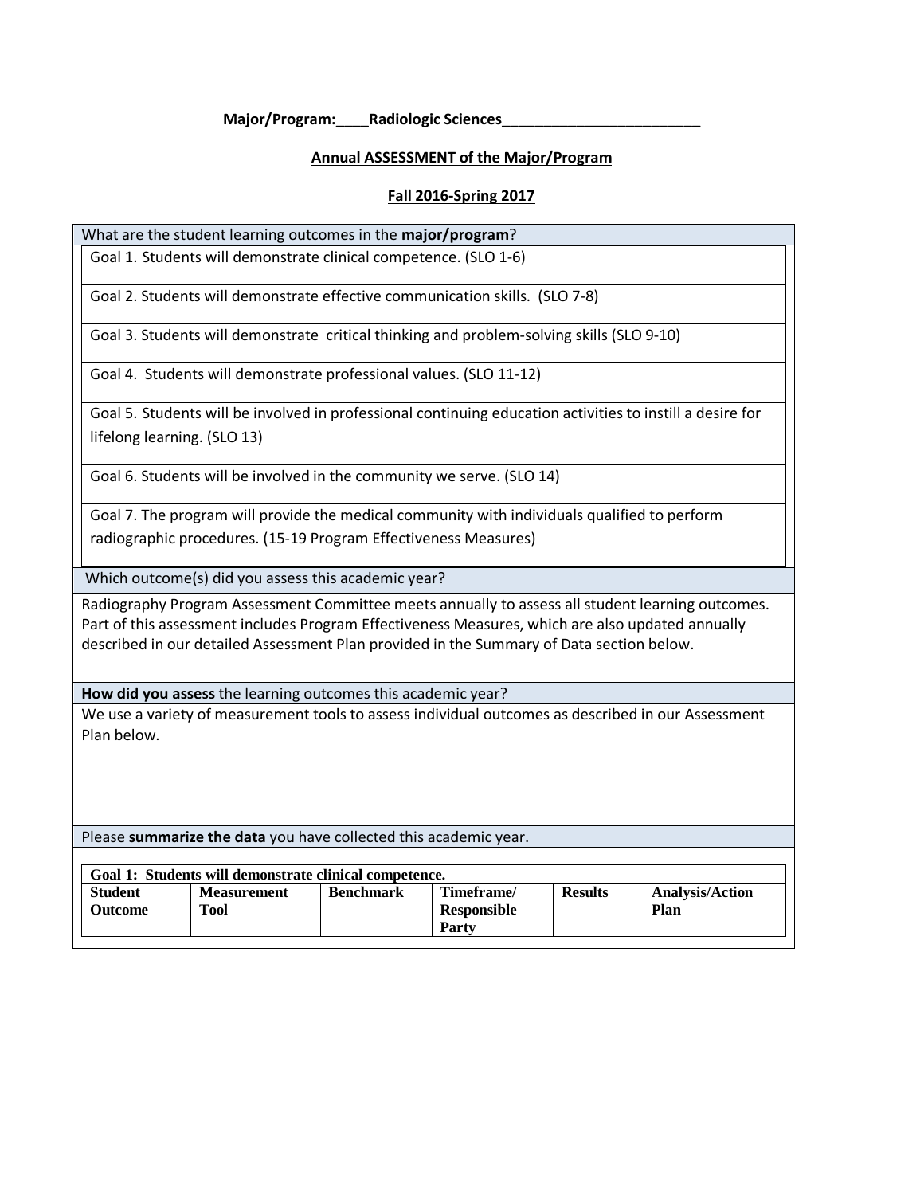**Major/Program:\_\_\_\_Radiologic Sciences\_\_\_\_\_\_\_\_\_\_\_\_\_\_\_\_\_\_\_\_\_\_\_\_\_\_**

**Annual ASSESSMENT of the Major/Program**

**Fall 2016-Spring 2017**

| What are the student learning outcomes in the **major/program**? |
|---|
| Goal 1. Students will demonstrate clinical competence. (SLO 1-6) |
| Goal 2. Students will demonstrate effective communication skills. (SLO 7-8) |
| Goal 3. Students will demonstrate critical thinking and problem-solving skills (SLO 9-10) |
| Goal 4. Students will demonstrate professional values. (SLO 11-12) |
| Goal 5. Students will be involved in professional continuing education activities to instill a desire for lifelong learning. (SLO 13) |
| Goal 6. Students will be involved in the community we serve. (SLO 14) |
| Goal 7. The program will provide the medical community with individuals qualified to perform radiographic procedures. (15-19 Program Effectiveness Measures) |

| Which outcome(s) did you assess this academic year? |
|---|
| Radiography Program Assessment Committee meets annually to assess all student learning outcomes. Part of this assessment includes Program Effectiveness Measures, which are also updated annually described in our detailed Assessment Plan provided in the Summary of Data section below. |

| **How did you assess** the learning outcomes this academic year? |
|---|
| We use a variety of measurement tools to assess individual outcomes as described in our Assessment Plan below. |

Please **summarize the data** you have collected this academic year.

| **Goal 1: Students will demonstrate clinical competence.** | | | | | |
|---|---|---|---|---|---|
| **Student Outcome** | **Measurement Tool** | **Benchmark** | **Timeframe/ Responsible Party** | **Results** | **Analysis/Action Plan** |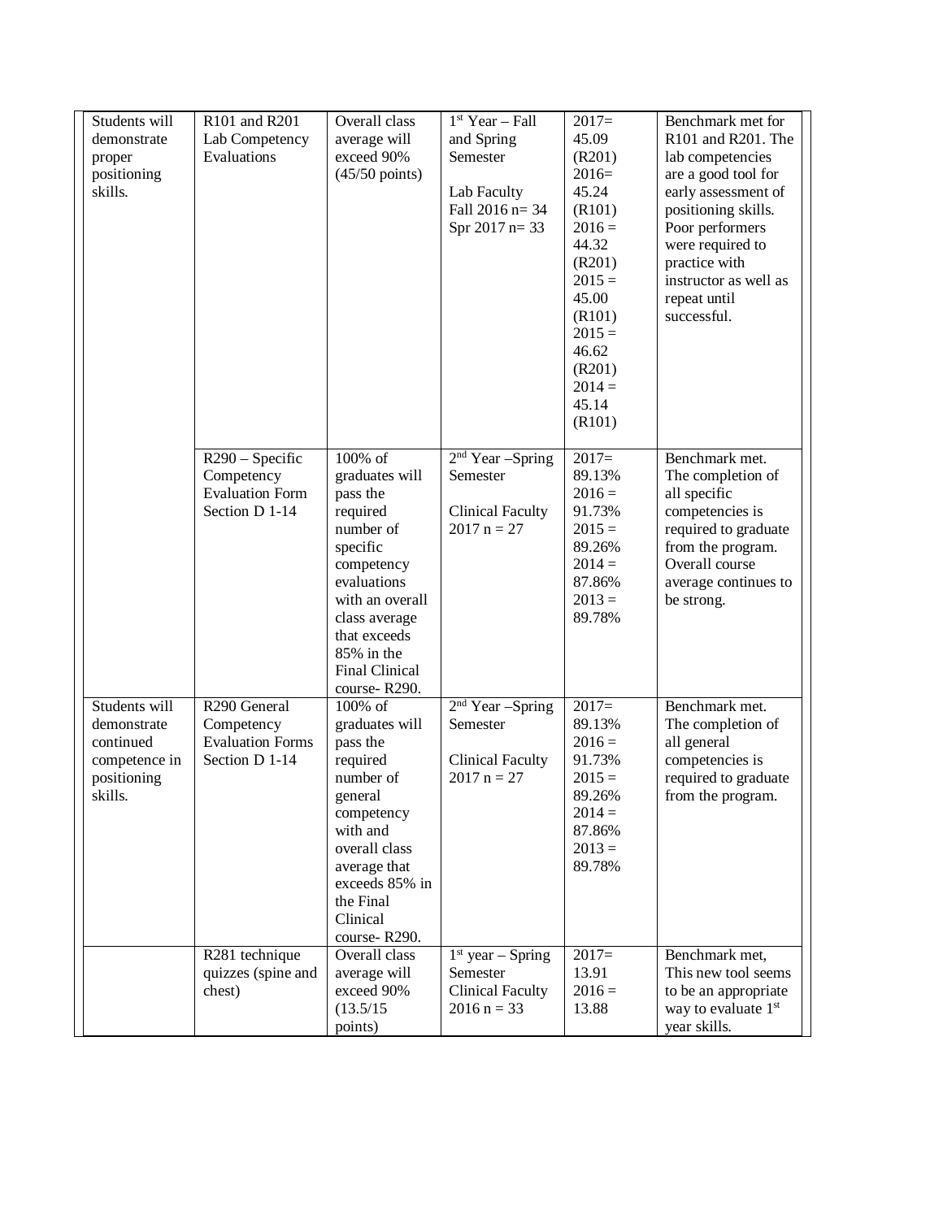| | | | | | |
|---|---|---|---|---|---|
| Students will demonstrate proper positioning skills. | R101 and R201 Lab Competency Evaluations | Overall class average will exceed 90% (45/50 points) | 1st Year – Fall and Spring Semester<br><br>Lab Faculty Fall 2016 n= 34 Spr 2017 n= 33 | 2017= 45.09 (R201) 2016= 45.24 (R101) 2016 = 44.32 (R201) 2015 = 45.00 (R101) 2015 = 46.62 (R201) 2014 = 45.14 (R101) | Benchmark met for R101 and R201. The lab competencies are a good tool for early assessment of positioning skills. Poor performers were required to practice with instructor as well as repeat until successful. |
| | R290 – Specific Competency Evaluation Form Section D 1-14 | 100% of graduates will pass the required number of specific competency evaluations with an overall class average that exceeds 85% in the Final Clinical course- R290. | 2nd Year –Spring Semester<br><br>Clinical Faculty 2017 n = 27 | 2017= 89.13% 2016 = 91.73% 2015 = 89.26% 2014 = 87.86% 2013 = 89.78% | Benchmark met. The completion of all specific competencies is required to graduate from the program. Overall course average continues to be strong. |
| Students will demonstrate continued competence in positioning skills. | R290 General Competency Evaluation Forms Section D 1-14 | 100% of graduates will pass the required number of general competency with and overall class average that exceeds 85% in the Final Clinical course- R290. | 2nd Year –Spring Semester<br><br>Clinical Faculty 2017 n = 27 | 2017= 89.13% 2016 = 91.73% 2015 = 89.26% 2014 = 87.86% 2013 = 89.78% | Benchmark met. The completion of all general competencies is required to graduate from the program. |
| | R281 technique quizzes (spine and chest) | Overall class average will exceed 90% (13.5/15 points) | 1st year – Spring Semester Clinical Faculty 2016 n = 33 | 2017= 13.91 2016 = 13.88 | Benchmark met, This new tool seems to be an appropriate way to evaluate 1st year skills. |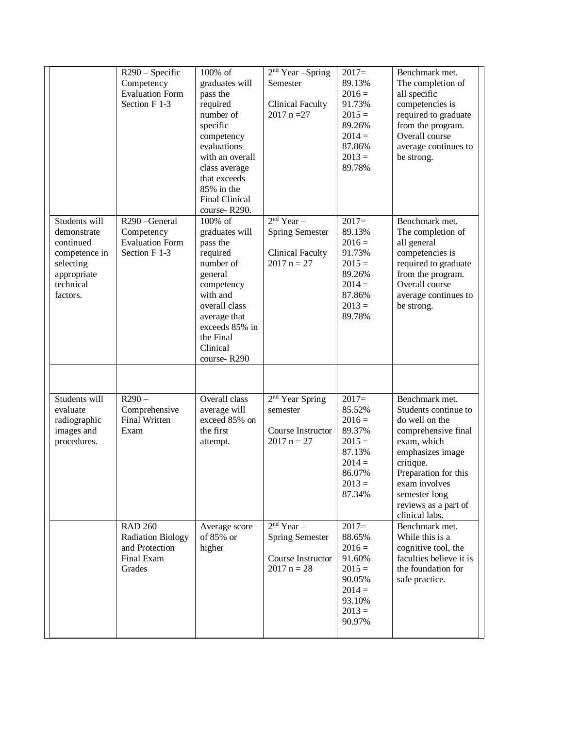|  |  |  |  |  |  |
|---|---|---|---|---|---|
|  | R290 – Specific Competency Evaluation Form Section F 1-3 | 100% of graduates will pass the required number of specific competency evaluations with an overall class average that exceeds 85% in the Final Clinical course- R290. | 2nd Year –Spring Semester<br><br>Clinical Faculty 2017 n =27 | 2017= 89.13%<br>2016 = 91.73%<br>2015 = 89.26%<br>2014 = 87.86%<br>2013 = 89.78% | Benchmark met. The completion of all specific competencies is required to graduate from the program. Overall course average continues to be strong. |
| Students will demonstrate continued competence in selecting appropriate technical factors. | R290 –General Competency Evaluation Form Section F 1-3 | 100% of graduates will pass the required number of general competency with and overall class average that exceeds 85% in the Final Clinical course- R290 | 2nd Year – Spring Semester<br><br>Clinical Faculty 2017 n = 27 | 2017= 89.13%<br>2016 = 91.73%<br>2015 = 89.26%<br>2014 = 87.86%<br>2013 = 89.78% | Benchmark met. The completion of all general competencies is required to graduate from the program. Overall course average continues to be strong. |
|  |  |  |  |  |  |
| Students will evaluate radiographic images and procedures. | R290 – Comprehensive Final Written Exam | Overall class average will exceed 85% on the first attempt. | 2nd Year Spring semester<br><br>Course Instructor 2017 n = 27 | 2017= 85.52%<br>2016 = 89.37%<br>2015 = 87.13%<br>2014 = 86.07%<br>2013 = 87.34% | Benchmark met. Students continue to do well on the comprehensive final exam, which emphasize image critique. Preparation for this exam involves semester long reviews as a part of clinical labs. |
|  | RAD 260 Radiation Biology and Protection Final Exam Grades | Average score of 85% or higher | 2nd Year – Spring Semester<br><br>Course Instructor 2017 n = 28 | 2017= 88.65%<br>2016 = 91.60%<br>2015 = 90.05%<br>2014 = 93.10%<br>2013 = 90.97% | Benchmark met. While this is a cognitive tool, the faculties believe it is the foundation for safe practice. |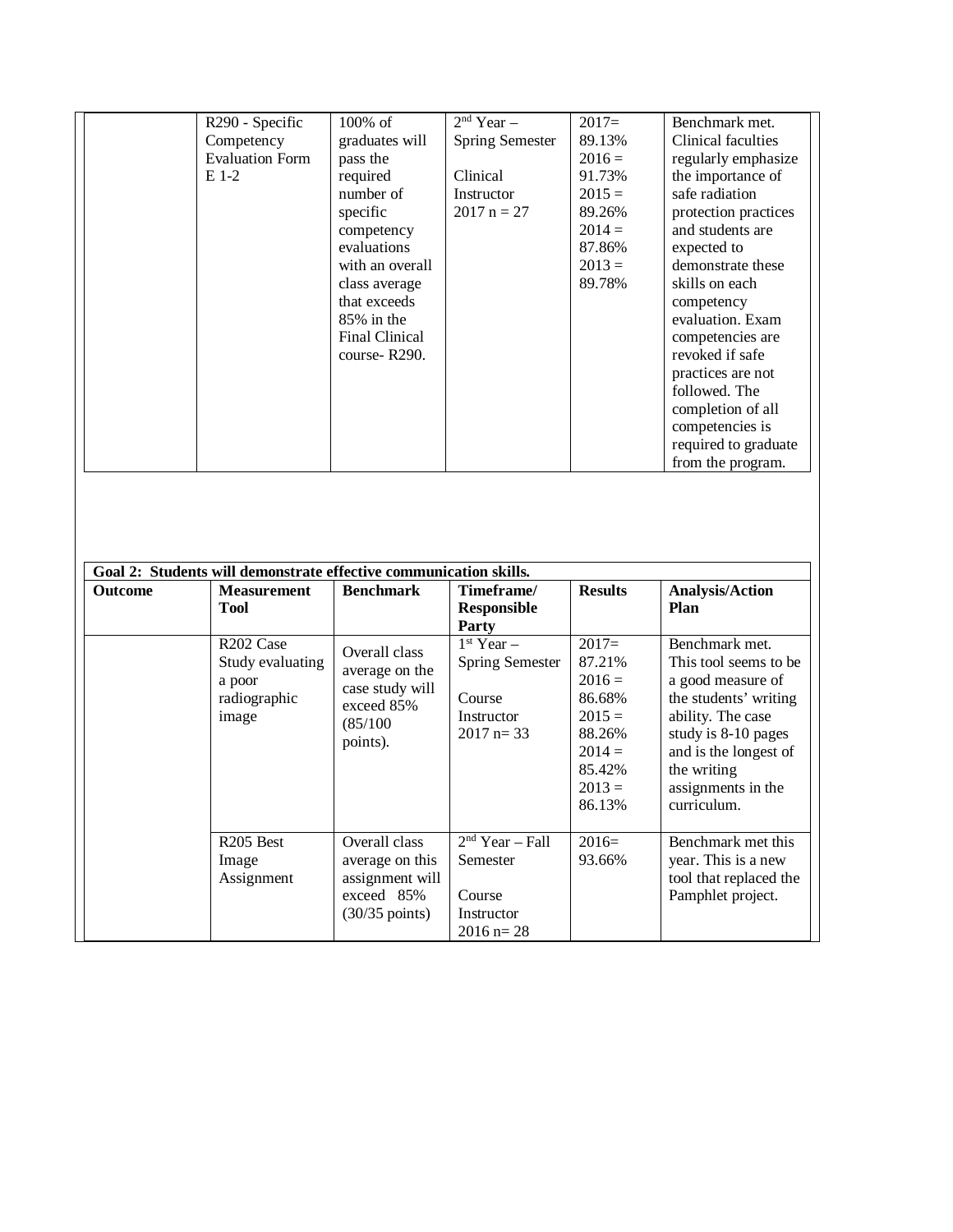| | | | | | |
|---|---|---|---|---|---|
| | R290 - Specific Competency Evaluation Form E 1-2 | 100% of graduates will pass the required number of specific competency evaluations with an overall class average that exceeds 85% in the Final Clinical course- R290. | 2nd Year – Spring Semester<br><br>Clinical Instructor<br>2017 n = 27 | 2017= 89.13%<br>2016 = 91.73%<br>2015 = 89.26%<br>2014 = 87.86%<br>2013 = 89.78% | Benchmark met. Clinical faculties regularly emphasize the importance of safe radiation protection practices and students are expected to demonstrate these skills on each competency evaluation. Exam competencies are revoked if safe practices are not followed. The completion of all competencies is required to graduate from the program. |

| **Goal 2: Students will demonstrate effective communication skills.** | | | | | |
|---|---|---|---|---|---|
| **Outcome** | **Measurement Tool** | **Benchmark** | **Timeframe/ Responsible Party** | **Results** | **Analysis/Action Plan** |
| | R202 Case Study evaluating a poor radiographic image | Overall class average on the case study will exceed 85% (85/100 points). | 1st Year – Spring Semester<br><br>Course Instructor<br>2017 n= 33 | 2017= 87.21%<br>2016 = 86.68%<br>2015 = 88.26%<br>2014 = 85.42%<br>2013 = 86.13% | Benchmark met. This tool seems to be a good measure of the students' writing ability. The case study is 8-10 pages and is the longest of the writing assignments in the curriculum. |
| | R205 Best Image Assignment | Overall class average on this assignment will exceed 85% (30/35 points) | 2nd Year – Fall Semester<br><br>Course Instructor<br>2016 n= 28 | 2016= 93.66% | Benchmark met this year. This is a new tool that replaced the Pamphlet project. |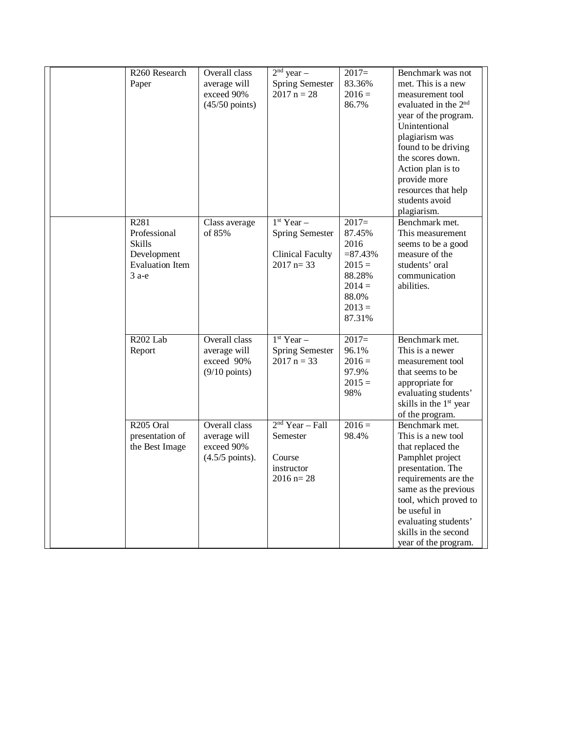| | | | | | |
|---|---|---|---|---|---|
| | R260 Research Paper | Overall class average will exceed 90% (45/50 points) | 2nd year – Spring Semester 2017 n = 28 | 2017= 83.36% 2016 = 86.7% | Benchmark was not met. This is a new measurement tool evaluated in the 2nd year of the program. Unintentional plagiarism was found to be driving the scores down. Action plan is to provide more resources that help students avoid plagiarism. |
| | R281 Professional Skills Development Evaluation Item 3 a-e | Class average of 85% | 1st Year – Spring Semester<br><br>Clinical Faculty 2017 n= 33 | 2017= 87.45% 2016 =87.43% 2015 = 88.28% 2014 = 88.0% 2013 = 87.31% | Benchmark met. This measurement seems to be a good measure of the students' oral communication abilities. |
| | R202 Lab Report | Overall class average will exceed 90% (9/10 points) | 1st Year – Spring Semester 2017 n = 33 | 2017= 96.1% 2016 = 97.9% 2015 = 98% | Benchmark met. This is a newer measurement tool that seems to be appropriate for evaluating students' skills in the 1st year of the program. |
| | R205 Oral presentation of the Best Image | Overall class average will exceed 90% (4.5/5 points). | 2nd Year – Fall Semester<br><br>Course instructor 2016 n= 28 | 2016 = 98.4% | Benchmark met. This is a new tool that replaced the Pamphlet project presentation. The requirements are the same as the previous tool, which proved to be useful in evaluating students' skills in the second year of the program. |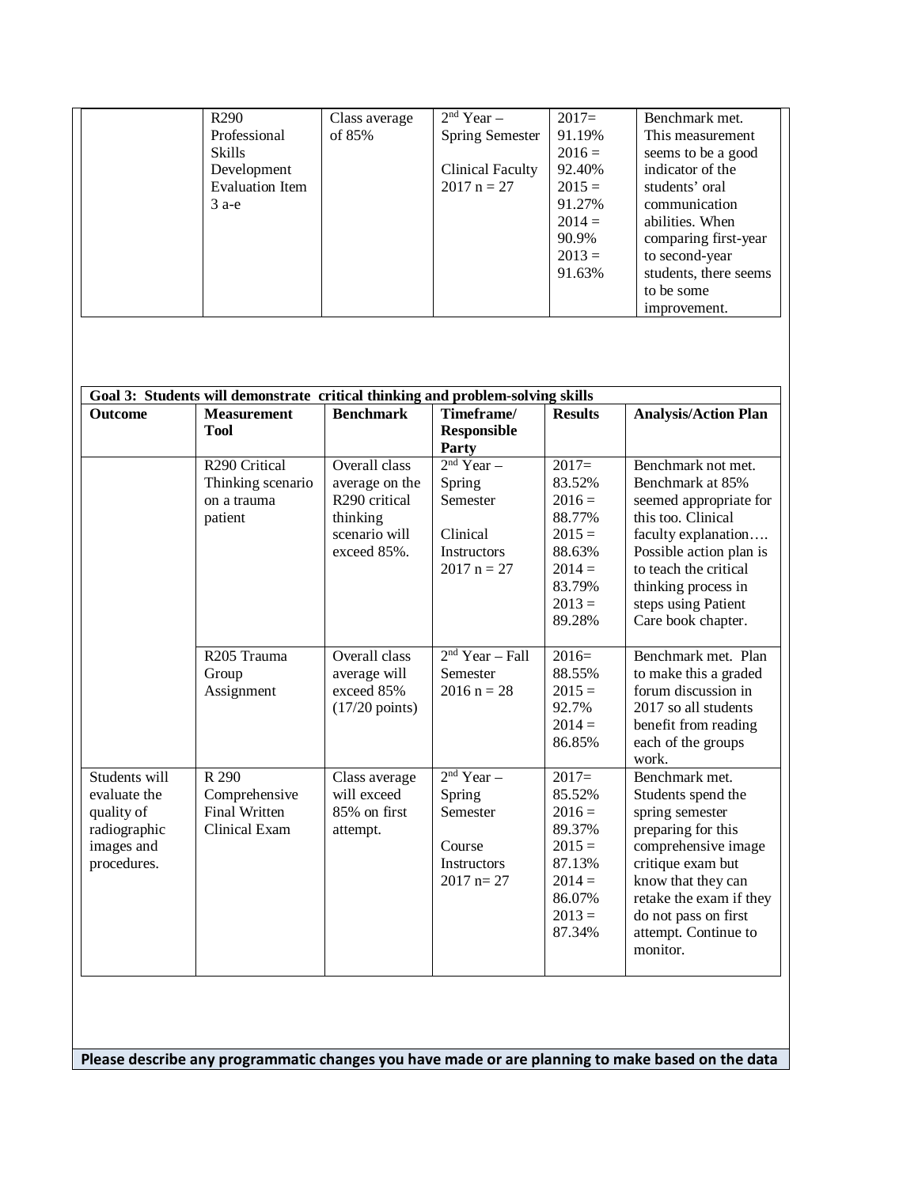| | | | | | |
|---|---|---|---|---|---|
| | R290 Professional Skills Development Evaluation Item 3 a-e | Class average of 85% | 2nd Year – Spring Semester<br><br>Clinical Faculty 2017 n = 27 | 2017= 91.19%<br>2016 = 92.40%<br>2015 = 91.27%<br>2014 = 90.9%<br>2013 = 91.63% | Benchmark met. This measurement seems to be a good indicator of the students' oral communication abilities. When comparing first-year to second-year students, there seems to be some improvement. |

| Goal 3: Students will demonstrate critical thinking and problem-solving skills | | | | | |
|---|---|---|---|---|---|
| **Outcome** | **Measurement Tool** | **Benchmark** | **Timeframe/ Responsible Party** | **Results** | **Analysis/Action Plan** |
| | R290 Critical Thinking scenario on a trauma patient | Overall class average on the R290 critical thinking scenario will exceed 85%. | 2nd Year – Spring Semester<br><br>Clinical Instructors 2017 n = 27 | 2017= 83.52%<br>2016 = 88.77%<br>2015 = 88.63%<br>2014 = 83.79%<br>2013 = 89.28% | Benchmark not met. Benchmark at 85% seemed appropriate for this too. Clinical faculty explanation…. Possible action plan is to teach the critical thinking process in steps using Patient Care book chapter. |
| | R205 Trauma Group Assignment | Overall class average will exceed 85% (17/20 points) | 2nd Year – Fall Semester 2016 n = 28 | 2016= 88.55%<br>2015 = 92.7%<br>2014 = 86.85% | Benchmark met. Plan to make this a graded forum discussion in 2017 so all students benefit from reading each of the groups work. |
| Students will evaluate the quality of radiographic images and procedures. | R 290 Comprehensive Final Written Clinical Exam | Class average will exceed 85% on first attempt. | 2nd Year – Spring Semester<br><br>Course Instructors 2017 n= 27 | 2017= 85.52%<br>2016 = 89.37%<br>2015 = 87.13%<br>2014 = 86.07%<br>2013 = 87.34% | Benchmark met. Students spend the spring semester preparing for this comprehensive image critique exam but know that they can retake the exam if they do not pass on first attempt. Continue to monitor. |

**Please describe any programmatic changes you have made or are planning to make based on the data**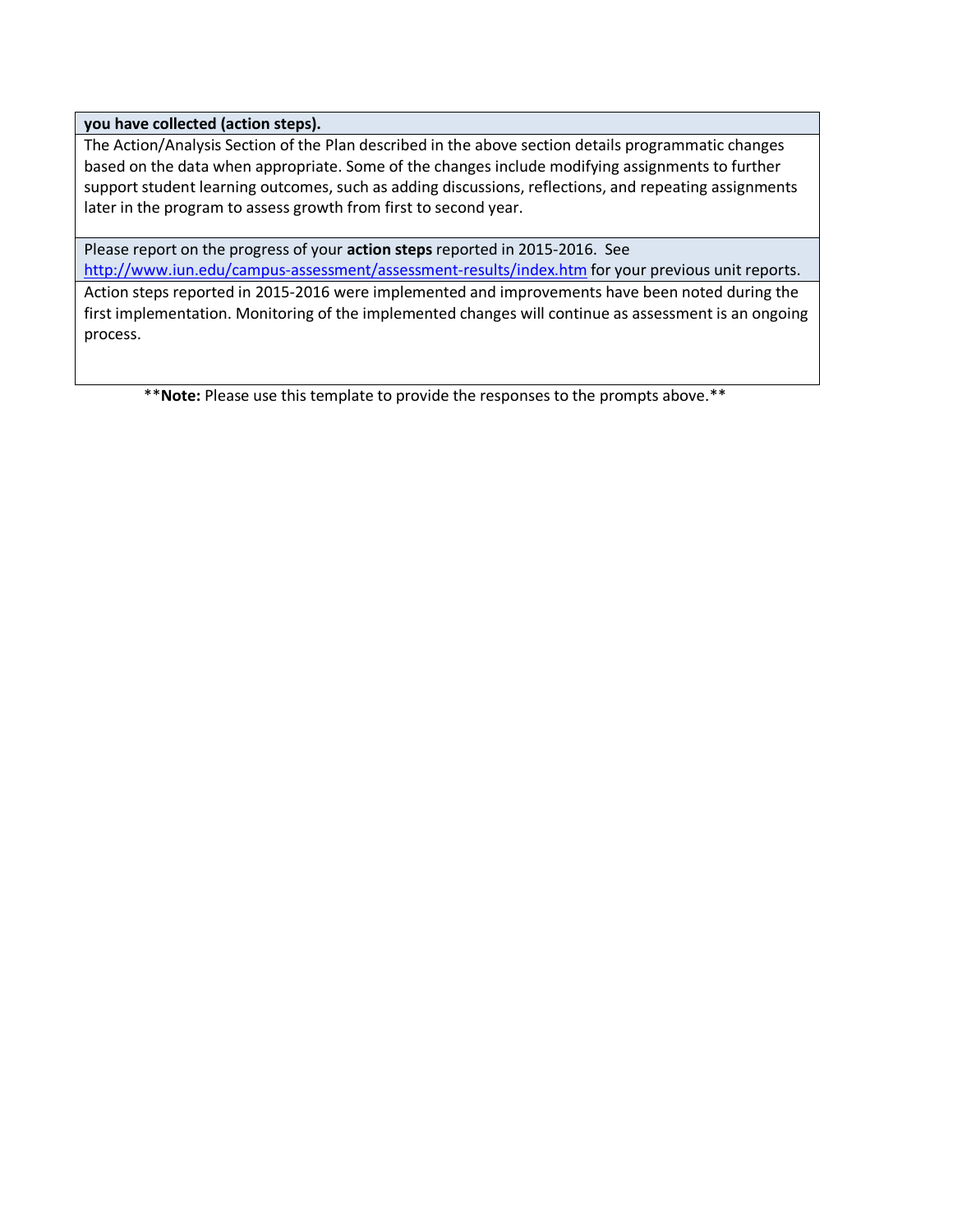| **you have collected (action steps).** |
| --- |
| The Action/Analysis Section of the Plan described in the above section details programmatic changes based on the data when appropriate. Some of the changes include modifying assignments to further support student learning outcomes, such as adding discussions, reflections, and repeating assignments later in the program to assess growth from first to second year. |
| Please report on the progress of your **action steps** reported in 2015-2016. See [http://www.iun.edu/campus-assessment/assessment-results/index.htm](http://www.iun.edu/campus-assessment/assessment-results/index.htm) for your previous unit reports. |
| Action steps reported in 2015-2016 were implemented and improvements have been noted during the first implementation. Monitoring of the implemented changes will continue as assessment is an ongoing process. |

\*\***Note:** Please use this template to provide the responses to the prompts above.\*\*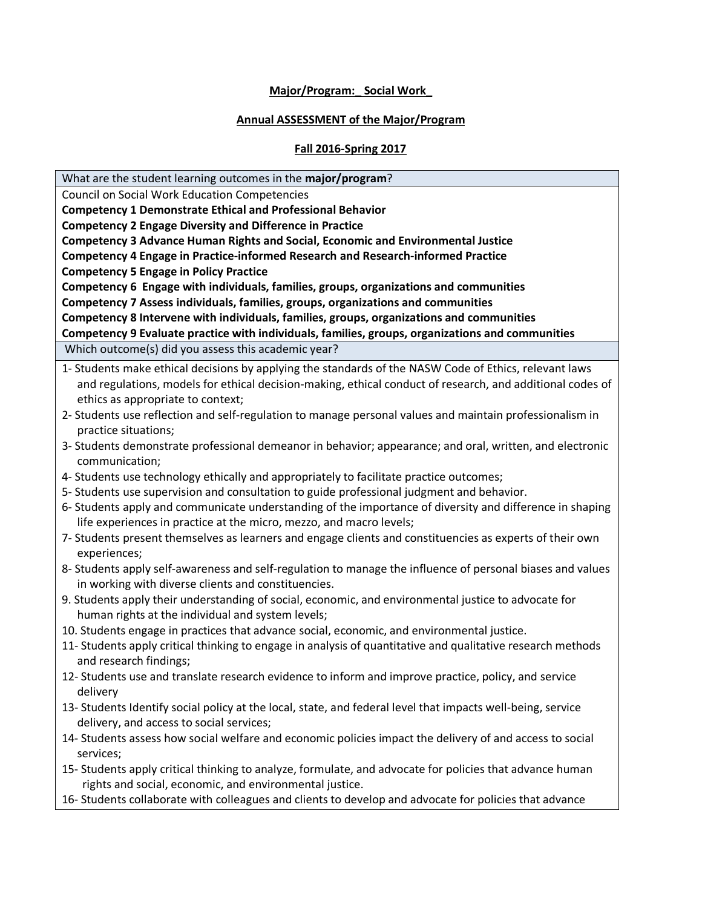**Major/Program:_ Social Work_**

**Annual ASSESSMENT of the Major/Program**

**Fall 2016-Spring 2017**

What are the student learning outcomes in the **major/program**?

Council on Social Work Education Competencies

**Competency 1 Demonstrate Ethical and Professional Behavior**
**Competency 2 Engage Diversity and Difference in Practice**
**Competency 3 Advance Human Rights and Social, Economic and Environmental Justice**
**Competency 4 Engage in Practice-informed Research and Research-informed Practice**
**Competency 5 Engage in Policy Practice**
**Competency 6 Engage with individuals, families, groups, organizations and communities**
**Competency 7 Assess individuals, families, groups, organizations and communities**
**Competency 8 Intervene with individuals, families, groups, organizations and communities**
**Competency 9 Evaluate practice with individuals, families, groups, organizations and communities**

Which outcome(s) did you assess this academic year?

1- Students make ethical decisions by applying the standards of the NASW Code of Ethics, relevant laws and regulations, models for ethical decision-making, ethical conduct of research, and additional codes of ethics as appropriate to context;
2- Students use reflection and self-regulation to manage personal values and maintain professionalism in practice situations;
3- Students demonstrate professional demeanor in behavior; appearance; and oral, written, and electronic communication;
4- Students use technology ethically and appropriately to facilitate practice outcomes;
5- Students use supervision and consultation to guide professional judgment and behavior.
6- Students apply and communicate understanding of the importance of diversity and difference in shaping life experiences in practice at the micro, mezzo, and macro levels;
7- Students present themselves as learners and engage clients and constituencies as experts of their own experiences;
8- Students apply self-awareness and self-regulation to manage the influence of personal biases and values in working with diverse clients and constituencies.
9. Students apply their understanding of social, economic, and environmental justice to advocate for human rights at the individual and system levels;
10. Students engage in practices that advance social, economic, and environmental justice.
11- Students apply critical thinking to engage in analysis of quantitative and qualitative research methods and research findings;
12- Students use and translate research evidence to inform and improve practice, policy, and service delivery
13- Students Identify social policy at the local, state, and federal level that impacts well-being, service delivery, and access to social services;
14- Students assess how social welfare and economic policies impact the delivery of and access to social services;
15- Students apply critical thinking to analyze, formulate, and advocate for policies that advance human rights and social, economic, and environmental justice.
16- Students collaborate with colleagues and clients to develop and advocate for policies that advance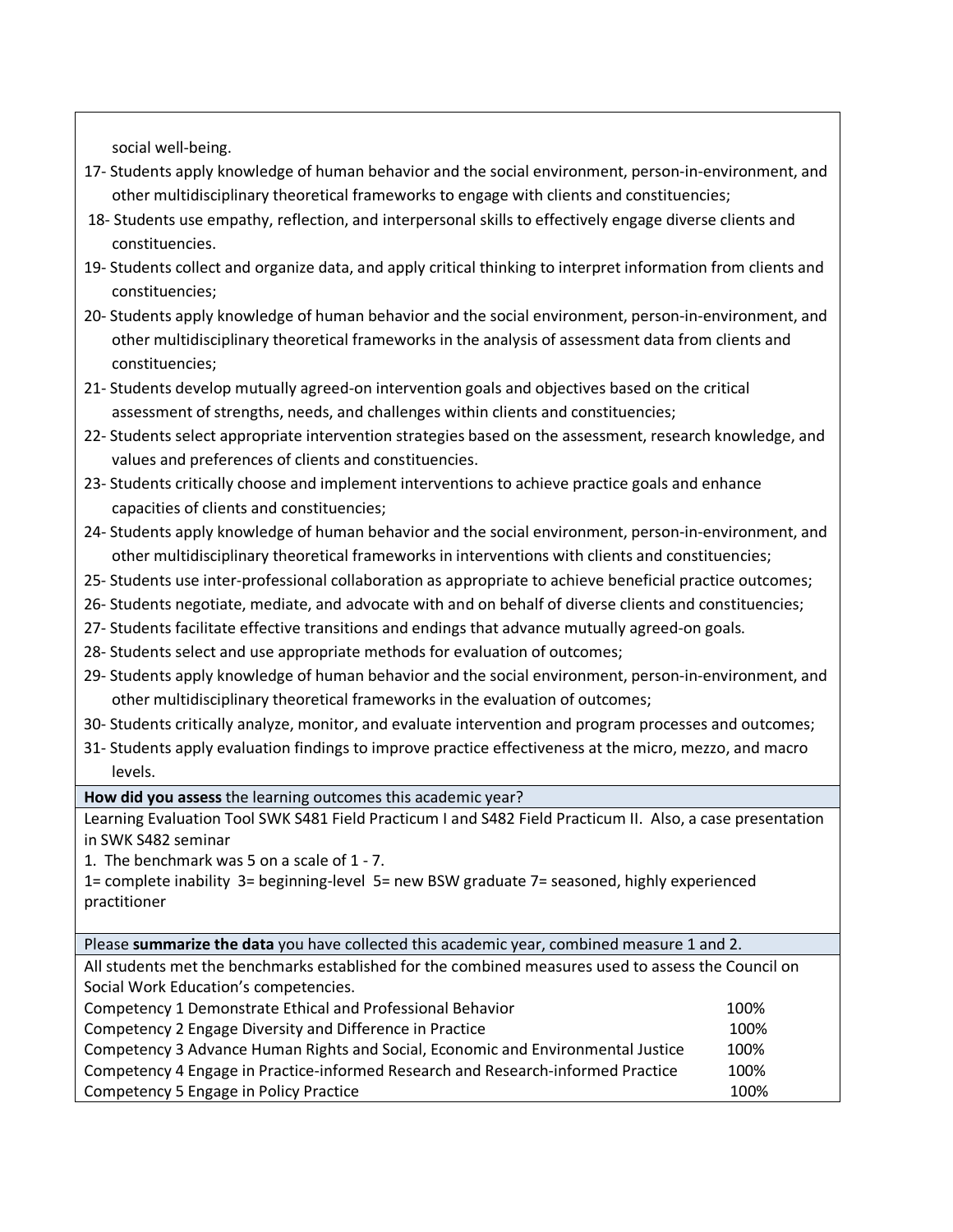social well-being.

17- Students apply knowledge of human behavior and the social environment, person-in-environment, and other multidisciplinary theoretical frameworks to engage with clients and constituencies;

18- Students use empathy, reflection, and interpersonal skills to effectively engage diverse clients and constituencies.

19- Students collect and organize data, and apply critical thinking to interpret information from clients and constituencies;

20- Students apply knowledge of human behavior and the social environment, person-in-environment, and other multidisciplinary theoretical frameworks in the analysis of assessment data from clients and constituencies;

21- Students develop mutually agreed-on intervention goals and objectives based on the critical assessment of strengths, needs, and challenges within clients and constituencies;

22- Students select appropriate intervention strategies based on the assessment, research knowledge, and values and preferences of clients and constituencies.

23- Students critically choose and implement interventions to achieve practice goals and enhance capacities of clients and constituencies;

24- Students apply knowledge of human behavior and the social environment, person-in-environment, and other multidisciplinary theoretical frameworks in interventions with clients and constituencies;

25- Students use inter-professional collaboration as appropriate to achieve beneficial practice outcomes;

26- Students negotiate, mediate, and advocate with and on behalf of diverse clients and constituencies;

27- Students facilitate effective transitions and endings that advance mutually agreed-on goals.

28- Students select and use appropriate methods for evaluation of outcomes;

29- Students apply knowledge of human behavior and the social environment, person-in-environment, and other multidisciplinary theoretical frameworks in the evaluation of outcomes;

30- Students critically analyze, monitor, and evaluate intervention and program processes and outcomes;

31- Students apply evaluation findings to improve practice effectiveness at the micro, mezzo, and macro levels.

**How did you assess** the learning outcomes this academic year?

Learning Evaluation Tool SWK S481 Field Practicum I and S482 Field Practicum II. Also, a case presentation in SWK S482 seminar

1. The benchmark was 5 on a scale of 1 - 7.

1= complete inability 3= beginning-level 5= new BSW graduate 7= seasoned, highly experienced practitioner

Please **summarize the data** you have collected this academic year, combined measure 1 and 2.

All students met the benchmarks established for the combined measures used to assess the Council on Social Work Education's competencies.

| Competency | |
|---|---|
| Competency 1 Demonstrate Ethical and Professional Behavior | 100% |
| Competency 2 Engage Diversity and Difference in Practice | 100% |
| Competency 3 Advance Human Rights and Social, Economic and Environmental Justice | 100% |
| Competency 4 Engage in Practice-informed Research and Research-informed Practice | 100% |
| Competency 5 Engage in Policy Practice | 100% |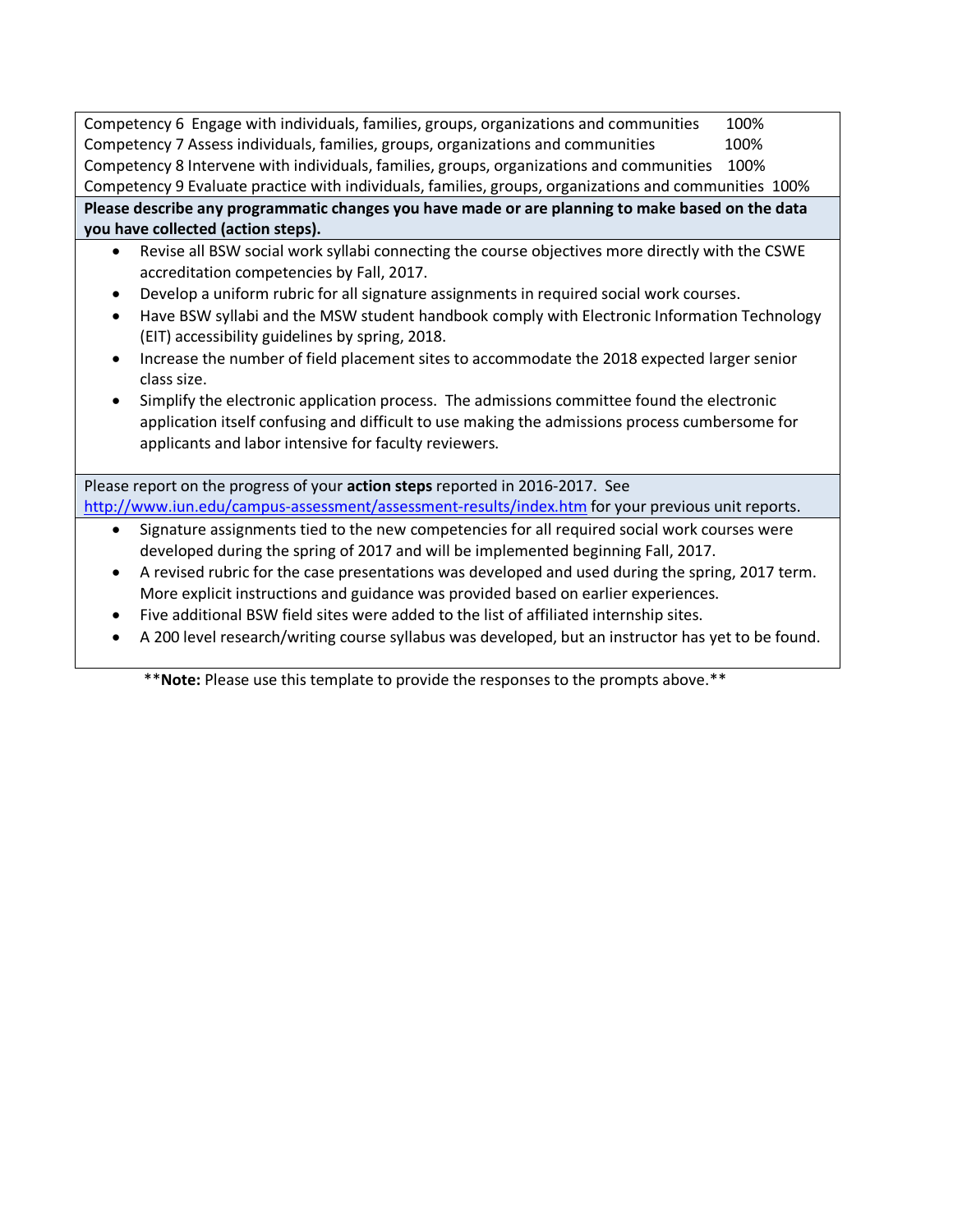| Competency | Percentage |
|---|---|
| Competency 6 Engage with individuals, families, groups, organizations and communities | 100% |
| Competency 7 Assess individuals, families, groups, organizations and communities | 100% |
| Competency 8 Intervene with individuals, families, groups, organizations and communities | 100% |
| Competency 9 Evaluate practice with individuals, families, groups, organizations and communities | 100% |

**Please describe any programmatic changes you have made or are planning to make based on the data you have collected (action steps).**

- Revise all BSW social work syllabi connecting the course objectives more directly with the CSWE accreditation competencies by Fall, 2017.
- Develop a uniform rubric for all signature assignments in required social work courses.
- Have BSW syllabi and the MSW student handbook comply with Electronic Information Technology (EIT) accessibility guidelines by spring, 2018.
- Increase the number of field placement sites to accommodate the 2018 expected larger senior class size.
- Simplify the electronic application process. The admissions committee found the electronic application itself confusing and difficult to use making the admissions process cumbersome for applicants and labor intensive for faculty reviewers.

Please report on the progress of your **action steps** reported in 2016-2017. See http://www.iun.edu/campus-assessment/assessment-results/index.htm for your previous unit reports.

- Signature assignments tied to the new competencies for all required social work courses were developed during the spring of 2017 and will be implemented beginning Fall, 2017.
- A revised rubric for the case presentations was developed and used during the spring, 2017 term. More explicit instructions and guidance was provided based on earlier experiences.
- Five additional BSW field sites were added to the list of affiliated internship sites.
- A 200 level research/writing course syllabus was developed, but an instructor has yet to be found.

\*\***Note:** Please use this template to provide the responses to the prompts above.\*\*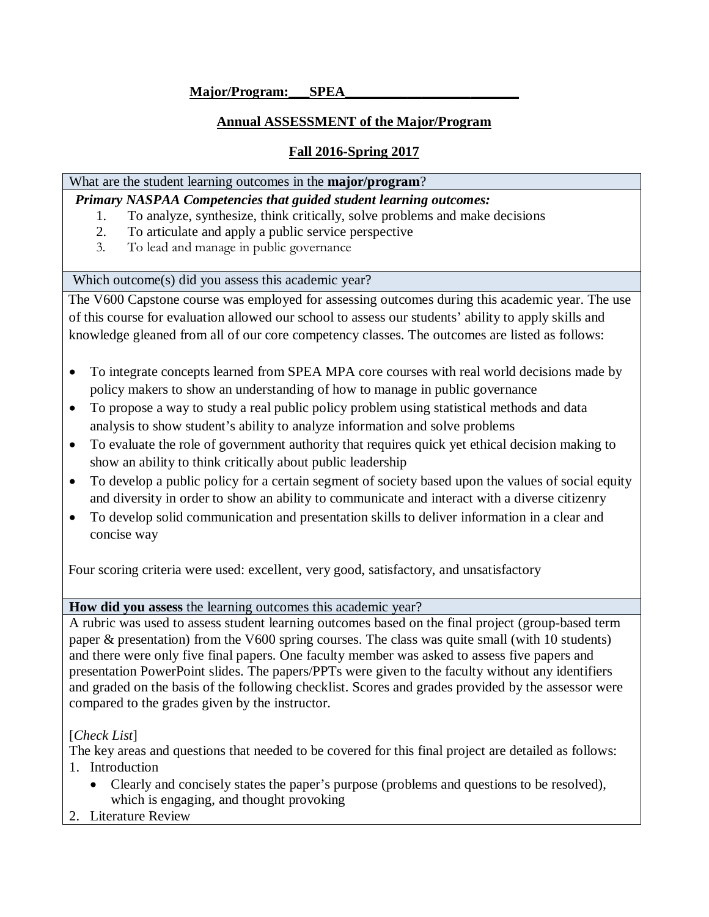**Major/Program:\_\_\_SPEA\_\_\_\_\_\_\_\_\_\_\_\_\_\_\_\_\_\_\_\_\_\_\_\_\_\_**

**Annual ASSESSMENT of the Major/Program**

**Fall 2016-Spring 2017**

What are the student learning outcomes in the **major/program**?

***Primary NASPAA Competencies that guided student learning outcomes:***

1. To analyze, synthesize, think critically, solve problems and make decisions
2. To articulate and apply a public service perspective
3. To lead and manage in public governance

Which outcome(s) did you assess this academic year?

The V600 Capstone course was employed for assessing outcomes during this academic year. The use of this course for evaluation allowed our school to assess our students' ability to apply skills and knowledge gleaned from all of our core competency classes. The outcomes are listed as follows:

- To integrate concepts learned from SPEA MPA core courses with real world decisions made by policy makers to show an understanding of how to manage in public governance
- To propose a way to study a real public policy problem using statistical methods and data analysis to show student's ability to analyze information and solve problems
- To evaluate the role of government authority that requires quick yet ethical decision making to show an ability to think critically about public leadership
- To develop a public policy for a certain segment of society based upon the values of social equity and diversity in order to show an ability to communicate and interact with a diverse citizenry
- To develop solid communication and presentation skills to deliver information in a clear and concise way

Four scoring criteria were used: excellent, very good, satisfactory, and unsatisfactory

**How did you assess** the learning outcomes this academic year?

A rubric was used to assess student learning outcomes based on the final project (group-based term paper & presentation) from the V600 spring courses. The class was quite small (with 10 students) and there were only five final papers. One faculty member was asked to assess five papers and presentation PowerPoint slides. The papers/PPTs were given to the faculty without any identifiers and graded on the basis of the following checklist. Scores and grades provided by the assessor were compared to the grades given by the instructor.

[*Check List*]

The key areas and questions that needed to be covered for this final project are detailed as follows:

1. Introduction
   - Clearly and concisely states the paper's purpose (problems and questions to be resolved), which is engaging, and thought provoking
2. Literature Review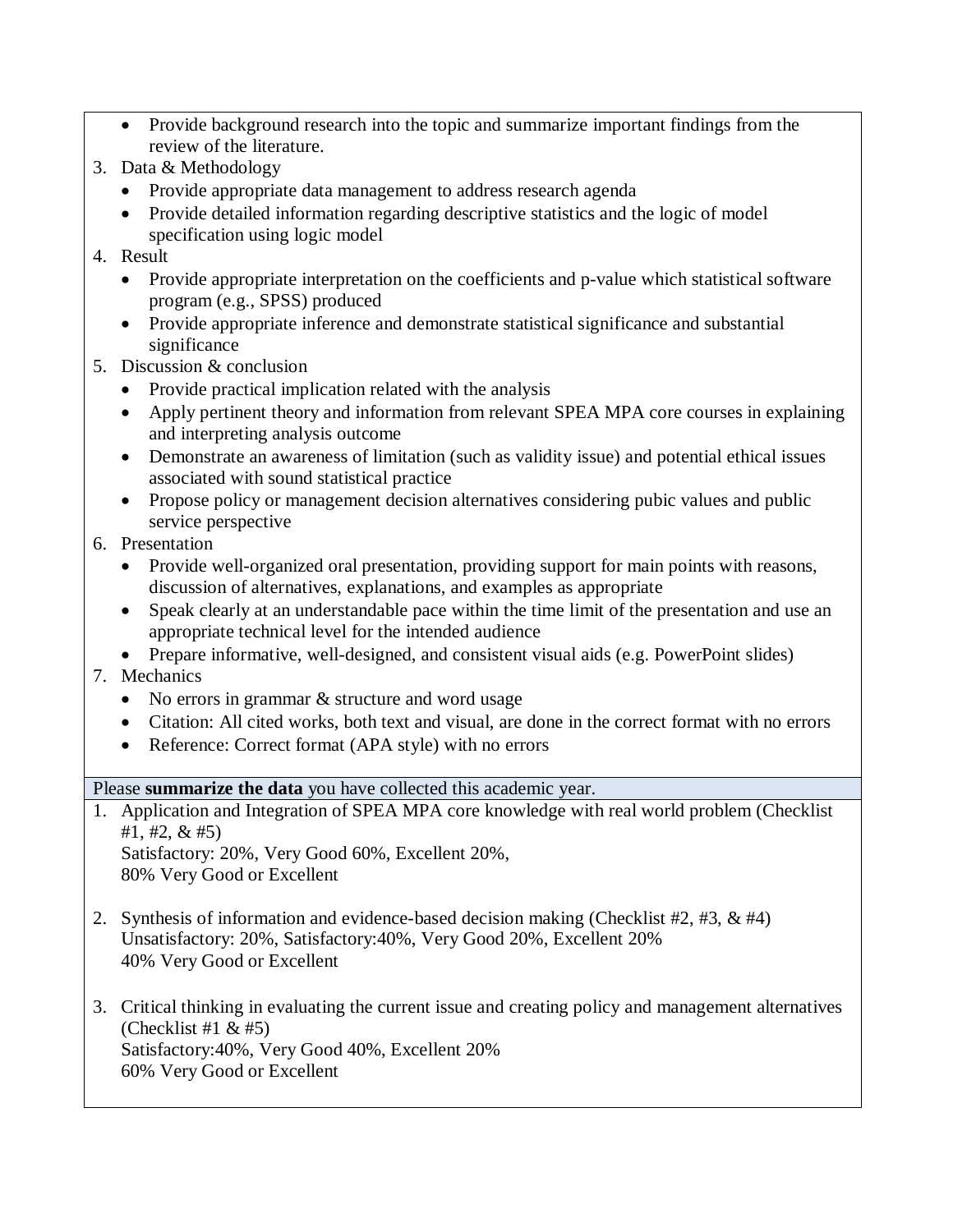- Provide background research into the topic and summarize important findings from the review of the literature.

3. Data & Methodology
   - Provide appropriate data management to address research agenda
   - Provide detailed information regarding descriptive statistics and the logic of model specification using logic model
4. Result
   - Provide appropriate interpretation on the coefficients and p-value which statistical software program (e.g., SPSS) produced
   - Provide appropriate inference and demonstrate statistical significance and substantial significance
5. Discussion & conclusion
   - Provide practical implication related with the analysis
   - Apply pertinent theory and information from relevant SPEA MPA core courses in explaining and interpreting analysis outcome
   - Demonstrate an awareness of limitation (such as validity issue) and potential ethical issues associated with sound statistical practice
   - Propose policy or management decision alternatives considering pubic values and public service perspective
6. Presentation
   - Provide well-organized oral presentation, providing support for main points with reasons, discussion of alternatives, explanations, and examples as appropriate
   - Speak clearly at an understandable pace within the time limit of the presentation and use an appropriate technical level for the intended audience
   - Prepare informative, well-designed, and consistent visual aids (e.g. PowerPoint slides)
7. Mechanics
   - No errors in grammar & structure and word usage
   - Citation: All cited works, both text and visual, are done in the correct format with no errors
   - Reference: Correct format (APA style) with no errors

Please **summarize the data** you have collected this academic year.

1. Application and Integration of SPEA MPA core knowledge with real world problem (Checklist #1, #2, & #5)
   Satisfactory: 20%, Very Good 60%, Excellent 20%,
   80% Very Good or Excellent

2. Synthesis of information and evidence-based decision making (Checklist #2, #3, & #4)
   Unsatisfactory: 20%, Satisfactory:40%, Very Good 20%, Excellent 20%
   40% Very Good or Excellent

3. Critical thinking in evaluating the current issue and creating policy and management alternatives (Checklist #1 & #5)
   Satisfactory:40%, Very Good 40%, Excellent 20%
   60% Very Good or Excellent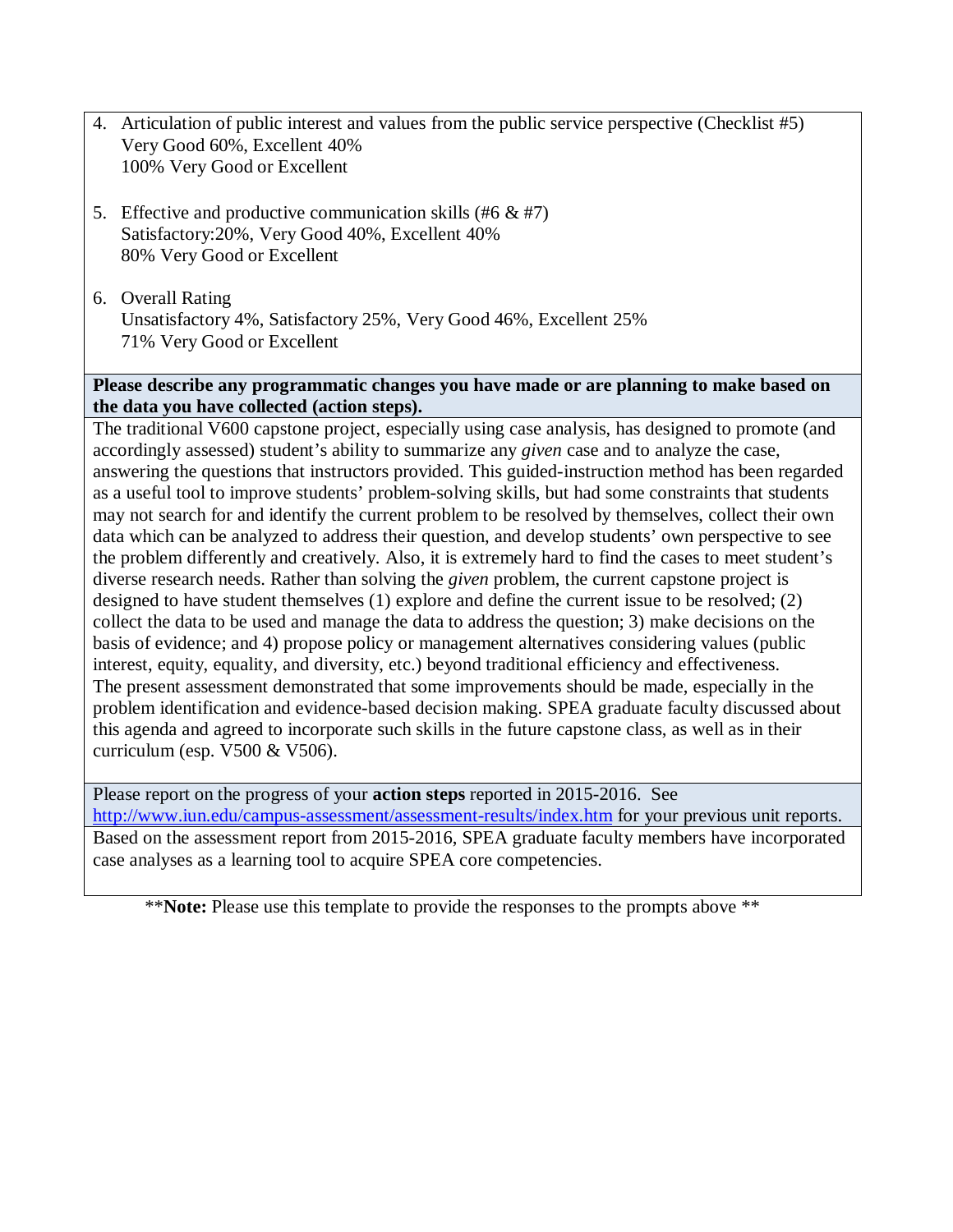4. Articulation of public interest and values from the public service perspective (Checklist #5)
   Very Good 60%, Excellent 40%
   100% Very Good or Excellent

5. Effective and productive communication skills (#6 & #7)
   Satisfactory:20%, Very Good 40%, Excellent 40%
   80% Very Good or Excellent

6. Overall Rating
   Unsatisfactory 4%, Satisfactory 25%, Very Good 46%, Excellent 25%
   71% Very Good or Excellent

**Please describe any programmatic changes you have made or are planning to make based on the data you have collected (action steps).**

The traditional V600 capstone project, especially using case analysis, has designed to promote (and accordingly assessed) student's ability to summarize any *given* case and to analyze the case, answering the questions that instructors provided. This guided-instruction method has been regarded as a useful tool to improve students' problem-solving skills, but had some constraints that students may not search for and identify the current problem to be resolved by themselves, collect their own data which can be analyzed to address their question, and develop students' own perspective to see the problem differently and creatively. Also, it is extremely hard to find the cases to meet student's diverse research needs. Rather than solving the *given* problem, the current capstone project is designed to have student themselves (1) explore and define the current issue to be resolved; (2) collect the data to be used and manage the data to address the question; 3) make decisions on the basis of evidence; and 4) propose policy or management alternatives considering values (public interest, equity, equality, and diversity, etc.) beyond traditional efficiency and effectiveness.
The present assessment demonstrated that some improvements should be made, especially in the problem identification and evidence-based decision making. SPEA graduate faculty discussed about this agenda and agreed to incorporate such skills in the future capstone class, as well as in their curriculum (esp. V500 & V506).

Please report on the progress of your **action steps** reported in 2015-2016. See http://www.iun.edu/campus-assessment/assessment-results/index.htm for your previous unit reports.

Based on the assessment report from 2015-2016, SPEA graduate faculty members have incorporated case analyses as a learning tool to acquire SPEA core competencies.

**Note:** Please use this template to provide the responses to the prompts above **